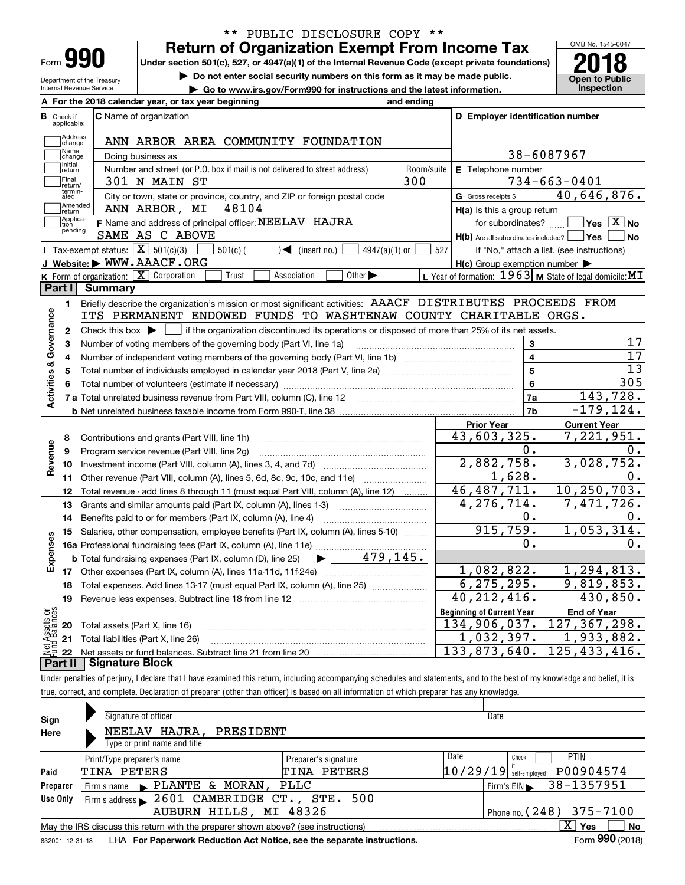** PUBLIC DISCLOSURE COPY **

Form **990**

# Return of Organization Exempt From Income Tax

Under section 501(c), 527, or 4947(a)(1) of the Internal Revenue Code (except private foundations)

▶ Do not enter social security numbers on this form as it may be made public.

▶ Go to www.irs.gov/Form990 for instructions and the latest information.

OMB No. 1545-0047

**2018**

**Open to Public Inspection**

Department of the Treasury
Internal Revenue Service

**A** For the 2018 calendar year, or tax year beginning and ending

**B** Check if applicable: Address change / Name change / Initial return / Final return/terminated / Amended return / Application pending

**C** Name of organization: ANN ARBOR AREA COMMUNITY FOUNDATION

Doing business as

Number and street (or P.O. box if mail is not delivered to street address): 301 N MAIN ST — Room/suite: 300

City or town, state or province, country, and ZIP or foreign postal code: ANN ARBOR, MI 48104

**F** Name and address of principal officer: NEELAV HAJRA, SAME AS C ABOVE

**D** Employer identification number: 38-6087967

**E** Telephone number: 734-663-0401

**G** Gross receipts $ 40,646,876.

**H(a)** Is this a group return for subordinates? ☐ Yes ☒ No

**H(b)** Are all subordinates included? ☐ Yes ☐ No — If "No," attach a list. (see instructions)

**H(c)** Group exemption number ▶

**I** Tax-exempt status: ☒ 501(c)(3) ☐ 501(c) ( ) ◀ (insert no.) ☐ 4947(a)(1) or ☐ 527

**J** Website: ▶ WWW.AAACF.ORG

**K** Form of organization: ☒ Corporation ☐ Trust ☐ Association ☐ Other ▶

**L** Year of formation: 1963 **M** State of legal domicile: MI

## Part I Summary

**Activities & Governance**

1 Briefly describe the organization's mission or most significant activities: AAACF DISTRIBUTES PROCEEDS FROM ITS PERMANENT ENDOWED FUNDS TO WASHTENAW COUNTY CHARITABLE ORGS.

2 Check this box ▶ ☐ if the organization discontinued its operations or disposed of more than 25% of its net assets.

| Line | Description | No. | Value |
|---|---|---|---|
| 3 | Number of voting members of the governing body (Part VI, line 1a) | 3 | 17 |
| 4 | Number of independent voting members of the governing body (Part VI, line 1b) | 4 | 17 |
| 5 | Total number of individuals employed in calendar year 2018 (Part V, line 2a) | 5 | 13 |
| 6 | Total number of volunteers (estimate if necessary) | 6 | 305 |
| 7a | Total unrelated business revenue from Part VIII, column (C), line 12 | 7a | 143,728. |
| 7b | Net unrelated business taxable income from Form 990-T, line 38 | 7b | -179,124. |

| | | Prior Year | Current Year |
|---|---|---|---|
| **Revenue** | | | |
| 8 | Contributions and grants (Part VIII, line 1h) | 43,603,325. | 7,221,951. |
| 9 | Program service revenue (Part VIII, line 2g) | 0. | 0. |
| 10 | Investment income (Part VIII, column (A), lines 3, 4, and 7d) | 2,882,758. | 3,028,752. |
| 11 | Other revenue (Part VIII, column (A), lines 5, 6d, 8c, 9c, 10c, and 11e) | 1,628. | 0. |
| 12 | Total revenue - add lines 8 through 11 (must equal Part VIII, column (A), line 12) | 46,487,711. | 10,250,703. |
| **Expenses** | | | |
| 13 | Grants and similar amounts paid (Part IX, column (A), lines 1-3) | 4,276,714. | 7,471,726. |
| 14 | Benefits paid to or for members (Part IX, column (A), line 4) | 0. | 0. |
| 15 | Salaries, other compensation, employee benefits (Part IX, column (A), lines 5-10) | 915,759. | 1,053,314. |
| 16a | Professional fundraising fees (Part IX, column (A), line 11e) | 0. | 0. |
| b | Total fundraising expenses (Part IX, column (D), line 25) ▶ 479,145. | | |
| 17 | Other expenses (Part IX, column (A), lines 11a-11d, 11f-24e) | 1,082,822. | 1,294,813. |
| 18 | Total expenses. Add lines 13-17 (must equal Part IX, column (A), line 25) | 6,275,295. | 9,819,853. |
| 19 | Revenue less expenses. Subtract line 18 from line 12 | 40,212,416. | 430,850. |

| **Net Assets or Fund Balances** | | Beginning of Current Year | End of Year |
|---|---|---|---|
| 20 | Total assets (Part X, line 16) | 134,906,037. | 127,367,298. |
| 21 | Total liabilities (Part X, line 26) | 1,032,397. | 1,933,882. |
| 22 | Net assets or fund balances. Subtract line 21 from line 20 | 133,873,640. | 125,433,416. |

## Part II Signature Block

Under penalties of perjury, I declare that I have examined this return, including accompanying schedules and statements, and to the best of my knowledge and belief, it is true, correct, and complete. Declaration of preparer (other than officer) is based on all information of which preparer has any knowledge.

**Sign Here**

Signature of officer — Date

NEELAV HAJRA, PRESIDENT
Type or print name and title

**Paid Preparer Use Only**

| Print/Type preparer's name | Preparer's signature | Date | Check if self-employed | PTIN |
|---|---|---|---|---|
| TINA PETERS | TINA PETERS | 10/29/19 | ☐ | P00904574 |

Firm's name ▶ PLANTE & MORAN, PLLC — Firm's EIN ▶ 38-1357951

Firm's address ▶ 2601 CAMBRIDGE CT., STE. 500, AUBURN HILLS, MI 48326 — Phone no. (248) 375-7100

May the IRS discuss this return with the preparer shown above? (see instructions) ☒ Yes ☐ No

832001 12-31-18 LHA For Paperwork Reduction Act Notice, see the separate instructions. Form **990** (2018)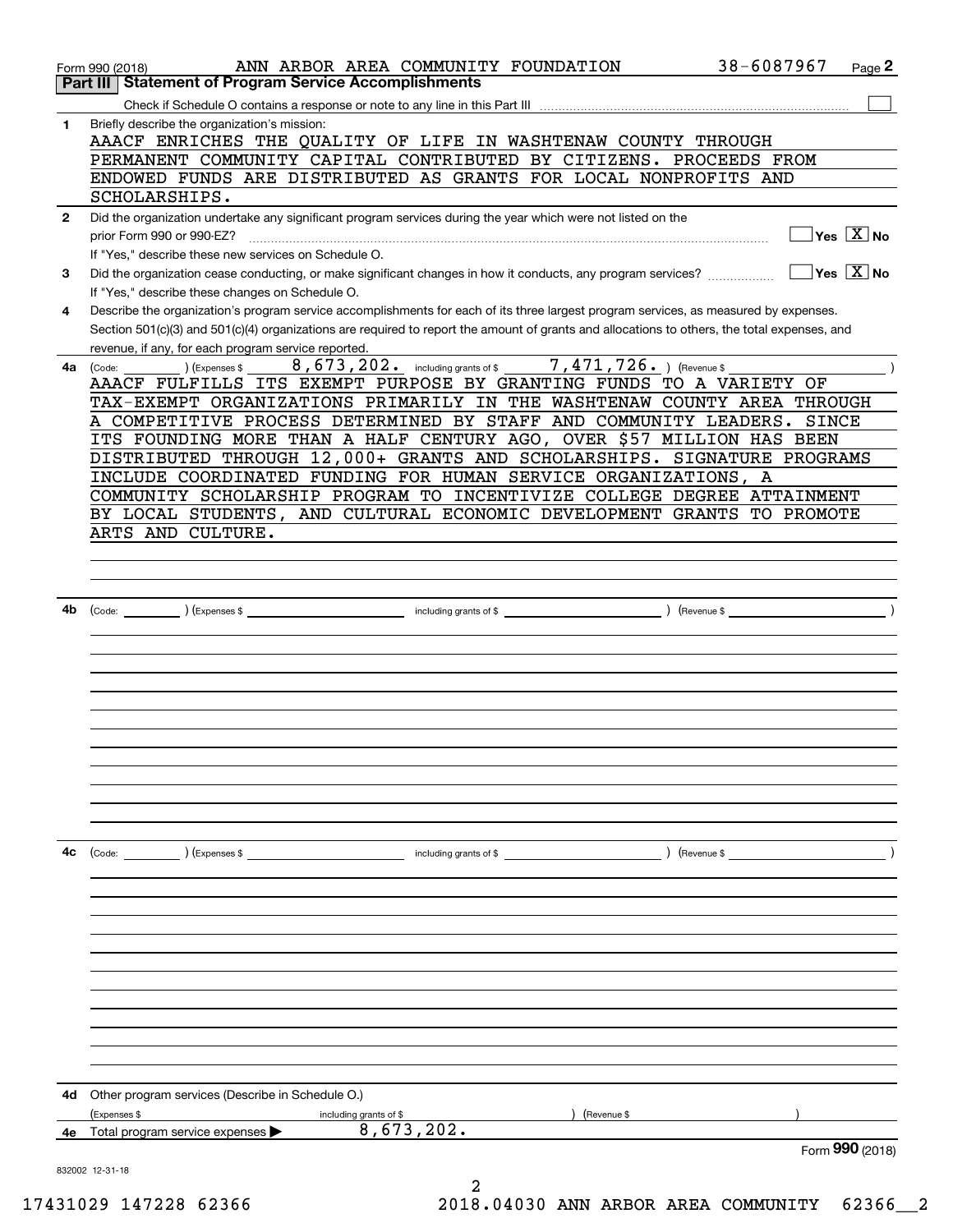Form 990 (2018) ANN ARBOR AREA COMMUNITY FOUNDATION 38-6087967 Page 2

## Part III Statement of Program Service Accomplishments

Check if Schedule O contains a response or note to any line in this Part III ☐

**1** Briefly describe the organization's mission:

AAACF ENRICHES THE QUALITY OF LIFE IN WASHTENAW COUNTY THROUGH PERMANENT COMMUNITY CAPITAL CONTRIBUTED BY CITIZENS. PROCEEDS FROM ENDOWED FUNDS ARE DISTRIBUTED AS GRANTS FOR LOCAL NONPROFITS AND SCHOLARSHIPS.

**2** Did the organization undertake any significant program services during the year which were not listed on the prior Form 990 or 990-EZ? ☐ Yes ☒ No

If "Yes," describe these new services on Schedule O.

**3** Did the organization cease conducting, or make significant changes in how it conducts, any program services? ☐ Yes ☒ No

If "Yes," describe these changes on Schedule O.

**4** Describe the organization's program service accomplishments for each of its three largest program services, as measured by expenses. Section 501(c)(3) and 501(c)(4) organizations are required to report the amount of grants and allocations to others, the total expenses, and revenue, if any, for each program service reported.

**4a** (Code: ) (Expenses $ 8,673,202. including grants of $ 7,471,726. ) (Revenue $ )

AAACF FULFILLS ITS EXEMPT PURPOSE BY GRANTING FUNDS TO A VARIETY OF TAX-EXEMPT ORGANIZATIONS PRIMARILY IN THE WASHTENAW COUNTY AREA THROUGH A COMPETITIVE PROCESS DETERMINED BY STAFF AND COMMUNITY LEADERS. SINCE ITS FOUNDING MORE THAN A HALF CENTURY AGO, OVER $57 MILLION HAS BEEN DISTRIBUTED THROUGH 12,000+ GRANTS AND SCHOLARSHIPS. SIGNATURE PROGRAMS INCLUDE COORDINATED FUNDING FOR HUMAN SERVICE ORGANIZATIONS, A COMMUNITY SCHOLARSHIP PROGRAM TO INCENTIVIZE COLLEGE DEGREE ATTAINMENT BY LOCAL STUDENTS, AND CULTURAL ECONOMIC DEVELOPMENT GRANTS TO PROMOTE ARTS AND CULTURE.

**4b** (Code: ) (Expenses $ including grants of $ ) (Revenue $ )

**4c** (Code: ) (Expenses $ including grants of $ ) (Revenue $ )

**4d** Other program services (Describe in Schedule O.)

(Expenses $ including grants of $ ) (Revenue $ )

**4e** Total program service expenses ▶ 8,673,202.

Form **990** (2018)

832002 12-31-18

17431029 147228 62366 2018.04030 ANN ARBOR AREA COMMUNITY 62366__2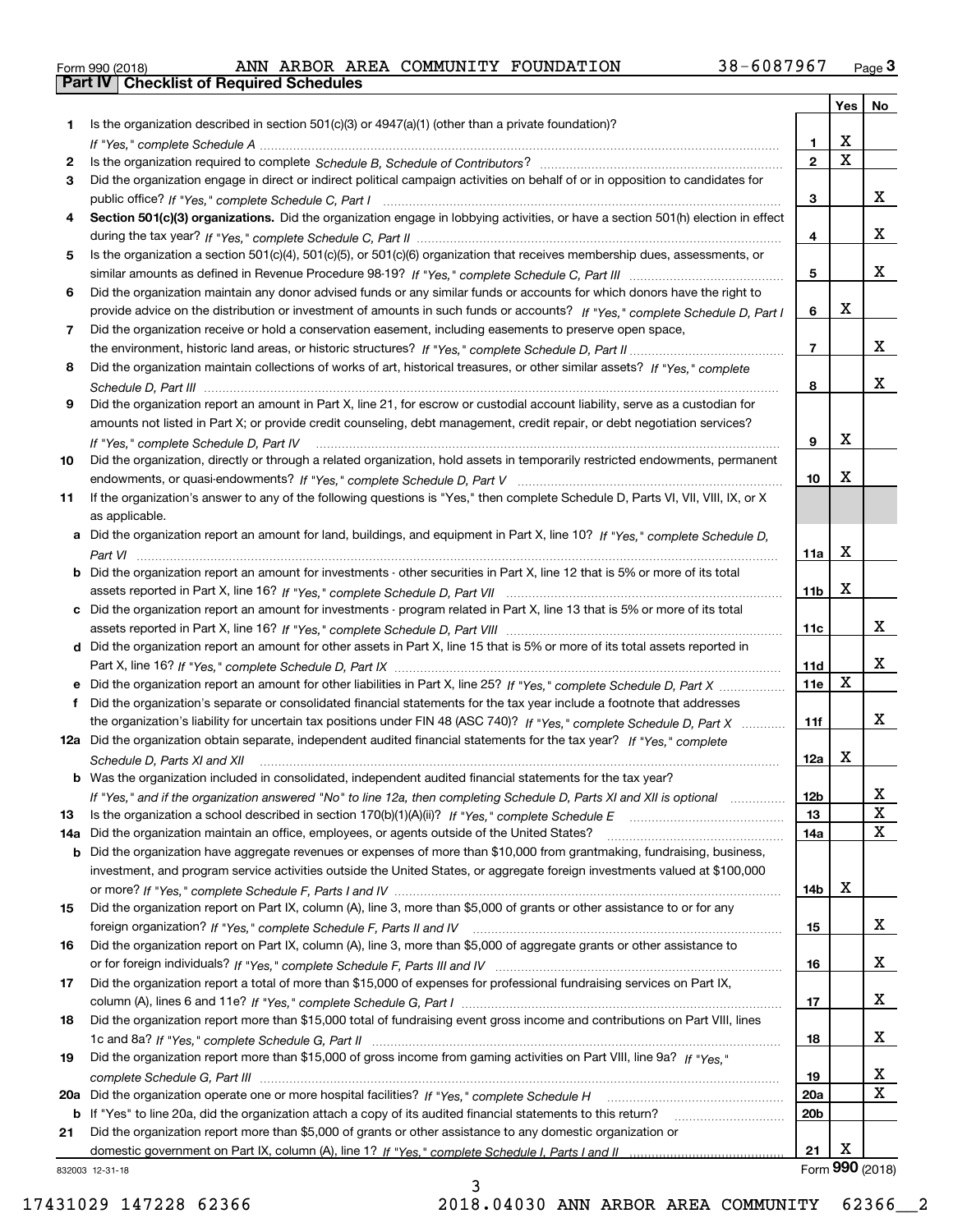Form 990 (2018) ANN ARBOR AREA COMMUNITY FOUNDATION 38-6087967

## Part IV | Checklist of Required Schedules

| | | | Yes | No |
|---|---|---|---|---|
| 1 | Is the organization described in section 501(c)(3) or 4947(a)(1) (other than a private foundation)? *If "Yes," complete Schedule A* | 1 | X | |
| 2 | Is the organization required to complete *Schedule B, Schedule of Contributors*? | 2 | X | |
| 3 | Did the organization engage in direct or indirect political campaign activities on behalf of or in opposition to candidates for public office? *If "Yes," complete Schedule C, Part I* | 3 | | X |
| 4 | **Section 501(c)(3) organizations.** Did the organization engage in lobbying activities, or have a section 501(h) election in effect during the tax year? *If "Yes," complete Schedule C, Part II* | 4 | | X |
| 5 | Is the organization a section 501(c)(4), 501(c)(5), or 501(c)(6) organization that receives membership dues, assessments, or similar amounts as defined in Revenue Procedure 98-19? *If "Yes," complete Schedule C, Part III* | 5 | | X |
| 6 | Did the organization maintain any donor advised funds or any similar funds or accounts for which donors have the right to provide advice on the distribution or investment of amounts in such funds or accounts? *If "Yes," complete Schedule D, Part I* | 6 | X | |
| 7 | Did the organization receive or hold a conservation easement, including easements to preserve open space, the environment, historic land areas, or historic structures? *If "Yes," complete Schedule D, Part II* | 7 | | X |
| 8 | Did the organization maintain collections of works of art, historical treasures, or other similar assets? *If "Yes," complete Schedule D, Part III* | 8 | | X |
| 9 | Did the organization report an amount in Part X, line 21, for escrow or custodial account liability, serve as a custodian for amounts not listed in Part X; or provide credit counseling, debt management, credit repair, or debt negotiation services? *If "Yes," complete Schedule D, Part IV* | 9 | X | |
| 10 | Did the organization, directly or through a related organization, hold assets in temporarily restricted endowments, permanent endowments, or quasi-endowments? *If "Yes," complete Schedule D, Part V* | 10 | X | |
| 11 | If the organization's answer to any of the following questions is "Yes," then complete Schedule D, Parts VI, VII, VIII, IX, or X as applicable. | | | |
| a | Did the organization report an amount for land, buildings, and equipment in Part X, line 10? *If "Yes," complete Schedule D, Part VI* | 11a | X | |
| b | Did the organization report an amount for investments - other securities in Part X, line 12 that is 5% or more of its total assets reported in Part X, line 16? *If "Yes," complete Schedule D, Part VII* | 11b | X | |
| c | Did the organization report an amount for investments - program related in Part X, line 13 that is 5% or more of its total assets reported in Part X, line 16? *If "Yes," complete Schedule D, Part VIII* | 11c | | X |
| d | Did the organization report an amount for other assets in Part X, line 15 that is 5% or more of its total assets reported in Part X, line 16? *If "Yes," complete Schedule D, Part IX* | 11d | | X |
| e | Did the organization report an amount for other liabilities in Part X, line 25? *If "Yes," complete Schedule D, Part X* | 11e | X | |
| f | Did the organization's separate or consolidated financial statements for the tax year include a footnote that addresses the organization's liability for uncertain tax positions under FIN 48 (ASC 740)? *If "Yes," complete Schedule D, Part X* | 11f | | X |
| 12a | Did the organization obtain separate, independent audited financial statements for the tax year? *If "Yes," complete Schedule D, Parts XI and XII* | 12a | X | |
| b | Was the organization included in consolidated, independent audited financial statements for the tax year? *If "Yes," and if the organization answered "No" to line 12a, then completing Schedule D, Parts XI and XII is optional* | 12b | | X |
| 13 | Is the organization a school described in section 170(b)(1)(A)(ii)? *If "Yes," complete Schedule E* | 13 | | X |
| 14a | Did the organization maintain an office, employees, or agents outside of the United States? | 14a | | X |
| b | Did the organization have aggregate revenues or expenses of more than $10,000 from grantmaking, fundraising, business, investment, and program service activities outside the United States, or aggregate foreign investments valued at $100,000 or more? *If "Yes," complete Schedule F, Parts I and IV* | 14b | X | |
| 15 | Did the organization report on Part IX, column (A), line 3, more than $5,000 of grants or other assistance to or for any foreign organization? *If "Yes," complete Schedule F, Parts II and IV* | 15 | | X |
| 16 | Did the organization report on Part IX, column (A), line 3, more than $5,000 of aggregate grants or other assistance to or for foreign individuals? *If "Yes," complete Schedule F, Parts III and IV* | 16 | | X |
| 17 | Did the organization report a total of more than $15,000 of expenses for professional fundraising services on Part IX, column (A), lines 6 and 11e? *If "Yes," complete Schedule G, Part I* | 17 | | X |
| 18 | Did the organization report more than $15,000 total of fundraising event gross income and contributions on Part VIII, lines 1c and 8a? *If "Yes," complete Schedule G, Part II* | 18 | | X |
| 19 | Did the organization report more than $15,000 of gross income from gaming activities on Part VIII, line 9a? *If "Yes," complete Schedule G, Part III* | 19 | | X |
| 20a | Did the organization operate one or more hospital facilities? *If "Yes," complete Schedule H* | 20a | | X |
| b | If "Yes" to line 20a, did the organization attach a copy of its audited financial statements to this return? | 20b | | |
| 21 | Did the organization report more than $5,000 of grants or other assistance to any domestic organization or domestic government on Part IX, column (A), line 1? *If "Yes," complete Schedule I, Parts I and II* | 21 | X | |

832003 12-31-18 Form **990** (2018)

17431029 147228 62366 2018.04030 ANN ARBOR AREA COMMUNITY 62366__2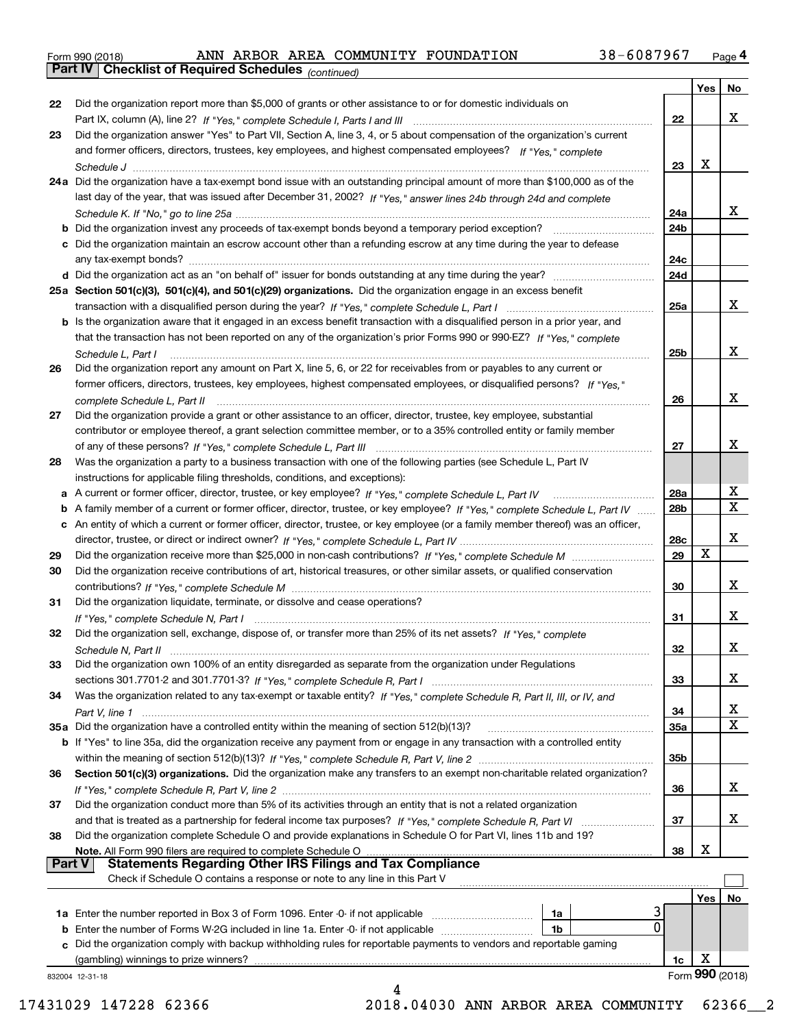Form 990 (2018) ANN ARBOR AREA COMMUNITY FOUNDATION 38-6087967 Page 4

**Part IV | Checklist of Required Schedules** *(continued)*

| | | | Yes | No |
|---|---|---|---|---|
| 22 | Did the organization report more than $5,000 of grants or other assistance to or for domestic individuals on Part IX, column (A), line 2? *If "Yes," complete Schedule I, Parts I and III* | 22 | | X |
| 23 | Did the organization answer "Yes" to Part VII, Section A, line 3, 4, or 5 about compensation of the organization's current and former officers, directors, trustees, key employees, and highest compensated employees? *If "Yes," complete Schedule J* | 23 | X | |
| 24a | Did the organization have a tax-exempt bond issue with an outstanding principal amount of more than $100,000 as of the last day of the year, that was issued after December 31, 2002? *If "Yes," answer lines 24b through 24d and complete Schedule K. If "No," go to line 25a* | 24a | | X |
| b | Did the organization invest any proceeds of tax-exempt bonds beyond a temporary period exception? | 24b | | |
| c | Did the organization maintain an escrow account other than a refunding escrow at any time during the year to defease any tax-exempt bonds? | 24c | | |
| d | Did the organization act as an "on behalf of" issuer for bonds outstanding at any time during the year? | 24d | | |
| 25a | **Section 501(c)(3), 501(c)(4), and 501(c)(29) organizations.** Did the organization engage in an excess benefit transaction with a disqualified person during the year? *If "Yes," complete Schedule L, Part I* | 25a | | X |
| b | Is the organization aware that it engaged in an excess benefit transaction with a disqualified person in a prior year, and that the transaction has not been reported on any of the organization's prior Forms 990 or 990-EZ? *If "Yes," complete Schedule L, Part I* | 25b | | X |
| 26 | Did the organization report any amount on Part X, line 5, 6, or 22 for receivables from or payables to any current or former officers, directors, trustees, key employees, highest compensated employees, or disqualified persons? *If "Yes," complete Schedule L, Part II* | 26 | | X |
| 27 | Did the organization provide a grant or other assistance to an officer, director, trustee, key employee, substantial contributor or employee thereof, a grant selection committee member, or to a 35% controlled entity or family member of any of these persons? *If "Yes," complete Schedule L, Part III* | 27 | | X |
| 28 | Was the organization a party to a business transaction with one of the following parties (see Schedule L, Part IV instructions for applicable filing thresholds, conditions, and exceptions): | | | |
| a | A current or former officer, director, trustee, or key employee? *If "Yes," complete Schedule L, Part IV* | 28a | | X |
| b | A family member of a current or former officer, director, trustee, or key employee? *If "Yes," complete Schedule L, Part IV* | 28b | | X |
| c | An entity of which a current or former officer, director, trustee, or key employee (or a family member thereof) was an officer, director, trustee, or direct or indirect owner? *If "Yes," complete Schedule L, Part IV* | 28c | | X |
| 29 | Did the organization receive more than $25,000 in non-cash contributions? *If "Yes," complete Schedule M* | 29 | X | |
| 30 | Did the organization receive contributions of art, historical treasures, or other similar assets, or qualified conservation contributions? *If "Yes," complete Schedule M* | 30 | | X |
| 31 | Did the organization liquidate, terminate, or dissolve and cease operations? *If "Yes," complete Schedule N, Part I* | 31 | | X |
| 32 | Did the organization sell, exchange, dispose of, or transfer more than 25% of its net assets? *If "Yes," complete Schedule N, Part II* | 32 | | X |
| 33 | Did the organization own 100% of an entity disregarded as separate from the organization under Regulations sections 301.7701-2 and 301.7701-3? *If "Yes," complete Schedule R, Part I* | 33 | | X |
| 34 | Was the organization related to any tax-exempt or taxable entity? *If "Yes," complete Schedule R, Part II, III, or IV, and Part V, line 1* | 34 | | X |
| 35a | Did the organization have a controlled entity within the meaning of section 512(b)(13)? | 35a | | X |
| b | If "Yes" to line 35a, did the organization receive any payment from or engage in any transaction with a controlled entity within the meaning of section 512(b)(13)? *If "Yes," complete Schedule R, Part V, line 2* | 35b | | |
| 36 | **Section 501(c)(3) organizations.** Did the organization make any transfers to an exempt non-charitable related organization? *If "Yes," complete Schedule R, Part V, line 2* | 36 | | X |
| 37 | Did the organization conduct more than 5% of its activities through an entity that is not a related organization and that is treated as a partnership for federal income tax purposes? *If "Yes," complete Schedule R, Part VI* | 37 | | X |
| 38 | Did the organization complete Schedule O and provide explanations in Schedule O for Part VI, lines 11b and 19? **Note.** All Form 990 filers are required to complete Schedule O | 38 | X | |

**Part V | Statements Regarding Other IRS Filings and Tax Compliance**

Check if Schedule O contains a response or note to any line in this Part V ☐

| | | | | | Yes | No |
|---|---|---|---|---|---|---|
| 1a | Enter the number reported in Box 3 of Form 1096. Enter -0- if not applicable | 1a | 3 | | | |
| b | Enter the number of Forms W-2G included in line 1a. Enter -0- if not applicable | 1b | 0 | | | |
| c | Did the organization comply with backup withholding rules for reportable payments to vendors and reportable gaming (gambling) winnings to prize winners? | | | 1c | X | |

832004 12-31-18 Form **990** (2018)

17431029 147228 62366 2018.04030 ANN ARBOR AREA COMMUNITY 62366__2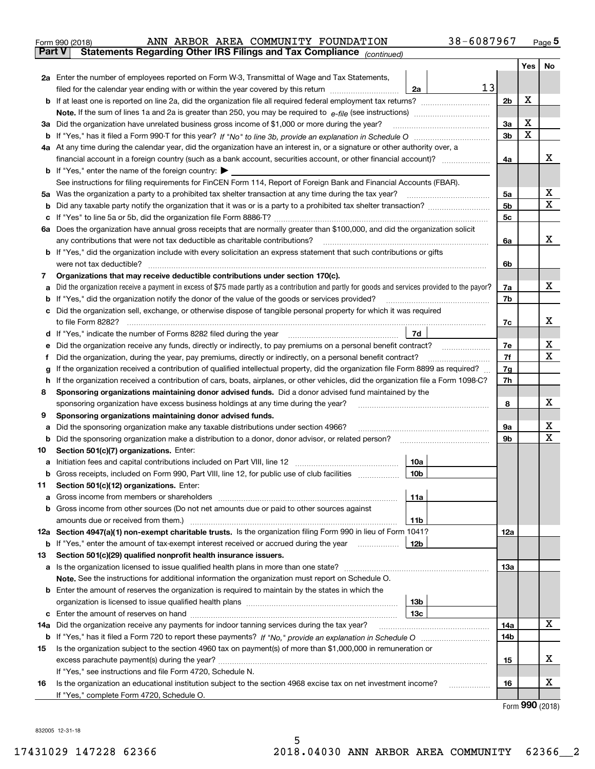Form 990 (2018) ANN ARBOR AREA COMMUNITY FOUNDATION 38-6087967

## Part V Statements Regarding Other IRS Filings and Tax Compliance *(continued)*

| | | | | | Yes | No |
|---|---|---|---|---|---|---|
| **2a** | Enter the number of employees reported on Form W-3, Transmittal of Wage and Tax Statements, filed for the calendar year ending with or within the year covered by this return | 2a | 13 | | | |
| **b** | If at least one is reported on line 2a, did the organization file all required federal employment tax returns? | | | 2b | X | |
| | **Note.** If the sum of lines 1a and 2a is greater than 250, you may be required to *e-file* (see instructions) | | | | | |
| **3a** | Did the organization have unrelated business gross income of $1,000 or more during the year? | | | 3a | X | |
| **b** | If "Yes," has it filed a Form 990-T for this year? *If "No" to line 3b, provide an explanation in Schedule O* | | | 3b | X | |
| **4a** | At any time during the calendar year, did the organization have an interest in, or a signature or other authority over, a financial account in a foreign country (such as a bank account, securities account, or other financial account)? | | | 4a | | X |
| **b** | If "Yes," enter the name of the foreign country: ▶ | | | | | |
| | See instructions for filing requirements for FinCEN Form 114, Report of Foreign Bank and Financial Accounts (FBAR). | | | | | |
| **5a** | Was the organization a party to a prohibited tax shelter transaction at any time during the tax year? | | | 5a | | X |
| **b** | Did any taxable party notify the organization that it was or is a party to a prohibited tax shelter transaction? | | | 5b | | X |
| **c** | If "Yes" to line 5a or 5b, did the organization file Form 8886-T? | | | 5c | | |
| **6a** | Does the organization have annual gross receipts that are normally greater than $100,000, and did the organization solicit any contributions that were not tax deductible as charitable contributions? | | | 6a | | X |
| **b** | If "Yes," did the organization include with every solicitation an express statement that such contributions or gifts were not tax deductible? | | | 6b | | |
| **7** | **Organizations that may receive deductible contributions under section 170(c).** | | | | | |
| **a** | Did the organization receive a payment in excess of $75 made partly as a contribution and partly for goods and services provided to the payor? | | | 7a | | X |
| **b** | If "Yes," did the organization notify the donor of the value of the goods or services provided? | | | 7b | | |
| **c** | Did the organization sell, exchange, or otherwise dispose of tangible personal property for which it was required to file Form 8282? | | | 7c | | X |
| **d** | If "Yes," indicate the number of Forms 8282 filed during the year | 7d | | | | |
| **e** | Did the organization receive any funds, directly or indirectly, to pay premiums on a personal benefit contract? | | | 7e | | X |
| **f** | Did the organization, during the year, pay premiums, directly or indirectly, on a personal benefit contract? | | | 7f | | X |
| **g** | If the organization received a contribution of qualified intellectual property, did the organization file Form 8899 as required? | | | 7g | | |
| **h** | If the organization received a contribution of cars, boats, airplanes, or other vehicles, did the organization file a Form 1098-C? | | | 7h | | |
| **8** | **Sponsoring organizations maintaining donor advised funds.** Did a donor advised fund maintained by the sponsoring organization have excess business holdings at any time during the year? | | | 8 | | X |
| **9** | **Sponsoring organizations maintaining donor advised funds.** | | | | | |
| **a** | Did the sponsoring organization make any taxable distributions under section 4966? | | | 9a | | X |
| **b** | Did the sponsoring organization make a distribution to a donor, donor advisor, or related person? | | | 9b | | X |
| **10** | **Section 501(c)(7) organizations.** Enter: | | | | | |
| **a** | Initiation fees and capital contributions included on Part VIII, line 12 | 10a | | | | |
| **b** | Gross receipts, included on Form 990, Part VIII, line 12, for public use of club facilities | 10b | | | | |
| **11** | **Section 501(c)(12) organizations.** Enter: | | | | | |
| **a** | Gross income from members or shareholders | 11a | | | | |
| **b** | Gross income from other sources (Do not net amounts due or paid to other sources against amounts due or received from them.) | 11b | | | | |
| **12a** | **Section 4947(a)(1) non-exempt charitable trusts.** Is the organization filing Form 990 in lieu of Form 1041? | | | 12a | | |
| **b** | If "Yes," enter the amount of tax-exempt interest received or accrued during the year | 12b | | | | |
| **13** | **Section 501(c)(29) qualified nonprofit health insurance issuers.** | | | | | |
| **a** | Is the organization licensed to issue qualified health plans in more than one state? | | | 13a | | |
| | **Note.** See the instructions for additional information the organization must report on Schedule O. | | | | | |
| **b** | Enter the amount of reserves the organization is required to maintain by the states in which the organization is licensed to issue qualified health plans | 13b | | | | |
| **c** | Enter the amount of reserves on hand | 13c | | | | |
| **14a** | Did the organization receive any payments for indoor tanning services during the tax year? | | | 14a | | X |
| **b** | If "Yes," has it filed a Form 720 to report these payments? *If "No," provide an explanation in Schedule O* | | | 14b | | |
| **15** | Is the organization subject to the section 4960 tax on payment(s) of more than $1,000,000 in remuneration or excess parachute payment(s) during the year? | | | 15 | | X |
| | If "Yes," see instructions and file Form 4720, Schedule N. | | | | | |
| **16** | Is the organization an educational institution subject to the section 4968 excise tax on net investment income? | | | 16 | | X |
| | If "Yes," complete Form 4720, Schedule O. | | | | | |

Form **990** (2018)

832005 12-31-18

17431029 147228 62366 2018.04030 ANN ARBOR AREA COMMUNITY 62366__2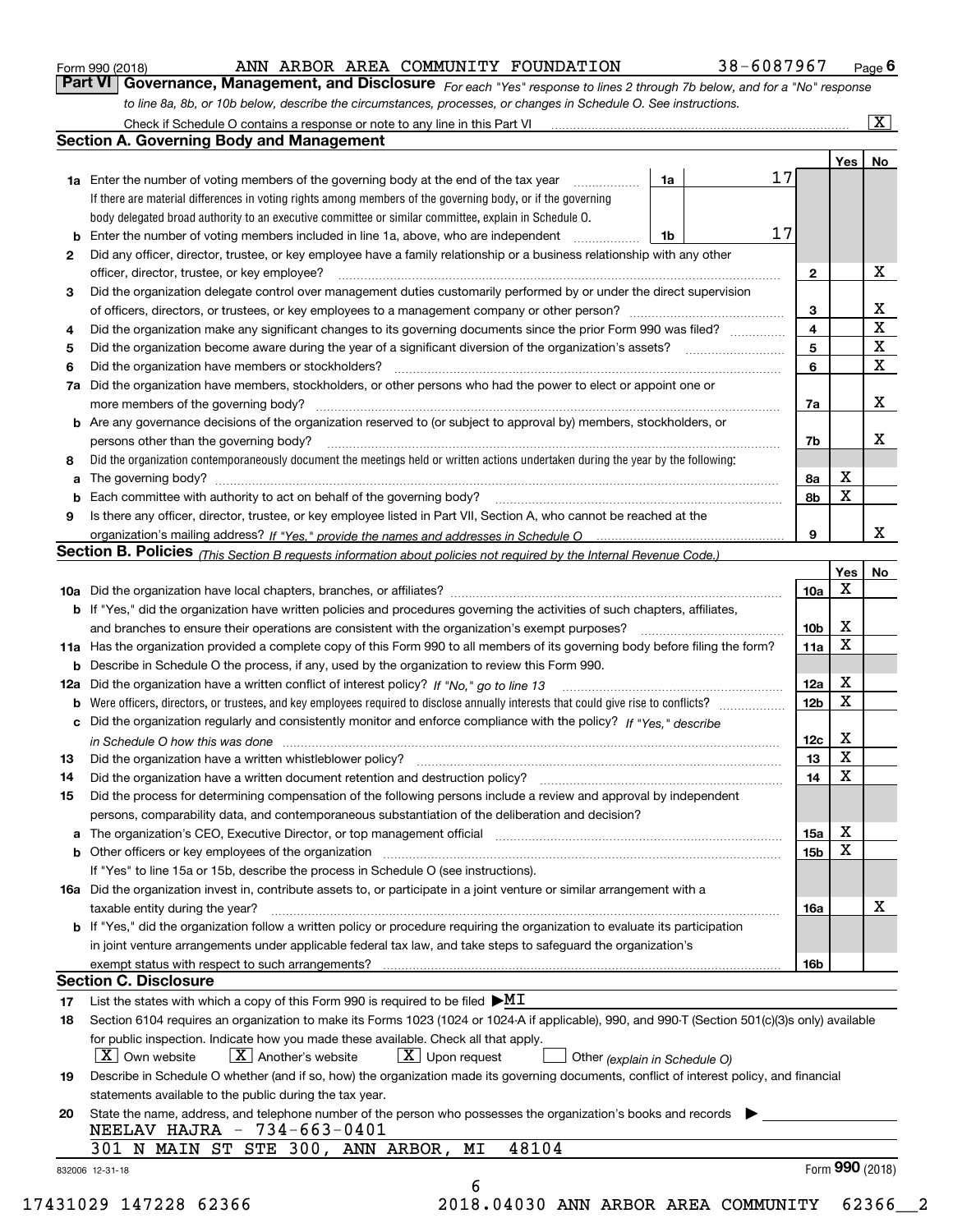Form 990 (2018) ANN ARBOR AREA COMMUNITY FOUNDATION 38-6087967 Page 6

**Part VI Governance, Management, and Disclosure** *For each "Yes" response to lines 2 through 7b below, and for a "No" response to line 8a, 8b, or 10b below, describe the circumstances, processes, or changes in Schedule O. See instructions.*

Check if Schedule O contains a response or note to any line in this Part VI .......... [X]

## Section A. Governing Body and Management

| | | | | Yes | No |
|---|---|---|---|---|---|
| **1a** | Enter the number of voting members of the governing body at the end of the tax year .......... | 1a | 17 | | |
| | If there are material differences in voting rights among members of the governing body, or if the governing body delegated broad authority to an executive committee or similar committee, explain in Schedule O. | | | | |
| **b** | Enter the number of voting members included in line 1a, above, who are independent .......... | 1b | 17 | | |
| **2** | Did any officer, director, trustee, or key employee have a family relationship or a business relationship with any other officer, director, trustee, or key employee? .......... | | 2 | | X |
| **3** | Did the organization delegate control over management duties customarily performed by or under the direct supervision of officers, directors, or trustees, or key employees to a management company or other person? .......... | | 3 | | X |
| **4** | Did the organization make any significant changes to its governing documents since the prior Form 990 was filed? .......... | | 4 | | X |
| **5** | Did the organization become aware during the year of a significant diversion of the organization's assets? .......... | | 5 | | X |
| **6** | Did the organization have members or stockholders? .......... | | 6 | | X |
| **7a** | Did the organization have members, stockholders, or other persons who had the power to elect or appoint one or more members of the governing body? .......... | | 7a | | X |
| **b** | Are any governance decisions of the organization reserved to (or subject to approval by) members, stockholders, or persons other than the governing body? .......... | | 7b | | X |
| **8** | Did the organization contemporaneously document the meetings held or written actions undertaken during the year by the following: | | | | |
| **a** | The governing body? .......... | | 8a | X | |
| **b** | Each committee with authority to act on behalf of the governing body? .......... | | 8b | X | |
| **9** | Is there any officer, director, trustee, or key employee listed in Part VII, Section A, who cannot be reached at the organization's mailing address? *If "Yes," provide the names and addresses in Schedule O* .......... | | 9 | | X |

## Section B. Policies *(This Section B requests information about policies not required by the Internal Revenue Code.)*

| | | | Yes | No |
|---|---|---|---|---|
| **10a** | Did the organization have local chapters, branches, or affiliates? .......... | 10a | X | |
| **b** | If "Yes," did the organization have written policies and procedures governing the activities of such chapters, affiliates, and branches to ensure their operations are consistent with the organization's exempt purposes? .......... | 10b | X | |
| **11a** | Has the organization provided a complete copy of this Form 990 to all members of its governing body before filing the form? | 11a | X | |
| **b** | Describe in Schedule O the process, if any, used by the organization to review this Form 990. | | | |
| **12a** | Did the organization have a written conflict of interest policy? *If "No," go to line 13* .......... | 12a | X | |
| **b** | Were officers, directors, or trustees, and key employees required to disclose annually interests that could give rise to conflicts? .......... | 12b | X | |
| **c** | Did the organization regularly and consistently monitor and enforce compliance with the policy? *If "Yes," describe in Schedule O how this was done* .......... | 12c | X | |
| **13** | Did the organization have a written whistleblower policy? .......... | 13 | X | |
| **14** | Did the organization have a written document retention and destruction policy? .......... | 14 | X | |
| **15** | Did the process for determining compensation of the following persons include a review and approval by independent persons, comparability data, and contemporaneous substantiation of the deliberation and decision? | | | |
| **a** | The organization's CEO, Executive Director, or top management official .......... | 15a | X | |
| **b** | Other officers or key employees of the organization .......... | 15b | X | |
| | If "Yes" to line 15a or 15b, describe the process in Schedule O (see instructions). | | | |
| **16a** | Did the organization invest in, contribute assets to, or participate in a joint venture or similar arrangement with a taxable entity during the year? .......... | 16a | | X |
| **b** | If "Yes," did the organization follow a written policy or procedure requiring the organization to evaluate its participation in joint venture arrangements under applicable federal tax law, and take steps to safeguard the organization's exempt status with respect to such arrangements? .......... | 16b | | |

## Section C. Disclosure

**17** List the states with which a copy of this Form 990 is required to be filed ▶ MI

**18** Section 6104 requires an organization to make its Forms 1023 (1024 or 1024-A if applicable), 990, and 990-T (Section 501(c)(3)s only) available for public inspection. Indicate how you made these available. Check all that apply.

[X] Own website [X] Another's website [X] Upon request [ ] Other *(explain in Schedule O)*

**19** Describe in Schedule O whether (and if so, how) the organization made its governing documents, conflict of interest policy, and financial statements available to the public during the tax year.

**20** State the name, address, and telephone number of the person who possesses the organization's books and records ▶

NEELAV HAJRA - 734-663-0401
301 N MAIN ST STE 300, ANN ARBOR, MI 48104

832006 12-31-18 Form **990** (2018)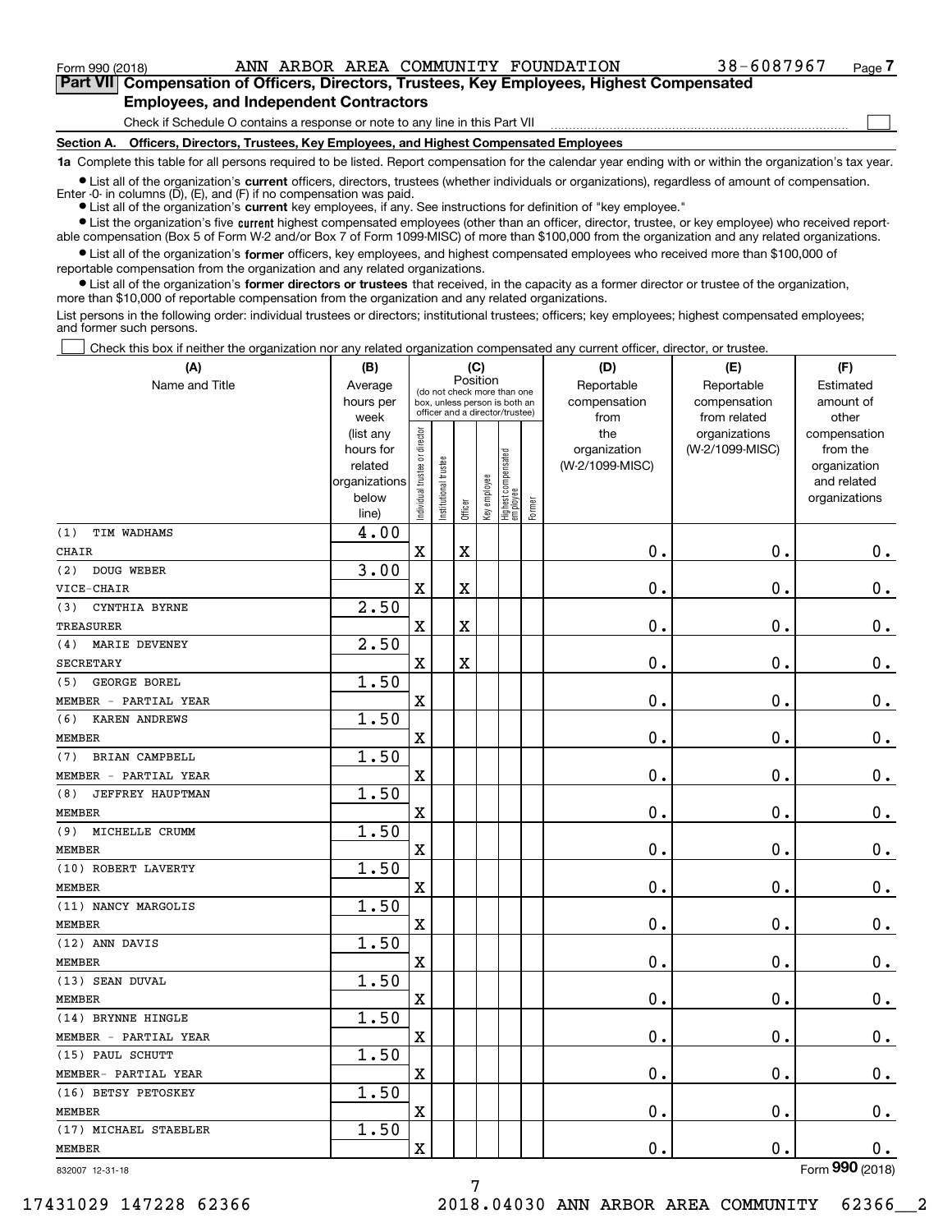Form 990 (2018) ANN ARBOR AREA COMMUNITY FOUNDATION 38-6087967 Page 7

**Part VII Compensation of Officers, Directors, Trustees, Key Employees, Highest Compensated Employees, and Independent Contractors**

Check if Schedule O contains a response or note to any line in this Part VII

**Section A. Officers, Directors, Trustees, Key Employees, and Highest Compensated Employees**

**1a** Complete this table for all persons required to be listed. Report compensation for the calendar year ending with or within the organization's tax year.

- List all of the organization's **current** officers, directors, trustees (whether individuals or organizations), regardless of amount of compensation. Enter -0- in columns (D), (E), and (F) if no compensation was paid.
- List all of the organization's **current** key employees, if any. See instructions for definition of "key employee."
- List the organization's five **current** highest compensated employees (other than an officer, director, trustee, or key employee) who received reportable compensation (Box 5 of Form W-2 and/or Box 7 of Form 1099-MISC) of more than $100,000 from the organization and any related organizations.
- List all of the organization's **former** officers, key employees, and highest compensated employees who received more than $100,000 of reportable compensation from the organization and any related organizations.
- List all of the organization's **former directors or trustees** that received, in the capacity as a former director or trustee of the organization, more than $10,000 of reportable compensation from the organization and any related organizations.

List persons in the following order: individual trustees or directors; institutional trustees; officers; key employees; highest compensated employees; and former such persons.

Check this box if neither the organization nor any related organization compensated any current officer, director, or trustee.

| (A) Name and Title | (B) Average hours per week (list any hours for related organizations below line) | (C) Individual trustee or director | Institutional trustee | Officer | Key employee | Highest compensated employee | Former | (D) Reportable compensation from the organization (W-2/1099-MISC) | (E) Reportable compensation from related organizations (W-2/1099-MISC) | (F) Estimated amount of other compensation from the organization and related organizations |
|---|---|---|---|---|---|---|---|---|---|---|
| (1) TIM WADHAMS<br>CHAIR | 4.00 | X | | X | | | | 0. | 0. | 0. |
| (2) DOUG WEBER<br>VICE-CHAIR | 3.00 | X | | X | | | | 0. | 0. | 0. |
| (3) CYNTHIA BYRNE<br>TREASURER | 2.50 | X | | X | | | | 0. | 0. | 0. |
| (4) MARIE DEVENEY<br>SECRETARY | 2.50 | X | | X | | | | 0. | 0. | 0. |
| (5) GEORGE BOREL<br>MEMBER - PARTIAL YEAR | 1.50 | X | | | | | | 0. | 0. | 0. |
| (6) KAREN ANDREWS<br>MEMBER | 1.50 | X | | | | | | 0. | 0. | 0. |
| (7) BRIAN CAMPBELL<br>MEMBER - PARTIAL YEAR | 1.50 | X | | | | | | 0. | 0. | 0. |
| (8) JEFFREY HAUPTMAN<br>MEMBER | 1.50 | X | | | | | | 0. | 0. | 0. |
| (9) MICHELLE CRUMM<br>MEMBER | 1.50 | X | | | | | | 0. | 0. | 0. |
| (10) ROBERT LAVERTY<br>MEMBER | 1.50 | X | | | | | | 0. | 0. | 0. |
| (11) NANCY MARGOLIS<br>MEMBER | 1.50 | X | | | | | | 0. | 0. | 0. |
| (12) ANN DAVIS<br>MEMBER | 1.50 | X | | | | | | 0. | 0. | 0. |
| (13) SEAN DUVAL<br>MEMBER | 1.50 | X | | | | | | 0. | 0. | 0. |
| (14) BRYNNE HINGLE<br>MEMBER - PARTIAL YEAR | 1.50 | X | | | | | | 0. | 0. | 0. |
| (15) PAUL SCHUTT<br>MEMBER- PARTIAL YEAR | 1.50 | X | | | | | | 0. | 0. | 0. |
| (16) BETSY PETOSKEY<br>MEMBER | 1.50 | X | | | | | | 0. | 0. | 0. |
| (17) MICHAEL STAEBLER<br>MEMBER | 1.50 | X | | | | | | 0. | 0. | 0. |

832007 12-31-18 Form **990** (2018)

17431029 147228 62366 2018.04030 ANN ARBOR AREA COMMUNITY 62366__2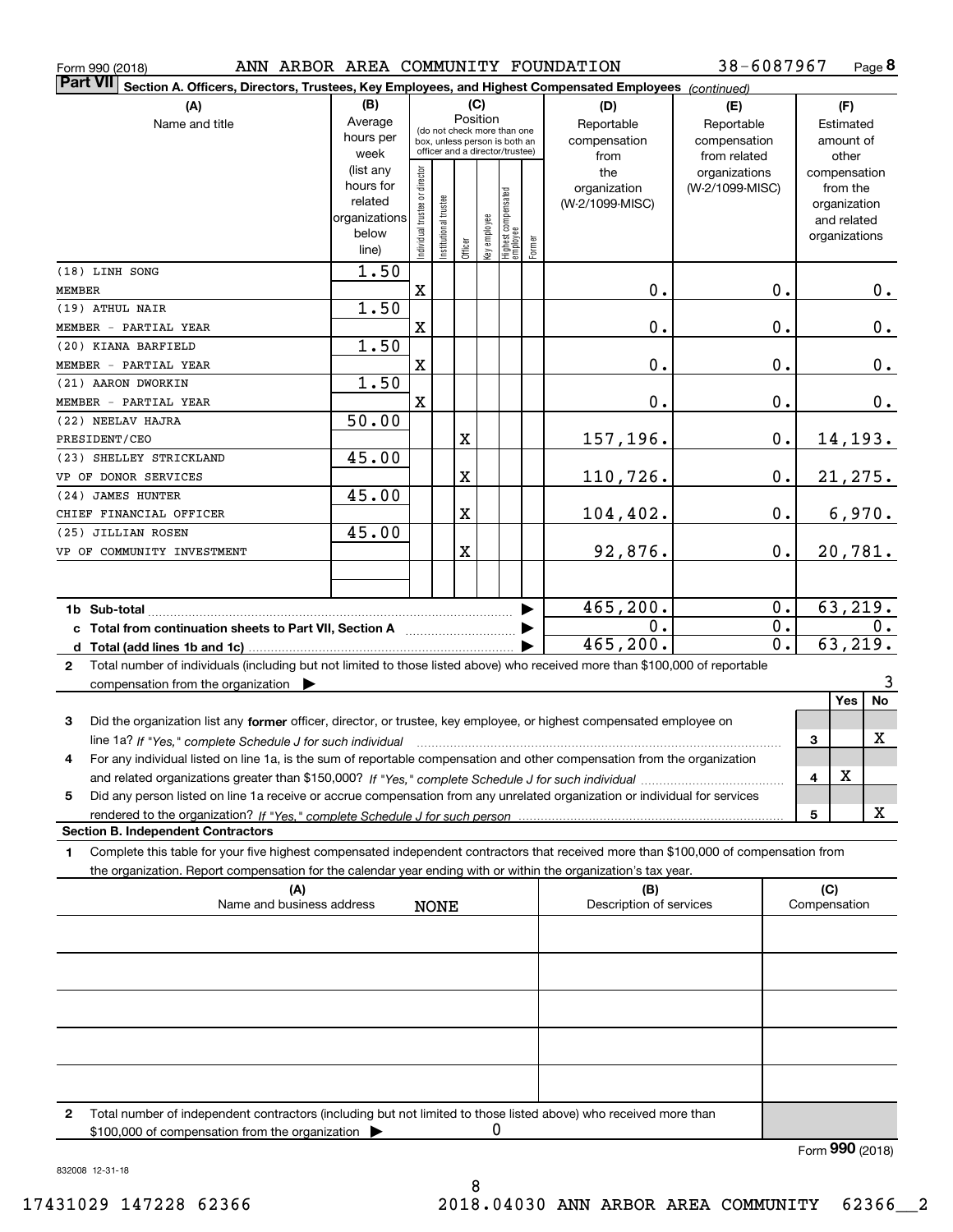Form 990 (2018) ANN ARBOR AREA COMMUNITY FOUNDATION 38-6087967

**Part VII** **Section A. Officers, Directors, Trustees, Key Employees, and Highest Compensated Employees** *(continued)*

| (A) Name and title | (B) Average hours per week (list any hours for related organizations below line) | (C) Position: Individual trustee or director | Institutional trustee | Officer | Key employee | Highest compensated employee | Former | (D) Reportable compensation from the organization (W-2/1099-MISC) | (E) Reportable compensation from related organizations (W-2/1099-MISC) | (F) Estimated amount of other compensation from the organization and related organizations |
|---|---|---|---|---|---|---|---|---|---|---|
| (18) LINH SONG<br>MEMBER | 1.50 | X | | | | | | 0. | 0. | 0. |
| (19) ATHUL NAIR<br>MEMBER - PARTIAL YEAR | 1.50 | X | | | | | | 0. | 0. | 0. |
| (20) KIANA BARFIELD<br>MEMBER - PARTIAL YEAR | 1.50 | X | | | | | | 0. | 0. | 0. |
| (21) AARON DWORKIN<br>MEMBER - PARTIAL YEAR | 1.50 | X | | | | | | 0. | 0. | 0. |
| (22) NEELAV HAJRA<br>PRESIDENT/CEO | 50.00 | | | X | | | | 157,196. | 0. | 14,193. |
| (23) SHELLEY STRICKLAND<br>VP OF DONOR SERVICES | 45.00 | | | X | | | | 110,726. | 0. | 21,275. |
| (24) JAMES HUNTER<br>CHIEF FINANCIAL OFFICER | 45.00 | | | X | | | | 104,402. | 0. | 6,970. |
| (25) JILLIAN ROSEN<br>VP OF COMMUNITY INVESTMENT | 45.00 | | | X | | | | 92,876. | 0. | 20,781. |
| | | | | | | | | | | |
| **1b Sub-total** | | | | | | | | 465,200. | 0. | 63,219. |
| **c Total from continuation sheets to Part VII, Section A** | | | | | | | | 0. | 0. | 0. |
| **d Total (add lines 1b and 1c)** | | | | | | | | 465,200. | 0. | 63,219. |

**2** Total number of individuals (including but not limited to those listed above) who received more than $100,000 of reportable compensation from the organization ▶ 3

| | | Yes | No |
|---|---|---|---|
| **3** Did the organization list any **former** officer, director, or trustee, key employee, or highest compensated employee on line 1a? *If "Yes," complete Schedule J for such individual* | 3 | | X |
| **4** For any individual listed on line 1a, is the sum of reportable compensation and other compensation from the organization and related organizations greater than $150,000? *If "Yes," complete Schedule J for such individual* | 4 | X | |
| **5** Did any person listed on line 1a receive or accrue compensation from any unrelated organization or individual for services rendered to the organization? *If "Yes," complete Schedule J for such person* | 5 | | X |

**Section B. Independent Contractors**

**1** Complete this table for your five highest compensated independent contractors that received more than $100,000 of compensation from the organization. Report compensation for the calendar year ending with or within the organization's tax year.

| (A) Name and business address | (B) Description of services | (C) Compensation |
|---|---|---|
| NONE | | |
| | | |
| | | |
| | | |
| | | |

**2** Total number of independent contractors (including but not limited to those listed above) who received more than $100,000 of compensation from the organization ▶ 0

Form **990** (2018)

832008 12-31-18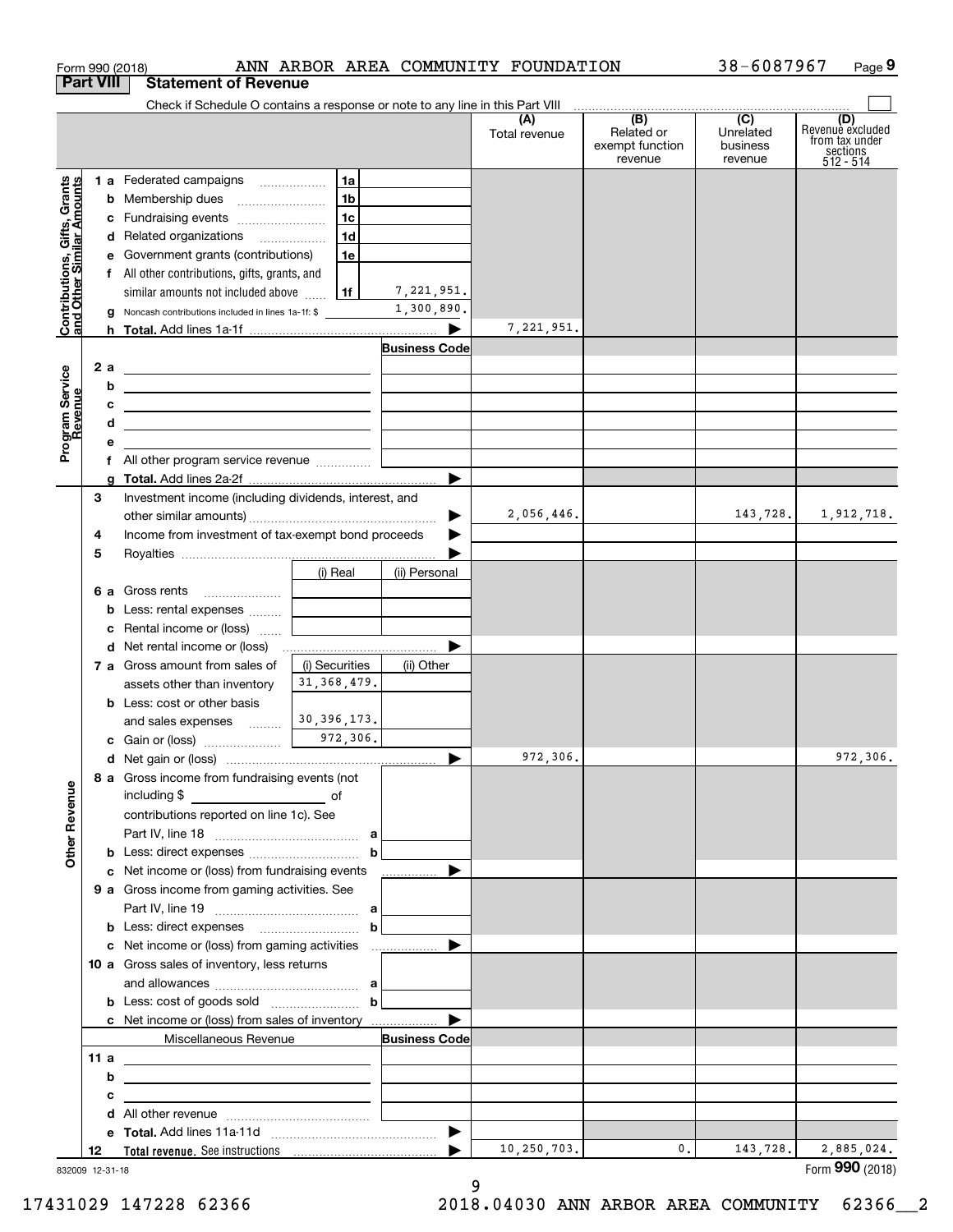Form 990 (2018) ANN ARBOR AREA COMMUNITY FOUNDATION 38-6087967 Page 9

## Part VIII Statement of Revenue

Check if Schedule O contains a response or note to any line in this Part VIII

| | | | | (A) Total revenue | (B) Related or exempt function revenue | (C) Unrelated business revenue | (D) Revenue excluded from tax under sections 512 - 514 |
|---|---|---|---|---|---|---|---|
| **Contributions, Gifts, Grants and Other Similar Amounts** | 1 a Federated campaigns | 1a | | | | | |
| | b Membership dues | 1b | | | | | |
| | c Fundraising events | 1c | | | | | |
| | d Related organizations | 1d | | | | | |
| | e Government grants (contributions) | 1e | | | | | |
| | f All other contributions, gifts, grants, and similar amounts not included above | 1f | 7,221,951. | | | | |
| | g Noncash contributions included in lines 1a-1f: $ | | 1,300,890. | | | | |
| | h **Total.** Add lines 1a-1f | | ▶ | 7,221,951. | | | |
| **Program Service Revenue** | | | **Business Code** | | | | |
| | 2 a | | | | | | |
| | b | | | | | | |
| | c | | | | | | |
| | d | | | | | | |
| | e | | | | | | |
| | f All other program service revenue | | | | | | |
| | g **Total.** Add lines 2a-2f | | ▶ | | | | |
| **Other Revenue** | 3 Investment income (including dividends, interest, and other similar amounts) | | ▶ | 2,056,446. | | 143,728. | 1,912,718. |
| | 4 Income from investment of tax-exempt bond proceeds | | ▶ | | | | |
| | 5 Royalties | | ▶ | | | | |
| | | (i) Real | (ii) Personal | | | | |
| | 6 a Gross rents | | | | | | |
| | b Less: rental expenses | | | | | | |
| | c Rental income or (loss) | | | | | | |
| | d Net rental income or (loss) | | ▶ | | | | |
| | 7 a Gross amount from sales of assets other than inventory | (i) Securities 31,368,479. | (ii) Other | | | | |
| | b Less: cost or other basis and sales expenses | 30,396,173. | | | | | |
| | c Gain or (loss) | 972,306. | | | | | |
| | d Net gain or (loss) | | ▶ | 972,306. | | | 972,306. |
| | 8 a Gross income from fundraising events (not including $ ______ of contributions reported on line 1c). See Part IV, line 18 | a | | | | | |
| | b Less: direct expenses | b | | | | | |
| | c Net income or (loss) from fundraising events | | ▶ | | | | |
| | 9 a Gross income from gaming activities. See Part IV, line 19 | a | | | | | |
| | b Less: direct expenses | b | | | | | |
| | c Net income or (loss) from gaming activities | | ▶ | | | | |
| | 10 a Gross sales of inventory, less returns and allowances | a | | | | | |
| | b Less: cost of goods sold | b | | | | | |
| | c Net income or (loss) from sales of inventory | | ▶ | | | | |
| | Miscellaneous Revenue | | **Business Code** | | | | |
| | 11 a | | | | | | |
| | b | | | | | | |
| | c | | | | | | |
| | d All other revenue | | | | | | |
| | e **Total.** Add lines 11a-11d | | ▶ | | | | |
| | 12 **Total revenue.** See instructions | | ▶ | 10,250,703. | 0. | 143,728. | 2,885,024. |

832009 12-31-18

Form **990** (2018)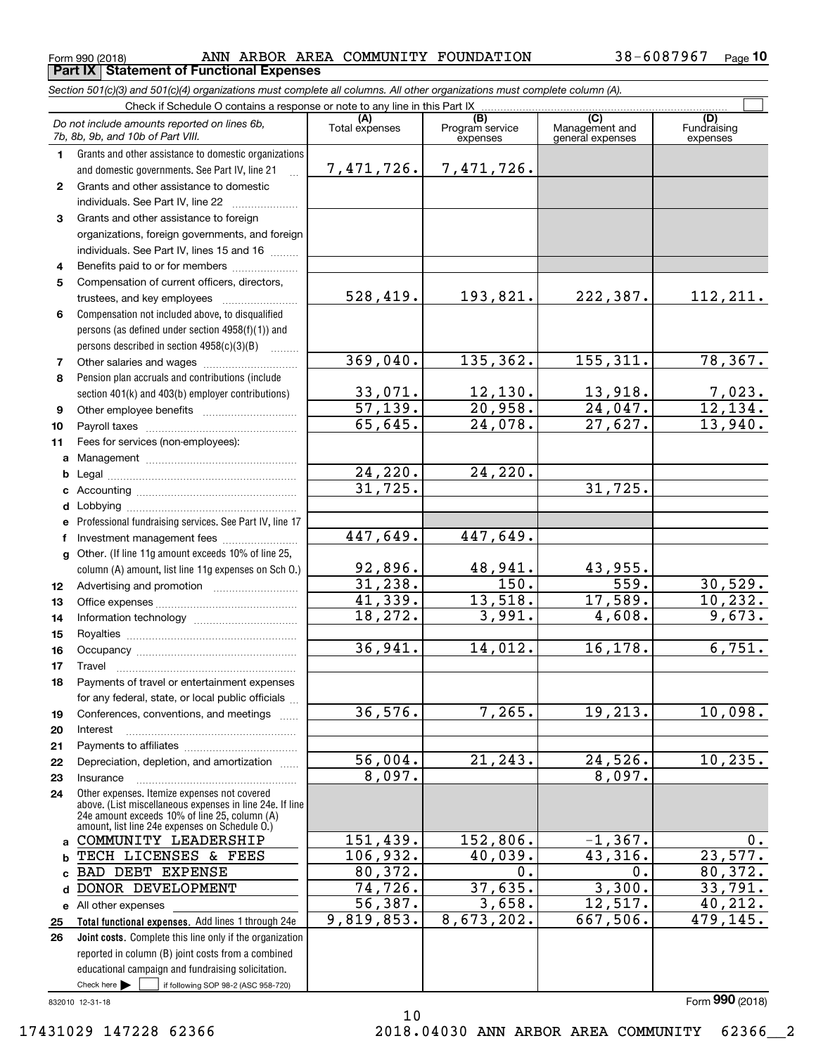Form 990 (2018) ANN ARBOR AREA COMMUNITY FOUNDATION 38-6087967

## Part IX Statement of Functional Expenses

*Section 501(c)(3) and 501(c)(4) organizations must complete all columns. All other organizations must complete column (A).*

Check if Schedule O contains a response or note to any line in this Part IX ☐

| *Do not include amounts reported on lines 6b, 7b, 8b, 9b, and 10b of Part VIII.* | (A) Total expenses | (B) Program service expenses | (C) Management and general expenses | (D) Fundraising expenses |
|---|---|---|---|---|
| 1 Grants and other assistance to domestic organizations and domestic governments. See Part IV, line 21 | 7,471,726. | 7,471,726. | | |
| 2 Grants and other assistance to domestic individuals. See Part IV, line 22 | | | | |
| 3 Grants and other assistance to foreign organizations, foreign governments, and foreign individuals. See Part IV, lines 15 and 16 | | | | |
| 4 Benefits paid to or for members | | | | |
| 5 Compensation of current officers, directors, trustees, and key employees | 528,419. | 193,821. | 222,387. | 112,211. |
| 6 Compensation not included above, to disqualified persons (as defined under section 4958(f)(1)) and persons described in section 4958(c)(3)(B) | | | | |
| 7 Other salaries and wages | 369,040. | 135,362. | 155,311. | 78,367. |
| 8 Pension plan accruals and contributions (include section 401(k) and 403(b) employer contributions) | 33,071. | 12,130. | 13,918. | 7,023. |
| 9 Other employee benefits | 57,139. | 20,958. | 24,047. | 12,134. |
| 10 Payroll taxes | 65,645. | 24,078. | 27,627. | 13,940. |
| 11 Fees for services (non-employees): | | | | |
| a Management | | | | |
| b Legal | 24,220. | 24,220. | | |
| c Accounting | 31,725. | | 31,725. | |
| d Lobbying | | | | |
| e Professional fundraising services. See Part IV, line 17 | | | | |
| f Investment management fees | 447,649. | 447,649. | | |
| g Other. (If line 11g amount exceeds 10% of line 25, column (A) amount, list line 11g expenses on Sch O.) | 92,896. | 48,941. | 43,955. | |
| 12 Advertising and promotion | 31,238. | 150. | 559. | 30,529. |
| 13 Office expenses | 41,339. | 13,518. | 17,589. | 10,232. |
| 14 Information technology | 18,272. | 3,991. | 4,608. | 9,673. |
| 15 Royalties | | | | |
| 16 Occupancy | 36,941. | 14,012. | 16,178. | 6,751. |
| 17 Travel | | | | |
| 18 Payments of travel or entertainment expenses for any federal, state, or local public officials | | | | |
| 19 Conferences, conventions, and meetings | 36,576. | 7,265. | 19,213. | 10,098. |
| 20 Interest | | | | |
| 21 Payments to affiliates | | | | |
| 22 Depreciation, depletion, and amortization | 56,004. | 21,243. | 24,526. | 10,235. |
| 23 Insurance | 8,097. | | 8,097. | |
| 24 Other expenses. Itemize expenses not covered above. (List miscellaneous expenses in line 24e. If line 24e amount exceeds 10% of line 25, column (A) amount, list line 24e expenses on Schedule O.) | | | | |
| a COMMUNITY LEADERSHIP | 151,439. | 152,806. | -1,367. | 0. |
| b TECH LICENSES & FEES | 106,932. | 40,039. | 43,316. | 23,577. |
| c BAD DEBT EXPENSE | 80,372. | 0. | 0. | 80,372. |
| d DONOR DEVELOPMENT | 74,726. | 37,635. | 3,300. | 33,791. |
| e All other expenses | 56,387. | 3,658. | 12,517. | 40,212. |
| 25 **Total functional expenses.** Add lines 1 through 24e | 9,819,853. | 8,673,202. | 667,506. | 479,145. |
| 26 **Joint costs.** Complete this line only if the organization reported in column (B) joint costs from a combined educational campaign and fundraising solicitation. Check here ☐ if following SOP 98-2 (ASC 958-720) | | | | |

832010 12-31-18

Form **990** (2018)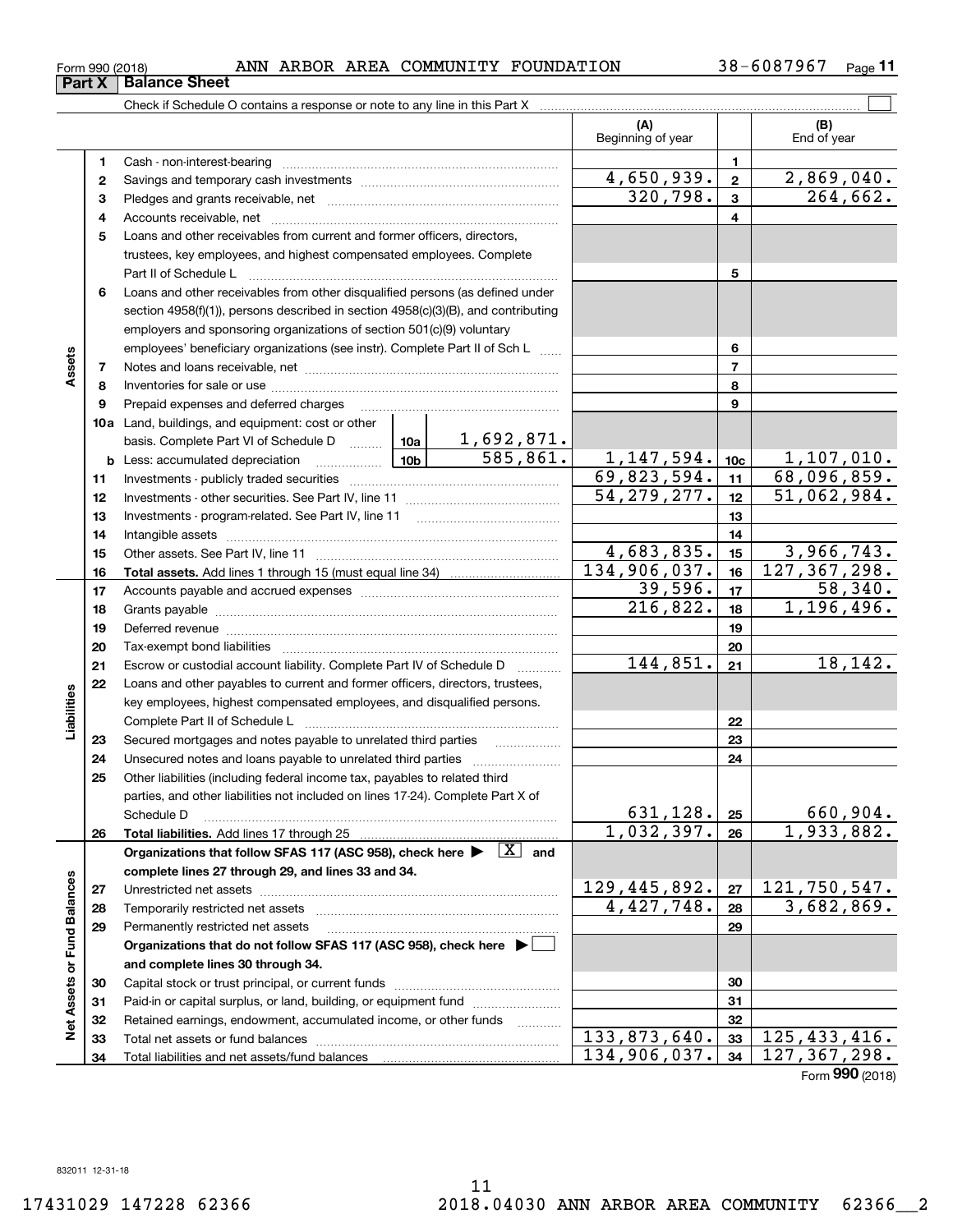Form 990 (2018) ANN ARBOR AREA COMMUNITY FOUNDATION 38-6087967 Page **11**

## Part X Balance Sheet

Check if Schedule O contains a response or note to any line in this Part X

| | | | (A) Beginning of year | | (B) End of year |
|---|---|---|---|---|---|
| **Assets** | 1 | Cash - non-interest-bearing | | 1 | |
| | 2 | Savings and temporary cash investments | 4,650,939. | 2 | 2,869,040. |
| | 3 | Pledges and grants receivable, net | 320,798. | 3 | 264,662. |
| | 4 | Accounts receivable, net | | 4 | |
| | 5 | Loans and other receivables from current and former officers, directors, trustees, key employees, and highest compensated employees. Complete Part II of Schedule L | | 5 | |
| | 6 | Loans and other receivables from other disqualified persons (as defined under section 4958(f)(1)), persons described in section 4958(c)(3)(B), and contributing employers and sponsoring organizations of section 501(c)(9) voluntary employees' beneficiary organizations (see instr). Complete Part II of Sch L | | 6 | |
| | 7 | Notes and loans receivable, net | | 7 | |
| | 8 | Inventories for sale or use | | 8 | |
| | 9 | Prepaid expenses and deferred charges | | 9 | |
| | 10a | Land, buildings, and equipment: cost or other basis. Complete Part VI of Schedule D — 10a: 1,692,871. | | | |
| | b | Less: accumulated depreciation — 10b: 585,861. | 1,147,594. | 10c | 1,107,010. |
| | 11 | Investments - publicly traded securities | 69,823,594. | 11 | 68,096,859. |
| | 12 | Investments - other securities. See Part IV, line 11 | 54,279,277. | 12 | 51,062,984. |
| | 13 | Investments - program-related. See Part IV, line 11 | | 13 | |
| | 14 | Intangible assets | | 14 | |
| | 15 | Other assets. See Part IV, line 11 | 4,683,835. | 15 | 3,966,743. |
| | 16 | **Total assets.** Add lines 1 through 15 (must equal line 34) | 134,906,037. | 16 | 127,367,298. |
| **Liabilities** | 17 | Accounts payable and accrued expenses | 39,596. | 17 | 58,340. |
| | 18 | Grants payable | 216,822. | 18 | 1,196,496. |
| | 19 | Deferred revenue | | 19 | |
| | 20 | Tax-exempt bond liabilities | | 20 | |
| | 21 | Escrow or custodial account liability. Complete Part IV of Schedule D | 144,851. | 21 | 18,142. |
| | 22 | Loans and other payables to current and former officers, directors, trustees, key employees, highest compensated employees, and disqualified persons. Complete Part II of Schedule L | | 22 | |
| | 23 | Secured mortgages and notes payable to unrelated third parties | | 23 | |
| | 24 | Unsecured notes and loans payable to unrelated third parties | | 24 | |
| | 25 | Other liabilities (including federal income tax, payables to related third parties, and other liabilities not included on lines 17-24). Complete Part X of Schedule D | 631,128. | 25 | 660,904. |
| | 26 | **Total liabilities.** Add lines 17 through 25 | 1,032,397. | 26 | 1,933,882. |
| **Net Assets or Fund Balances** | | **Organizations that follow SFAS 117 (ASC 958), check here ▶ [X] and complete lines 27 through 29, and lines 33 and 34.** | | | |
| | 27 | Unrestricted net assets | 129,445,892. | 27 | 121,750,547. |
| | 28 | Temporarily restricted net assets | 4,427,748. | 28 | 3,682,869. |
| | 29 | Permanently restricted net assets | | 29 | |
| | | **Organizations that do not follow SFAS 117 (ASC 958), check here ▶ [ ] and complete lines 30 through 34.** | | | |
| | 30 | Capital stock or trust principal, or current funds | | 30 | |
| | 31 | Paid-in or capital surplus, or land, building, or equipment fund | | 31 | |
| | 32 | Retained earnings, endowment, accumulated income, or other funds | | 32 | |
| | 33 | Total net assets or fund balances | 133,873,640. | 33 | 125,433,416. |
| | 34 | Total liabilities and net assets/fund balances | 134,906,037. | 34 | 127,367,298. |

Form **990** (2018)

832011 12-31-18

17431029 147228 62366 2018.04030 ANN ARBOR AREA COMMUNITY 62366__2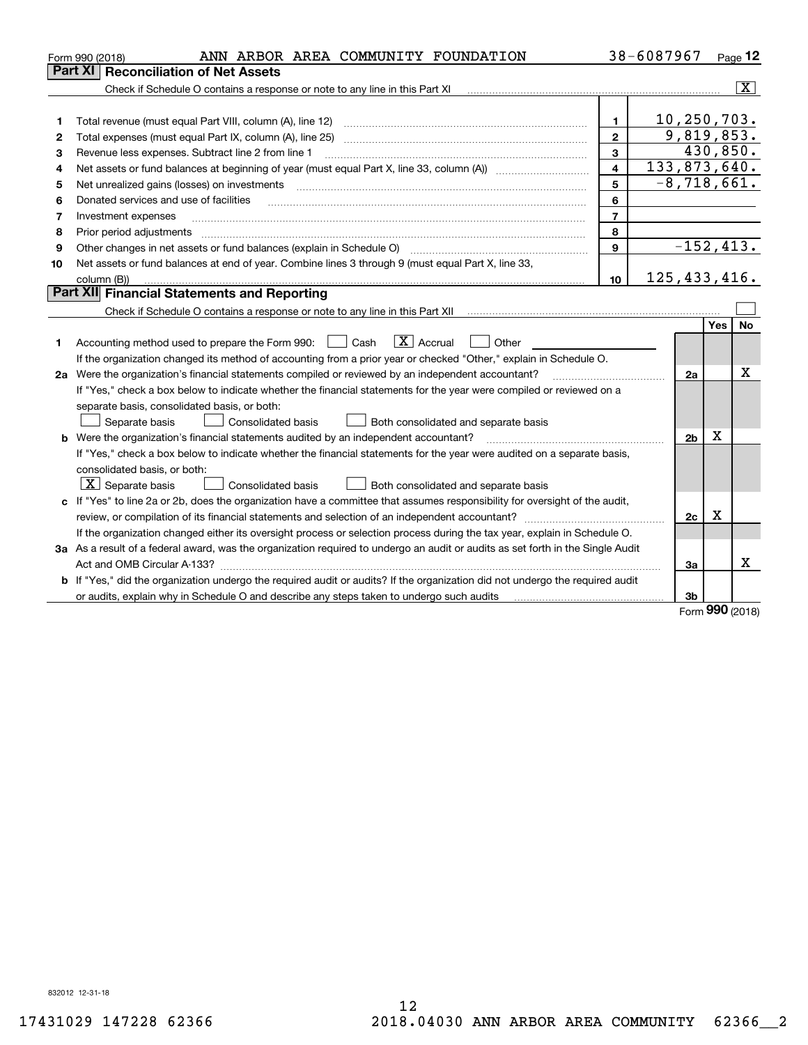Form 990 (2018) ANN ARBOR AREA COMMUNITY FOUNDATION 38-6087967

## Part XI Reconciliation of Net Assets

Check if Schedule O contains a response or note to any line in this Part XI [X]

| | | | |
|---|---|---|---|
| 1 | Total revenue (must equal Part VIII, column (A), line 12) | 1 | 10,250,703. |
| 2 | Total expenses (must equal Part IX, column (A), line 25) | 2 | 9,819,853. |
| 3 | Revenue less expenses. Subtract line 2 from line 1 | 3 | 430,850. |
| 4 | Net assets or fund balances at beginning of year (must equal Part X, line 33, column (A)) | 4 | 133,873,640. |
| 5 | Net unrealized gains (losses) on investments | 5 | -8,718,661. |
| 6 | Donated services and use of facilities | 6 | |
| 7 | Investment expenses | 7 | |
| 8 | Prior period adjustments | 8 | |
| 9 | Other changes in net assets or fund balances (explain in Schedule O) | 9 | -152,413. |
| 10 | Net assets or fund balances at end of year. Combine lines 3 through 9 (must equal Part X, line 33, column (B)) | 10 | 125,433,416. |

## Part XII Financial Statements and Reporting

Check if Schedule O contains a response or note to any line in this Part XII [ ]

| | | | Yes | No |
|---|---|---|---|---|
| 1 | Accounting method used to prepare the Form 990: [ ] Cash [X] Accrual [ ] Other ______ If the organization changed its method of accounting from a prior year or checked "Other," explain in Schedule O. | | | |
| 2a | Were the organization's financial statements compiled or reviewed by an independent accountant? If "Yes," check a box below to indicate whether the financial statements for the year were compiled or reviewed on a separate basis, consolidated basis, or both: [ ] Separate basis [ ] Consolidated basis [ ] Both consolidated and separate basis | 2a | | X |
| b | Were the organization's financial statements audited by an independent accountant? If "Yes," check a box below to indicate whether the financial statements for the year were audited on a separate basis, consolidated basis, or both: [X] Separate basis [ ] Consolidated basis [ ] Both consolidated and separate basis | 2b | X | |
| c | If "Yes" to line 2a or 2b, does the organization have a committee that assumes responsibility for oversight of the audit, review, or compilation of its financial statements and selection of an independent accountant? If the organization changed either its oversight process or selection process during the tax year, explain in Schedule O. | 2c | X | |
| 3a | As a result of a federal award, was the organization required to undergo an audit or audits as set forth in the Single Audit Act and OMB Circular A-133? | 3a | | X |
| b | If "Yes," did the organization undergo the required audit or audits? If the organization did not undergo the required audit or audits, explain why in Schedule O and describe any steps taken to undergo such audits | 3b | | |

Form 990 (2018)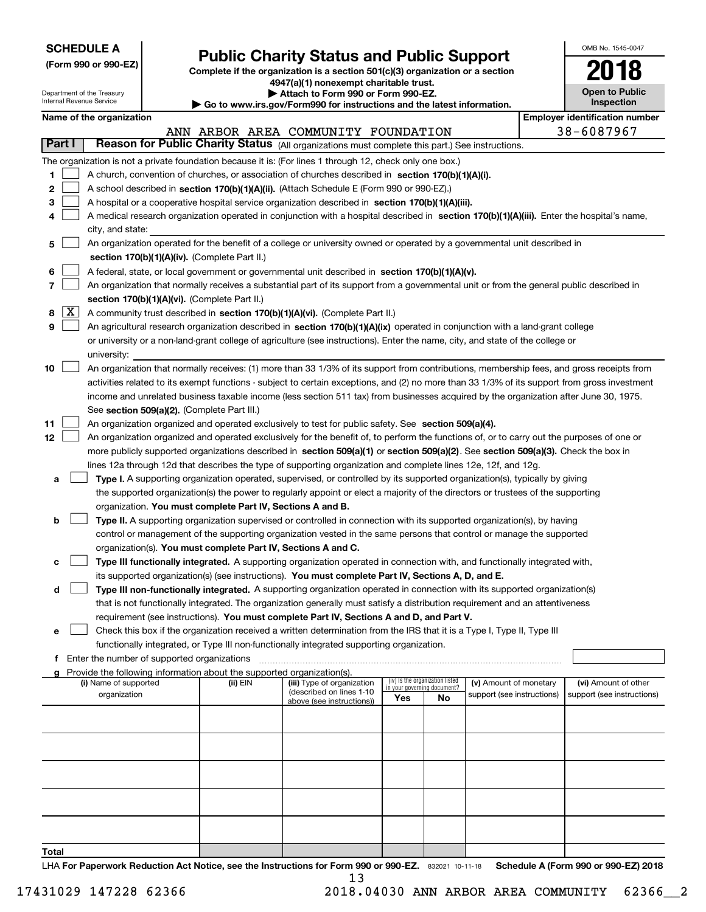**SCHEDULE A**
**(Form 990 or 990-EZ)**

Department of the Treasury
Internal Revenue Service

# Public Charity Status and Public Support

**Complete if the organization is a section 501(c)(3) organization or a section 4947(a)(1) nonexempt charitable trust.**
**▶ Attach to Form 990 or Form 990-EZ.**
**▶ Go to www.irs.gov/Form990 for instructions and the latest information.**

OMB No. 1545-0047

**2018**

**Open to Public Inspection**

**Name of the organization:** ANN ARBOR AREA COMMUNITY FOUNDATION

**Employer identification number:** 38-6087967

## Part I — Reason for Public Charity Status (All organizations must complete this part.) See instructions.

The organization is not a private foundation because it is: (For lines 1 through 12, check only one box.)

1. ☐ A church, convention of churches, or association of churches described in **section 170(b)(1)(A)(i).**
2. ☐ A school described in **section 170(b)(1)(A)(ii).** (Attach Schedule E (Form 990 or 990-EZ).)
3. ☐ A hospital or a cooperative hospital service organization described in **section 170(b)(1)(A)(iii).**
4. ☐ A medical research organization operated in conjunction with a hospital described in **section 170(b)(1)(A)(iii).** Enter the hospital's name, city, and state:
5. ☐ An organization operated for the benefit of a college or university owned or operated by a governmental unit described in **section 170(b)(1)(A)(iv).** (Complete Part II.)
6. ☐ A federal, state, or local government or governmental unit described in **section 170(b)(1)(A)(v).**
7. ☐ An organization that normally receives a substantial part of its support from a governmental unit or from the general public described in **section 170(b)(1)(A)(vi).** (Complete Part II.)
8. ☒ A community trust described in **section 170(b)(1)(A)(vi).** (Complete Part II.)
9. ☐ An agricultural research organization described in **section 170(b)(1)(A)(ix)** operated in conjunction with a land-grant college or university or a non-land-grant college of agriculture (see instructions). Enter the name, city, and state of the college or university:
10. ☐ An organization that normally receives: (1) more than 33 1/3% of its support from contributions, membership fees, and gross receipts from activities related to its exempt functions - subject to certain exceptions, and (2) no more than 33 1/3% of its support from gross investment income and unrelated business taxable income (less section 511 tax) from businesses acquired by the organization after June 30, 1975. See **section 509(a)(2).** (Complete Part III.)
11. ☐ An organization organized and operated exclusively to test for public safety. See **section 509(a)(4).**
12. ☐ An organization organized and operated exclusively for the benefit of, to perform the functions of, or to carry out the purposes of one or more publicly supported organizations described in **section 509(a)(1)** or **section 509(a)(2)**. See **section 509(a)(3).** Check the box in lines 12a through 12d that describes the type of supporting organization and complete lines 12e, 12f, and 12g.
   - **a** ☐ **Type I.** A supporting organization operated, supervised, or controlled by its supported organization(s), typically by giving the supported organization(s) the power to regularly appoint or elect a majority of the directors or trustees of the supporting organization. **You must complete Part IV, Sections A and B.**
   - **b** ☐ **Type II.** A supporting organization supervised or controlled in connection with its supported organization(s), by having control or management of the supporting organization vested in the same persons that control or manage the supported organization(s). **You must complete Part IV, Sections A and C.**
   - **c** ☐ **Type III functionally integrated.** A supporting organization operated in connection with, and functionally integrated with, its supported organization(s) (see instructions). **You must complete Part IV, Sections A, D, and E.**
   - **d** ☐ **Type III non-functionally integrated.** A supporting organization operated in connection with its supported organization(s) that is not functionally integrated. The organization generally must satisfy a distribution requirement and an attentiveness requirement (see instructions). **You must complete Part IV, Sections A and D, and Part V.**
   - **e** ☐ Check this box if the organization received a written determination from the IRS that it is a Type I, Type II, Type III functionally integrated, or Type III non-functionally integrated supporting organization.
   - **f** Enter the number of supported organizations
   - **g** Provide the following information about the supported organization(s).

| (i) Name of supported organization | (ii) EIN | (iii) Type of organization (described on lines 1-10 above (see instructions)) | (iv) Is the organization listed in your governing document? Yes | No | (v) Amount of monetary support (see instructions) | (vi) Amount of other support (see instructions) |
|---|---|---|---|---|---|---|
| | | | | | | |
| | | | | | | |
| | | | | | | |
| | | | | | | |
| | | | | | | |
| **Total** | | | | | | |

LHA **For Paperwork Reduction Act Notice, see the Instructions for Form 990 or 990-EZ.** 832021 10-11-18 **Schedule A (Form 990 or 990-EZ) 2018**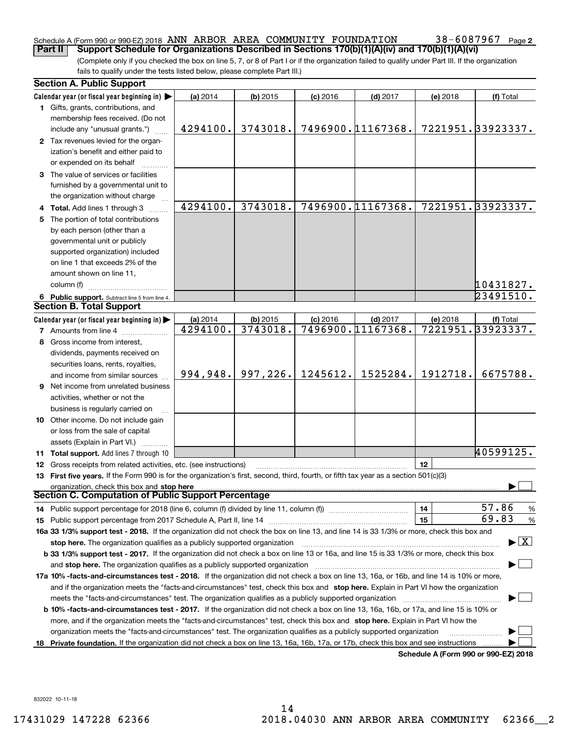Schedule A (Form 990 or 990-EZ) 2018 ANN ARBOR AREA COMMUNITY FOUNDATION 38-6087967 Page 2

## Part II Support Schedule for Organizations Described in Sections 170(b)(1)(A)(iv) and 170(b)(1)(A)(vi)

(Complete only if you checked the box on line 5, 7, or 8 of Part I or if the organization failed to qualify under Part III. If the organization fails to qualify under the tests listed below, please complete Part III.)

### Section A. Public Support

| Calendar year (or fiscal year beginning in) ▶ | (a) 2014 | (b) 2015 | (c) 2016 | (d) 2017 | (e) 2018 | (f) Total |
|---|---|---|---|---|---|---|
| 1 Gifts, grants, contributions, and membership fees received. (Do not include any "unusual grants.") | 4294100. | 3743018. | 7496900. | 11167368. | 7221951. | 33923337. |
| 2 Tax revenues levied for the organization's benefit and either paid to or expended on its behalf | | | | | | |
| 3 The value of services or facilities furnished by a governmental unit to the organization without charge | | | | | | |
| 4 Total. Add lines 1 through 3 | 4294100. | 3743018. | 7496900. | 11167368. | 7221951. | 33923337. |
| 5 The portion of total contributions by each person (other than a governmental unit or publicly supported organization) included on line 1 that exceeds 2% of the amount shown on line 11, column (f) | | | | | | 10431827. |
| 6 Public support. Subtract line 5 from line 4. | | | | | | 23491510. |

### Section B. Total Support

| Calendar year (or fiscal year beginning in) ▶ | (a) 2014 | (b) 2015 | (c) 2016 | (d) 2017 | (e) 2018 | (f) Total |
|---|---|---|---|---|---|---|
| 7 Amounts from line 4 | 4294100. | 3743018. | 7496900. | 11167368. | 7221951. | 33923337. |
| 8 Gross income from interest, dividends, payments received on securities loans, rents, royalties, and income from similar sources | 994,948. | 997,226. | 1245612. | 1525284. | 1912718. | 6675788. |
| 9 Net income from unrelated business activities, whether or not the business is regularly carried on | | | | | | |
| 10 Other income. Do not include gain or loss from the sale of capital assets (Explain in Part VI.) | | | | | | |
| 11 Total support. Add lines 7 through 10 | | | | | | 40599125. |

12 Gross receipts from related activities, etc. (see instructions) | 12 |

13 **First five years.** If the Form 990 is for the organization's first, second, third, fourth, or fifth tax year as a section 501(c)(3) organization, check this box and **stop here** ▶ ☐

### Section C. Computation of Public Support Percentage

14 Public support percentage for 2018 (line 6, column (f) divided by line 11, column (f)) | 14 | 57.86 %

15 Public support percentage from 2017 Schedule A, Part II, line 14 | 15 | 69.83 %

**16a 33 1/3% support test - 2018.** If the organization did not check the box on line 13, and line 14 is 33 1/3% or more, check this box and **stop here.** The organization qualifies as a publicly supported organization ▶ ☒

**b 33 1/3% support test - 2017.** If the organization did not check a box on line 13 or 16a, and line 15 is 33 1/3% or more, check this box and **stop here.** The organization qualifies as a publicly supported organization ▶ ☐

**17a 10% -facts-and-circumstances test - 2018.** If the organization did not check a box on line 13, 16a, or 16b, and line 14 is 10% or more, and if the organization meets the "facts-and-circumstances" test, check this box and **stop here.** Explain in Part VI how the organization meets the "facts-and-circumstances" test. The organization qualifies as a publicly supported organization ▶ ☐

**b 10% -facts-and-circumstances test - 2017.** If the organization did not check a box on line 13, 16a, 16b, or 17a, and line 15 is 10% or more, and if the organization meets the "facts-and-circumstances" test, check this box and **stop here.** Explain in Part VI how the organization meets the "facts-and-circumstances" test. The organization qualifies as a publicly supported organization ▶ ☐

**18 Private foundation.** If the organization did not check a box on line 13, 16a, 16b, 17a, or 17b, check this box and see instructions ▶ ☐

**Schedule A (Form 990 or 990-EZ) 2018**

832022 10-11-18

17431029 147228 62366 2018.04030 ANN ARBOR AREA COMMUNITY 62366__2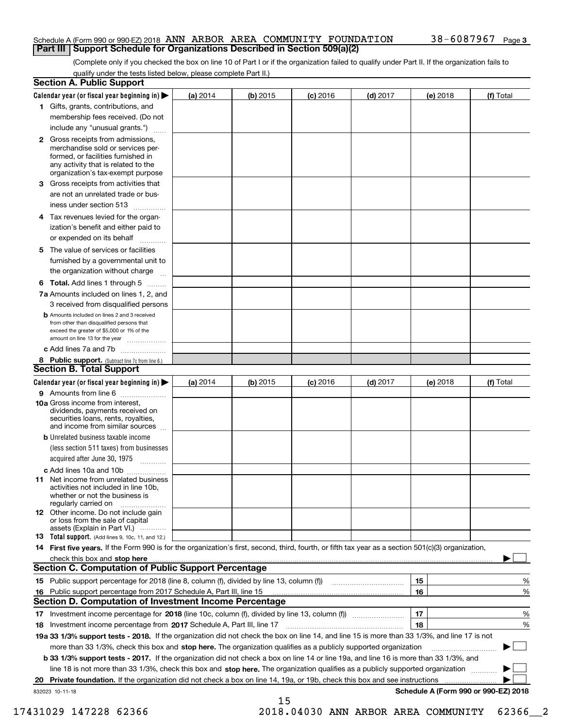Schedule A (Form 990 or 990-EZ) 2018 ANN ARBOR AREA COMMUNITY FOUNDATION 38-6087967 Page 3

**Part III Support Schedule for Organizations Described in Section 509(a)(2)**

(Complete only if you checked the box on line 10 of Part I or if the organization failed to qualify under Part II. If the organization fails to qualify under the tests listed below, please complete Part II.)

## Section A. Public Support

| Calendar year (or fiscal year beginning in) ▶ | (a) 2014 | (b) 2015 | (c) 2016 | (d) 2017 | (e) 2018 | (f) Total |
|---|---|---|---|---|---|---|
| 1 Gifts, grants, contributions, and membership fees received. (Do not include any "unusual grants.") | | | | | | |
| 2 Gross receipts from admissions, merchandise sold or services performed, or facilities furnished in any activity that is related to the organization's tax-exempt purpose | | | | | | |
| 3 Gross receipts from activities that are not an unrelated trade or business under section 513 | | | | | | |
| 4 Tax revenues levied for the organization's benefit and either paid to or expended on its behalf | | | | | | |
| 5 The value of services or facilities furnished by a governmental unit to the organization without charge | | | | | | |
| 6 **Total.** Add lines 1 through 5 | | | | | | |
| 7a Amounts included on lines 1, 2, and 3 received from disqualified persons | | | | | | |
| b Amounts included on lines 2 and 3 received from other than disqualified persons that exceed the greater of $5,000 or 1% of the amount on line 13 for the year | | | | | | |
| c Add lines 7a and 7b | | | | | | |
| 8 **Public support.** (Subtract line 7c from line 6.) | | | | | | |

## Section B. Total Support

| Calendar year (or fiscal year beginning in) ▶ | (a) 2014 | (b) 2015 | (c) 2016 | (d) 2017 | (e) 2018 | (f) Total |
|---|---|---|---|---|---|---|
| 9 Amounts from line 6 | | | | | | |
| 10a Gross income from interest, dividends, payments received on securities loans, rents, royalties, and income from similar sources | | | | | | |
| b Unrelated business taxable income (less section 511 taxes) from businesses acquired after June 30, 1975 | | | | | | |
| c Add lines 10a and 10b | | | | | | |
| 11 Net income from unrelated business activities not included in line 10b, whether or not the business is regularly carried on | | | | | | |
| 12 Other income. Do not include gain or loss from the sale of capital assets (Explain in Part VI.) | | | | | | |
| 13 **Total support.** (Add lines 9, 10c, 11, and 12.) | | | | | | |

14 **First five years.** If the Form 990 is for the organization's first, second, third, fourth, or fifth tax year as a section 501(c)(3) organization, check this box and **stop here** ▶ ☐

## Section C. Computation of Public Support Percentage

| | | |
|---|---|---|
| 15 Public support percentage for 2018 (line 8, column (f), divided by line 13, column (f)) | 15 | % |
| 16 Public support percentage from 2017 Schedule A, Part III, line 15 | 16 | % |

## Section D. Computation of Investment Income Percentage

| | | |
|---|---|---|
| 17 Investment income percentage for **2018** (line 10c, column (f), divided by line 13, column (f)) | 17 | % |
| 18 Investment income percentage from **2017** Schedule A, Part III, line 17 | 18 | % |

**19a 33 1/3% support tests - 2018.** If the organization did not check the box on line 14, and line 15 is more than 33 1/3%, and line 17 is not more than 33 1/3%, check this box and **stop here.** The organization qualifies as a publicly supported organization ▶ ☐

**b 33 1/3% support tests - 2017.** If the organization did not check a box on line 14 or line 19a, and line 16 is more than 33 1/3%, and line 18 is not more than 33 1/3%, check this box and **stop here.** The organization qualifies as a publicly supported organization ▶ ☐

**20 Private foundation.** If the organization did not check a box on line 14, 19a, or 19b, check this box and see instructions ▶ ☐

832023 10-11-18 **Schedule A (Form 990 or 990-EZ) 2018**

17431029 147228 62366 2018.04030 ANN ARBOR AREA COMMUNITY 62366__2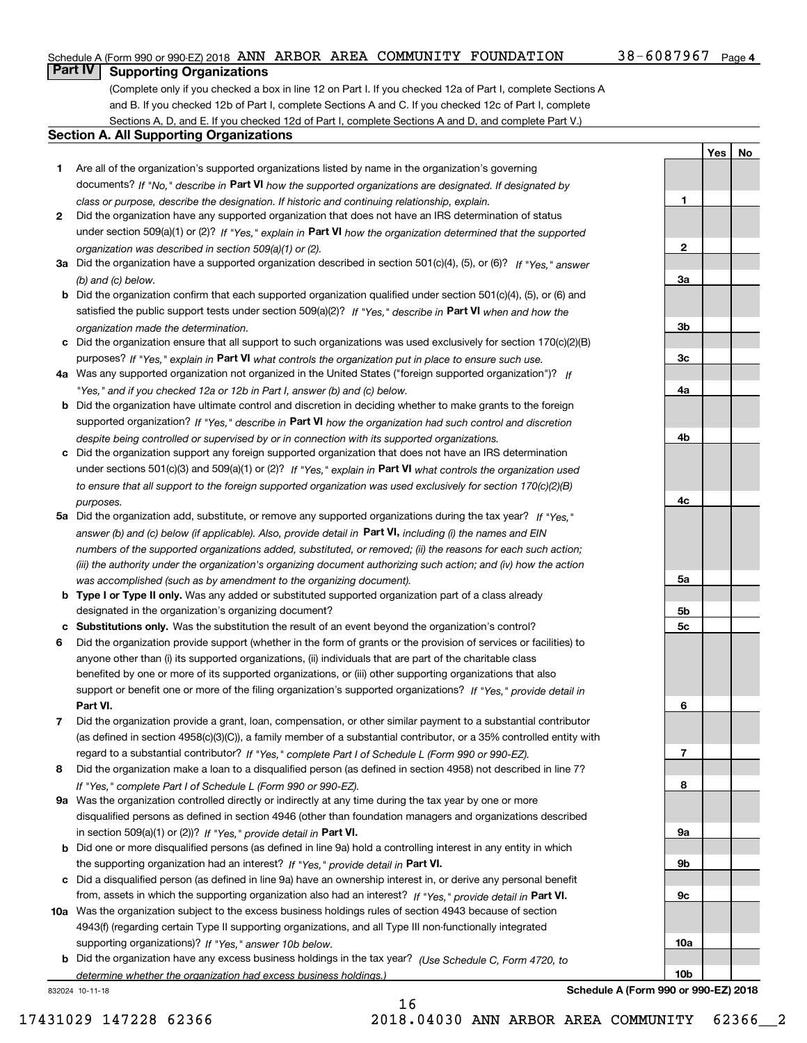Schedule A (Form 990 or 990-EZ) 2018 ANN ARBOR AREA COMMUNITY FOUNDATION 38-6087967 Page 4

## Part IV Supporting Organizations

(Complete only if you checked a box in line 12 on Part I. If you checked 12a of Part I, complete Sections A and B. If you checked 12b of Part I, complete Sections A and C. If you checked 12c of Part I, complete Sections A, D, and E. If you checked 12d of Part I, complete Sections A and D, and complete Part V.)

### Section A. All Supporting Organizations

| | | | Yes | No |
|---|---|---|---|---|
| **1** | Are all of the organization's supported organizations listed by name in the organization's governing documents? *If "No," describe in* **Part VI** *how the supported organizations are designated. If designated by class or purpose, describe the designation. If historic and continuing relationship, explain.* | **1** | | |
| **2** | Did the organization have any supported organization that does not have an IRS determination of status under section 509(a)(1) or (2)? *If "Yes," explain in* **Part VI** *how the organization determined that the supported organization was described in section 509(a)(1) or (2).* | **2** | | |
| **3a** | Did the organization have a supported organization described in section 501(c)(4), (5), or (6)? *If "Yes," answer (b) and (c) below.* | **3a** | | |
| **b** | Did the organization confirm that each supported organization qualified under section 501(c)(4), (5), or (6) and satisfied the public support tests under section 509(a)(2)? *If "Yes," describe in* **Part VI** *when and how the organization made the determination.* | **3b** | | |
| **c** | Did the organization ensure that all support to such organizations was used exclusively for section 170(c)(2)(B) purposes? *If "Yes," explain in* **Part VI** *what controls the organization put in place to ensure such use.* | **3c** | | |
| **4a** | Was any supported organization not organized in the United States ("foreign supported organization")? *If "Yes," and if you checked 12a or 12b in Part I, answer (b) and (c) below.* | **4a** | | |
| **b** | Did the organization have ultimate control and discretion in deciding whether to make grants to the foreign supported organization? *If "Yes," describe in* **Part VI** *how the organization had such control and discretion despite being controlled or supervised by or in connection with its supported organizations.* | **4b** | | |
| **c** | Did the organization support any foreign supported organization that does not have an IRS determination under sections 501(c)(3) and 509(a)(1) or (2)? *If "Yes," explain in* **Part VI** *what controls the organization used to ensure that all support to the foreign supported organization was used exclusively for section 170(c)(2)(B) purposes.* | **4c** | | |
| **5a** | Did the organization add, substitute, or remove any supported organizations during the tax year? *If "Yes," answer (b) and (c) below (if applicable). Also, provide detail in* **Part VI,** *including (i) the names and EIN numbers of the supported organizations added, substituted, or removed; (ii) the reasons for each such action; (iii) the authority under the organization's organizing document authorizing such action; and (iv) how the action was accomplished (such as by amendment to the organizing document).* | **5a** | | |
| **b** | **Type I or Type II only.** Was any added or substituted supported organization part of a class already designated in the organization's organizing document? | **5b** | | |
| **c** | **Substitutions only.** Was the substitution the result of an event beyond the organization's control? | **5c** | | |
| **6** | Did the organization provide support (whether in the form of grants or the provision of services or facilities) to anyone other than (i) its supported organizations, (ii) individuals that are part of the charitable class benefited by one or more of its supported organizations, or (iii) other supporting organizations that also support or benefit one or more of the filing organization's supported organizations? *If "Yes," provide detail in* **Part VI.** | **6** | | |
| **7** | Did the organization provide a grant, loan, compensation, or other similar payment to a substantial contributor (as defined in section 4958(c)(3)(C)), a family member of a substantial contributor, or a 35% controlled entity with regard to a substantial contributor? *If "Yes," complete Part I of Schedule L (Form 990 or 990-EZ).* | **7** | | |
| **8** | Did the organization make a loan to a disqualified person (as defined in section 4958) not described in line 7? *If "Yes," complete Part I of Schedule L (Form 990 or 990-EZ).* | **8** | | |
| **9a** | Was the organization controlled directly or indirectly at any time during the tax year by one or more disqualified persons as defined in section 4946 (other than foundation managers and organizations described in section 509(a)(1) or (2))? *If "Yes," provide detail in* **Part VI.** | **9a** | | |
| **b** | Did one or more disqualified persons (as defined in line 9a) hold a controlling interest in any entity in which the supporting organization had an interest? *If "Yes," provide detail in* **Part VI.** | **9b** | | |
| **c** | Did a disqualified person (as defined in line 9a) have an ownership interest in, or derive any personal benefit from, assets in which the supporting organization also had an interest? *If "Yes," provide detail in* **Part VI.** | **9c** | | |
| **10a** | Was the organization subject to the excess business holdings rules of section 4943 because of section 4943(f) (regarding certain Type II supporting organizations, and all Type III non-functionally integrated supporting organizations)? *If "Yes," answer 10b below.* | **10a** | | |
| **b** | Did the organization have any excess business holdings in the tax year? *(Use Schedule C, Form 4720, to determine whether the organization had excess business holdings.)* | **10b** | | |

832024 10-11-18 **Schedule A (Form 990 or 990-EZ) 2018**

17431029 147228 62366 2018.04030 ANN ARBOR AREA COMMUNITY 62366__2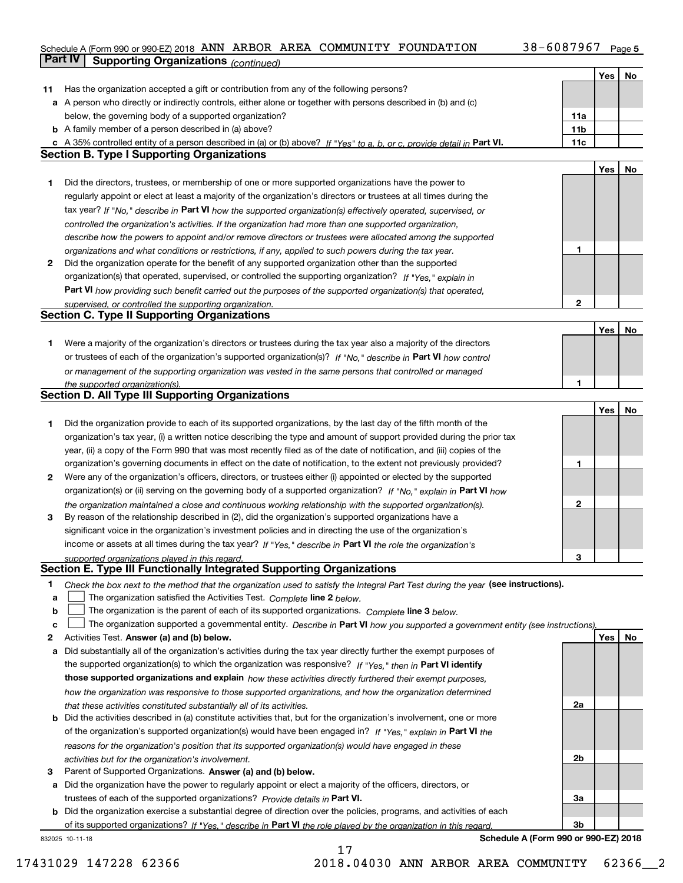Schedule A (Form 990 or 990-EZ) 2018 ANN ARBOR AREA COMMUNITY FOUNDATION 38-6087967 Page **5**

**Part IV | Supporting Organizations** *(continued)*

| | | | Yes | No |
|---|---|---|---|---|
| **11** | Has the organization accepted a gift or contribution from any of the following persons? | | | |
| **a** | A person who directly or indirectly controls, either alone or together with persons described in (b) and (c) below, the governing body of a supported organization? | **11a** | | |
| **b** | A family member of a person described in (a) above? | **11b** | | |
| **c** | A 35% controlled entity of a person described in (a) or (b) above? *If "Yes" to a, b, or c, provide detail in* **Part VI.** | **11c** | | |

**Section B. Type I Supporting Organizations**

| | | | Yes | No |
|---|---|---|---|---|
| **1** | Did the directors, trustees, or membership of one or more supported organizations have the power to regularly appoint or elect at least a majority of the organization's directors or trustees at all times during the tax year? *If "No," describe in* **Part VI** *how the supported organization(s) effectively operated, supervised, or controlled the organization's activities. If the organization had more than one supported organization, describe how the powers to appoint and/or remove directors or trustees were allocated among the supported organizations and what conditions or restrictions, if any, applied to such powers during the tax year.* | **1** | | |
| **2** | Did the organization operate for the benefit of any supported organization other than the supported organization(s) that operated, supervised, or controlled the supporting organization? *If "Yes," explain in* **Part VI** *how providing such benefit carried out the purposes of the supported organization(s) that operated, supervised, or controlled the supporting organization.* | **2** | | |

**Section C. Type II Supporting Organizations**

| | | | Yes | No |
|---|---|---|---|---|
| **1** | Were a majority of the organization's directors or trustees during the tax year also a majority of the directors or trustees of each of the organization's supported organization(s)? *If "No," describe in* **Part VI** *how control or management of the supporting organization was vested in the same persons that controlled or managed the supported organization(s).* | **1** | | |

**Section D. All Type III Supporting Organizations**

| | | | Yes | No |
|---|---|---|---|---|
| **1** | Did the organization provide to each of its supported organizations, by the last day of the fifth month of the organization's tax year, (i) a written notice describing the type and amount of support provided during the prior tax year, (ii) a copy of the Form 990 that was most recently filed as of the date of notification, and (iii) copies of the organization's governing documents in effect on the date of notification, to the extent not previously provided? | **1** | | |
| **2** | Were any of the organization's officers, directors, or trustees either (i) appointed or elected by the supported organization(s) or (ii) serving on the governing body of a supported organization? *If "No," explain in* **Part VI** *how the organization maintained a close and continuous working relationship with the supported organization(s).* | **2** | | |
| **3** | By reason of the relationship described in (2), did the organization's supported organizations have a significant voice in the organization's investment policies and in directing the use of the organization's income or assets at all times during the tax year? *If "Yes," describe in* **Part VI** *the role the organization's supported organizations played in this regard.* | **3** | | |

**Section E. Type III Functionally Integrated Supporting Organizations**

**1** *Check the box next to the method that the organization used to satisfy the Integral Part Test during the year* **(see instructions).**

**a** ☐ The organization satisfied the Activities Test. *Complete* **line 2** *below.*

**b** ☐ The organization is the parent of each of its supported organizations. *Complete* **line 3** *below.*

**c** ☐ The organization supported a governmental entity. *Describe in* **Part VI** *how you supported a government entity (see instructions).*

| | | | Yes | No |
|---|---|---|---|---|
| **2** | Activities Test. **Answer (a) and (b) below.** | | | |
| **a** | Did substantially all of the organization's activities during the tax year directly further the exempt purposes of the supported organization(s) to which the organization was responsive? *If "Yes," then in* **Part VI identify those supported organizations and explain** *how these activities directly furthered their exempt purposes, how the organization was responsive to those supported organizations, and how the organization determined that these activities constituted substantially all of its activities.* | **2a** | | |
| **b** | Did the activities described in (a) constitute activities that, but for the organization's involvement, one or more of the organization's supported organization(s) would have been engaged in? *If "Yes," explain in* **Part VI** *the reasons for the organization's position that its supported organization(s) would have engaged in these activities but for the organization's involvement.* | **2b** | | |
| **3** | Parent of Supported Organizations. **Answer (a) and (b) below.** | | | |
| **a** | Did the organization have the power to regularly appoint or elect a majority of the officers, directors, or trustees of each of the supported organizations? *Provide details in* **Part VI.** | **3a** | | |
| **b** | Did the organization exercise a substantial degree of direction over the policies, programs, and activities of each of its supported organizations? *If "Yes," describe in* **Part VI** *the role played by the organization in this regard.* | **3b** | | |

832025 10-11-18 **Schedule A (Form 990 or 990-EZ) 2018**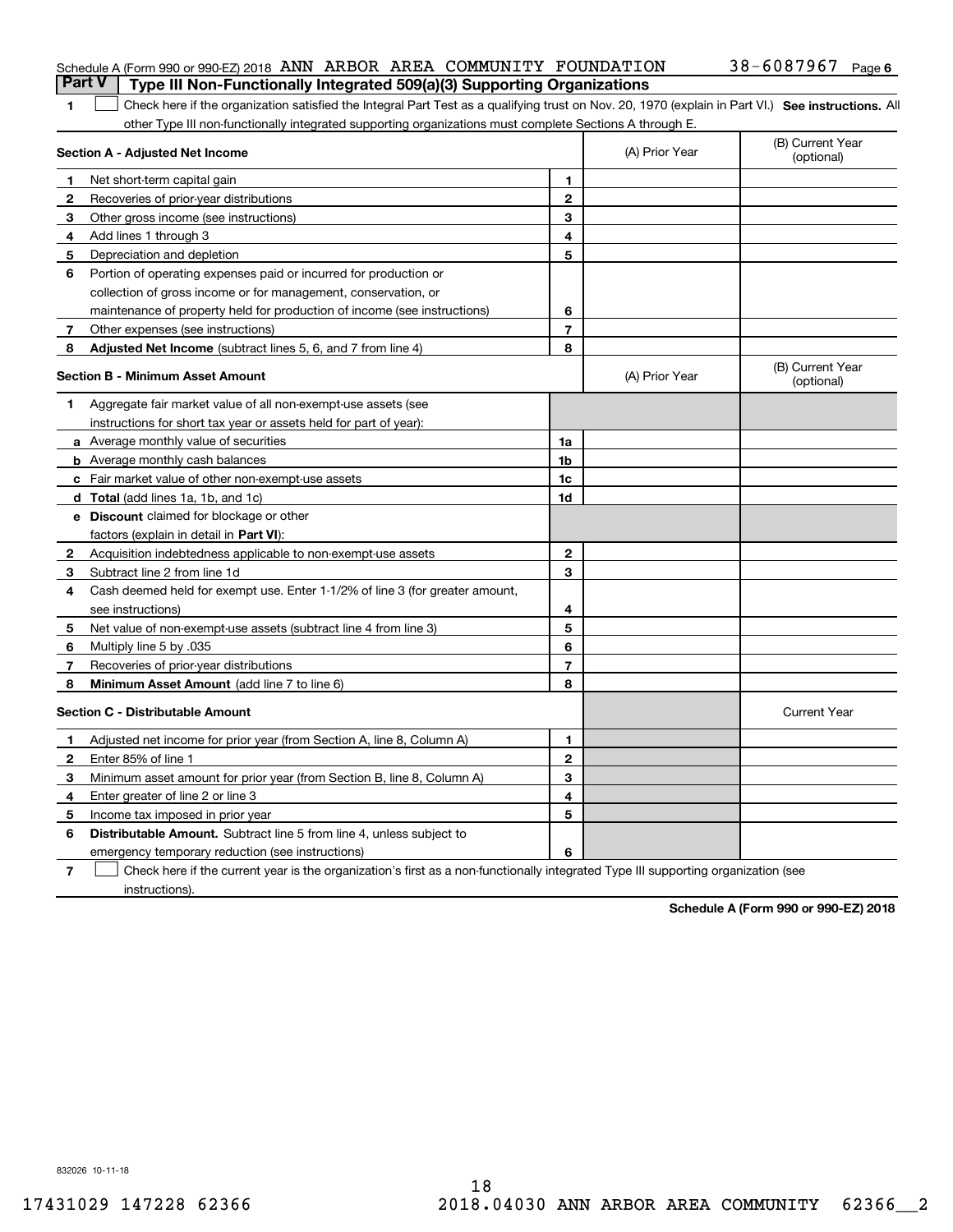Schedule A (Form 990 or 990-EZ) 2018 ANN ARBOR AREA COMMUNITY FOUNDATION 38-6087967 Page 6

**Part V** | **Type III Non-Functionally Integrated 509(a)(3) Supporting Organizations**

1 ☐ Check here if the organization satisfied the Integral Part Test as a qualifying trust on Nov. 20, 1970 (explain in Part VI.) **See instructions.** All other Type III non-functionally integrated supporting organizations must complete Sections A through E.

| **Section A - Adjusted Net Income** | | | (A) Prior Year | (B) Current Year (optional) |
|---|---|---|---|---|
| **1** | Net short-term capital gain | 1 | | |
| **2** | Recoveries of prior-year distributions | 2 | | |
| **3** | Other gross income (see instructions) | 3 | | |
| **4** | Add lines 1 through 3 | 4 | | |
| **5** | Depreciation and depletion | 5 | | |
| **6** | Portion of operating expenses paid or incurred for production or collection of gross income or for management, conservation, or maintenance of property held for production of income (see instructions) | 6 | | |
| **7** | Other expenses (see instructions) | 7 | | |
| **8** | **Adjusted Net Income** (subtract lines 5, 6, and 7 from line 4) | 8 | | |

| **Section B - Minimum Asset Amount** | | | (A) Prior Year | (B) Current Year (optional) |
|---|---|---|---|---|
| **1** | Aggregate fair market value of all non-exempt-use assets (see instructions for short tax year or assets held for part of year): | | | |
| **a** | Average monthly value of securities | 1a | | |
| **b** | Average monthly cash balances | 1b | | |
| **c** | Fair market value of other non-exempt-use assets | 1c | | |
| **d** | **Total** (add lines 1a, 1b, and 1c) | 1d | | |
| **e** | **Discount** claimed for blockage or other factors (explain in detail in **Part VI**): | | | |
| **2** | Acquisition indebtedness applicable to non-exempt-use assets | 2 | | |
| **3** | Subtract line 2 from line 1d | 3 | | |
| **4** | Cash deemed held for exempt use. Enter 1-1/2% of line 3 (for greater amount, see instructions) | 4 | | |
| **5** | Net value of non-exempt-use assets (subtract line 4 from line 3) | 5 | | |
| **6** | Multiply line 5 by .035 | 6 | | |
| **7** | Recoveries of prior-year distributions | 7 | | |
| **8** | **Minimum Asset Amount** (add line 7 to line 6) | 8 | | |

| **Section C - Distributable Amount** | | | | Current Year |
|---|---|---|---|---|
| **1** | Adjusted net income for prior year (from Section A, line 8, Column A) | 1 | | |
| **2** | Enter 85% of line 1 | 2 | | |
| **3** | Minimum asset amount for prior year (from Section B, line 8, Column A) | 3 | | |
| **4** | Enter greater of line 2 or line 3 | 4 | | |
| **5** | Income tax imposed in prior year | 5 | | |
| **6** | **Distributable Amount.** Subtract line 5 from line 4, unless subject to emergency temporary reduction (see instructions) | 6 | | |

7 ☐ Check here if the current year is the organization's first as a non-functionally integrated Type III supporting organization (see instructions).

**Schedule A (Form 990 or 990-EZ) 2018**

832026 10-11-18

17431029 147228 62366 2018.04030 ANN ARBOR AREA COMMUNITY 62366__2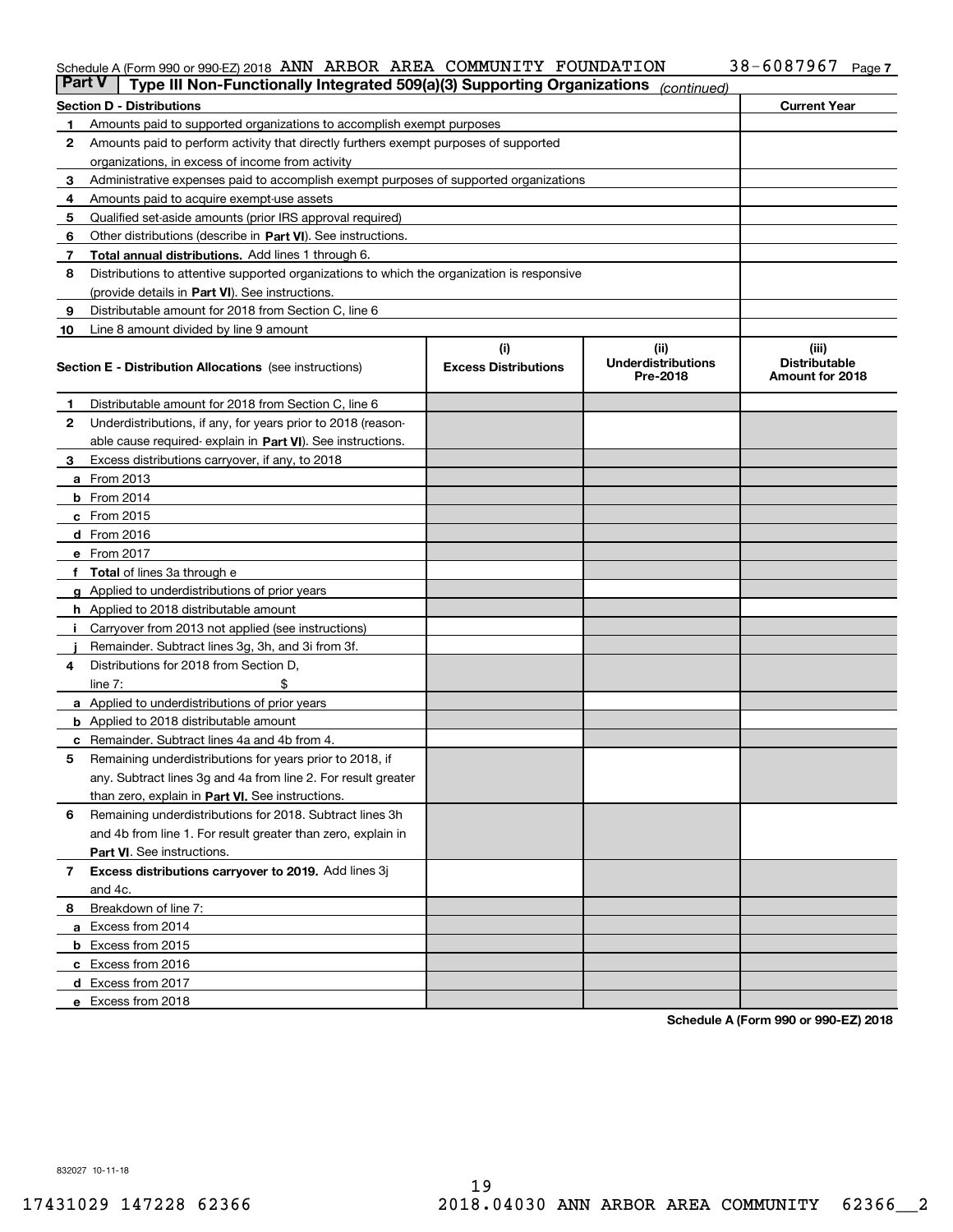Schedule A (Form 990 or 990-EZ) 2018 ANN ARBOR AREA COMMUNITY FOUNDATION 38-6087967 Page 7

**Part V | Type III Non-Functionally Integrated 509(a)(3) Supporting Organizations** *(continued)*

| Section D - Distributions | | Current Year |
|---|---|---|
| 1 | Amounts paid to supported organizations to accomplish exempt purposes | |
| 2 | Amounts paid to perform activity that directly furthers exempt purposes of supported organizations, in excess of income from activity | |
| 3 | Administrative expenses paid to accomplish exempt purposes of supported organizations | |
| 4 | Amounts paid to acquire exempt-use assets | |
| 5 | Qualified set-aside amounts (prior IRS approval required) | |
| 6 | Other distributions (describe in **Part VI**). See instructions. | |
| 7 | **Total annual distributions.** Add lines 1 through 6. | |
| 8 | Distributions to attentive supported organizations to which the organization is responsive (provide details in **Part VI**). See instructions. | |
| 9 | Distributable amount for 2018 from Section C, line 6 | |
| 10 | Line 8 amount divided by line 9 amount | |

| Section E - Distribution Allocations (see instructions) | | (i) Excess Distributions | (ii) Underdistributions Pre-2018 | (iii) Distributable Amount for 2018 |
|---|---|---|---|---|
| 1 | Distributable amount for 2018 from Section C, line 6 | | | |
| 2 | Underdistributions, if any, for years prior to 2018 (reasonable cause required- explain in **Part VI**). See instructions. | | | |
| 3 | Excess distributions carryover, if any, to 2018 | | | |
| a | From 2013 | | | |
| b | From 2014 | | | |
| c | From 2015 | | | |
| d | From 2016 | | | |
| e | From 2017 | | | |
| f | **Total** of lines 3a through e | | | |
| g | Applied to underdistributions of prior years | | | |
| h | Applied to 2018 distributable amount | | | |
| i | Carryover from 2013 not applied (see instructions) | | | |
| j | Remainder. Subtract lines 3g, 3h, and 3i from 3f. | | | |
| 4 | Distributions for 2018 from Section D, line 7: $ | | | |
| a | Applied to underdistributions of prior years | | | |
| b | Applied to 2018 distributable amount | | | |
| c | Remainder. Subtract lines 4a and 4b from 4. | | | |
| 5 | Remaining underdistributions for years prior to 2018, if any. Subtract lines 3g and 4a from line 2. For result greater than zero, explain in **Part VI.** See instructions. | | | |
| 6 | Remaining underdistributions for 2018. Subtract lines 3h and 4b from line 1. For result greater than zero, explain in **Part VI**. See instructions. | | | |
| 7 | **Excess distributions carryover to 2019.** Add lines 3j and 4c. | | | |
| 8 | Breakdown of line 7: | | | |
| a | Excess from 2014 | | | |
| b | Excess from 2015 | | | |
| c | Excess from 2016 | | | |
| d | Excess from 2017 | | | |
| e | Excess from 2018 | | | |

**Schedule A (Form 990 or 990-EZ) 2018**

832027 10-11-18

17431029 147228 62366 2018.04030 ANN ARBOR AREA COMMUNITY 62366__2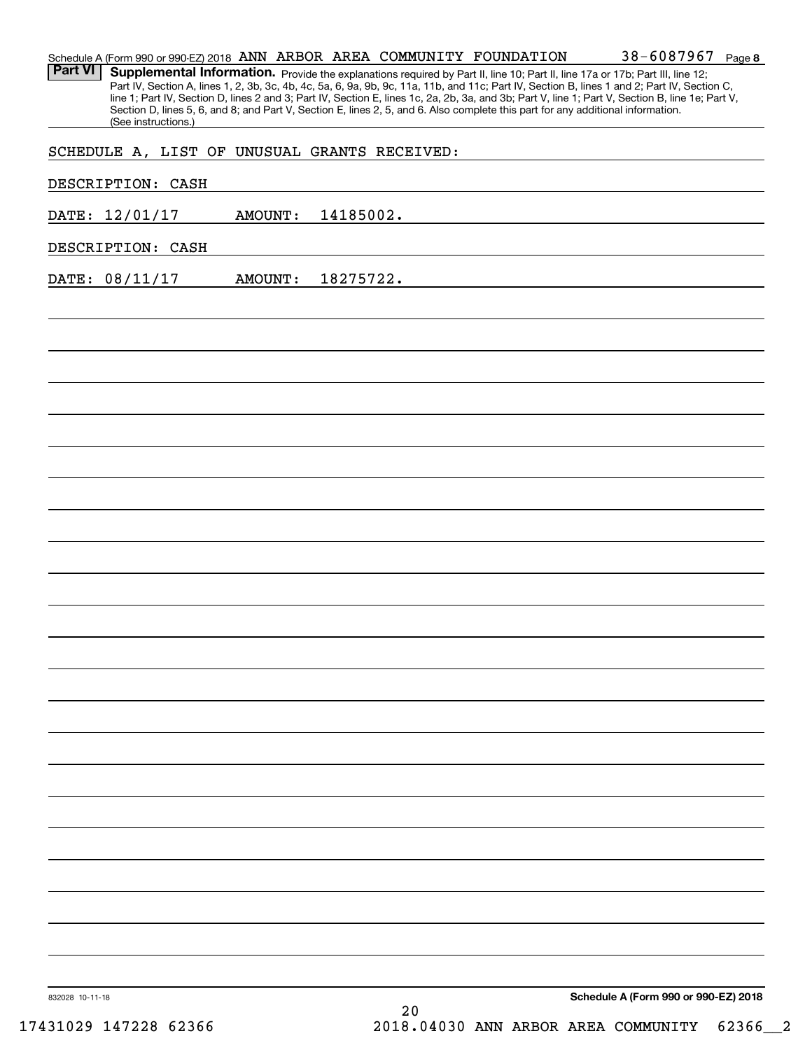Schedule A (Form 990 or 990-EZ) 2018 ANN ARBOR AREA COMMUNITY FOUNDATION 38-6087967 Page 8

**Part VI** **Supplemental Information.** Provide the explanations required by Part II, line 10; Part II, line 17a or 17b; Part III, line 12; Part IV, Section A, lines 1, 2, 3b, 3c, 4b, 4c, 5a, 6, 9a, 9b, 9c, 11a, 11b, and 11c; Part IV, Section B, lines 1 and 2; Part IV, Section C, line 1; Part IV, Section D, lines 2 and 3; Part IV, Section E, lines 1c, 2a, 2b, 3a, and 3b; Part V, line 1; Part V, Section B, line 1e; Part V, Section D, lines 5, 6, and 8; and Part V, Section E, lines 2, 5, and 6. Also complete this part for any additional information. (See instructions.)

SCHEDULE A, LIST OF UNUSUAL GRANTS RECEIVED:

DESCRIPTION: CASH

DATE: 12/01/17 AMOUNT: 14185002.

DESCRIPTION: CASH

DATE: 08/11/17 AMOUNT: 18275722.

832028 10-11-18

**Schedule A (Form 990 or 990-EZ) 2018**

17431029 147228 62366 2018.04030 ANN ARBOR AREA COMMUNITY 62366__2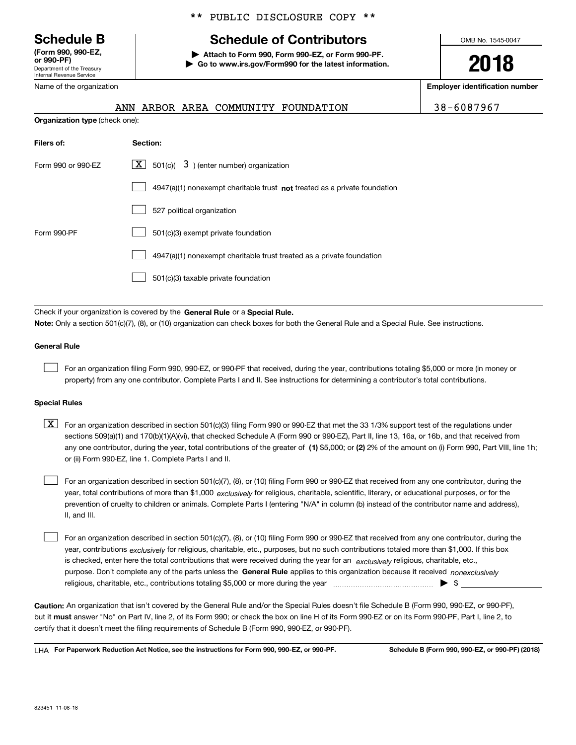** PUBLIC DISCLOSURE COPY **

# Schedule B

**(Form 990, 990-EZ, or 990-PF)**
Department of the Treasury
Internal Revenue Service

## Schedule of Contributors

**▶ Attach to Form 990, Form 990-EZ, or Form 990-PF.**
**▶ Go to www.irs.gov/Form990 for the latest information.**

OMB No. 1545-0047

**2018**

| Name of the organization | Employer identification number |
|---|---|
| ANN ARBOR AREA COMMUNITY FOUNDATION | 38-6087967 |

**Organization type** (check one):

| Filers of: | Section: |
|---|---|
| Form 990 or 990-EZ | [X] 501(c)( 3 ) (enter number) organization |
| | [ ] 4947(a)(1) nonexempt charitable trust **not** treated as a private foundation |
| | [ ] 527 political organization |
| Form 990-PF | [ ] 501(c)(3) exempt private foundation |
| | [ ] 4947(a)(1) nonexempt charitable trust treated as a private foundation |
| | [ ] 501(c)(3) taxable private foundation |

Check if your organization is covered by the **General Rule** or a **Special Rule.**

**Note:** Only a section 501(c)(7), (8), or (10) organization can check boxes for both the General Rule and a Special Rule. See instructions.

### General Rule

[ ] For an organization filing Form 990, 990-EZ, or 990-PF that received, during the year, contributions totaling $5,000 or more (in money or property) from any one contributor. Complete Parts I and II. See instructions for determining a contributor's total contributions.

### Special Rules

[X] For an organization described in section 501(c)(3) filing Form 990 or 990-EZ that met the 33 1/3% support test of the regulations under sections 509(a)(1) and 170(b)(1)(A)(vi), that checked Schedule A (Form 990 or 990-EZ), Part II, line 13, 16a, or 16b, and that received from any one contributor, during the year, total contributions of the greater of **(1)** $5,000; or **(2)** 2% of the amount on (i) Form 990, Part VIII, line 1h; or (ii) Form 990-EZ, line 1. Complete Parts I and II.

[ ] For an organization described in section 501(c)(7), (8), or (10) filing Form 990 or 990-EZ that received from any one contributor, during the year, total contributions of more than $1,000 *exclusively* for religious, charitable, scientific, literary, or educational purposes, or for the prevention of cruelty to children or animals. Complete Parts I (entering "N/A" in column (b) instead of the contributor name and address), II, and III.

[ ] For an organization described in section 501(c)(7), (8), or (10) filing Form 990 or 990-EZ that received from any one contributor, during the year, contributions *exclusively* for religious, charitable, etc., purposes, but no such contributions totaled more than $1,000. If this box is checked, enter here the total contributions that were received during the year for an *exclusively* religious, charitable, etc., purpose. Don't complete any of the parts unless the **General Rule** applies to this organization because it received *nonexclusively* religious, charitable, etc., contributions totaling $5,000 or more during the year ▶ $

**Caution:** An organization that isn't covered by the General Rule and/or the Special Rules doesn't file Schedule B (Form 990, 990-EZ, or 990-PF), but it **must** answer "No" on Part IV, line 2, of its Form 990; or check the box on line H of its Form 990-EZ or on its Form 990-PF, Part I, line 2, to certify that it doesn't meet the filing requirements of Schedule B (Form 990, 990-EZ, or 990-PF).

LHA **For Paperwork Reduction Act Notice, see the instructions for Form 990, 990-EZ, or 990-PF.** **Schedule B (Form 990, 990-EZ, or 990-PF) (2018)**

823451 11-08-18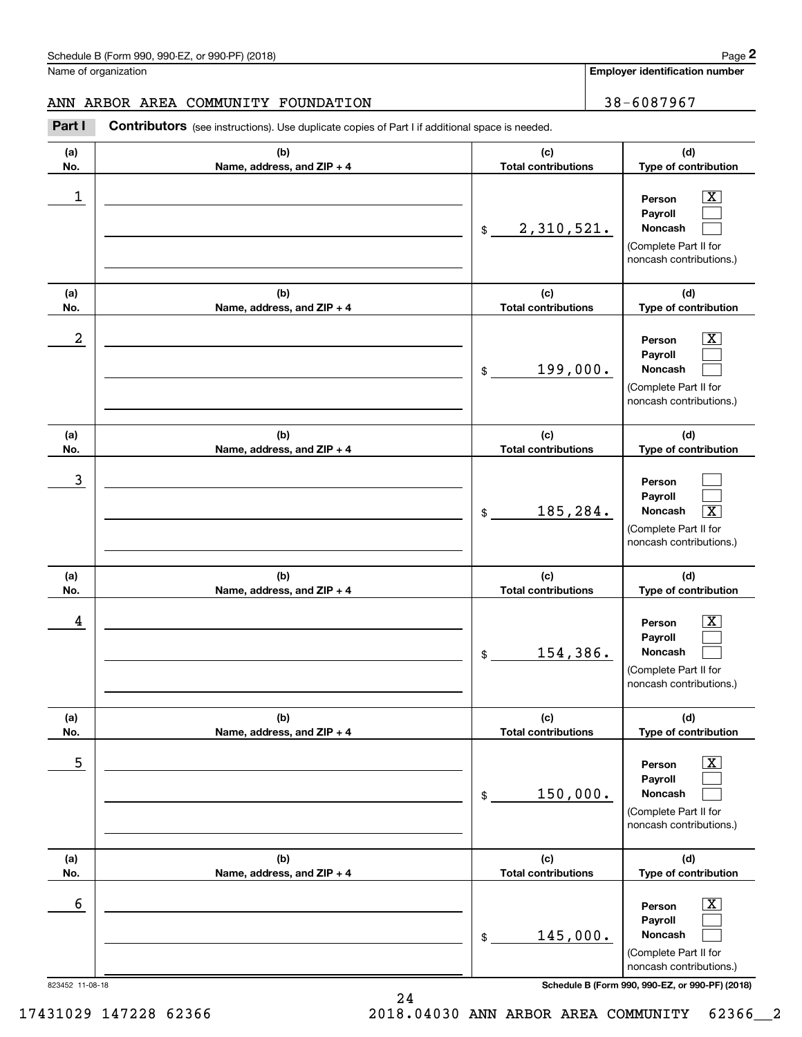Schedule B (Form 990, 990-EZ, or 990-PF) (2018)

Name of organization: ANN ARBOR AREA COMMUNITY FOUNDATION

Employer identification number: 38-6087967

**Part I** **Contributors** (see instructions). Use duplicate copies of Part I if additional space is needed.

| (a) No. | (b) Name, address, and ZIP + 4 | (c) Total contributions | (d) Type of contribution |
|---|---|---|---|
| 1 | | $ 2,310,521. | Person [X] Payroll [ ] Noncash [ ] (Complete Part II for noncash contributions.) |
| 2 | | $ 199,000. | Person [X] Payroll [ ] Noncash [ ] (Complete Part II for noncash contributions.) |
| 3 | | $ 185,284. | Person [ ] Payroll [ ] Noncash [X] (Complete Part II for noncash contributions.) |
| 4 | | $ 154,386. | Person [X] Payroll [ ] Noncash [ ] (Complete Part II for noncash contributions.) |
| 5 | | $ 150,000. | Person [X] Payroll [ ] Noncash [ ] (Complete Part II for noncash contributions.) |
| 6 | | $ 145,000. | Person [X] Payroll [ ] Noncash [ ] (Complete Part II for noncash contributions.) |

823452 11-08-18

Schedule B (Form 990, 990-EZ, or 990-PF) (2018)

17431029 147228 62366 2018.04030 ANN ARBOR AREA COMMUNITY 62366__2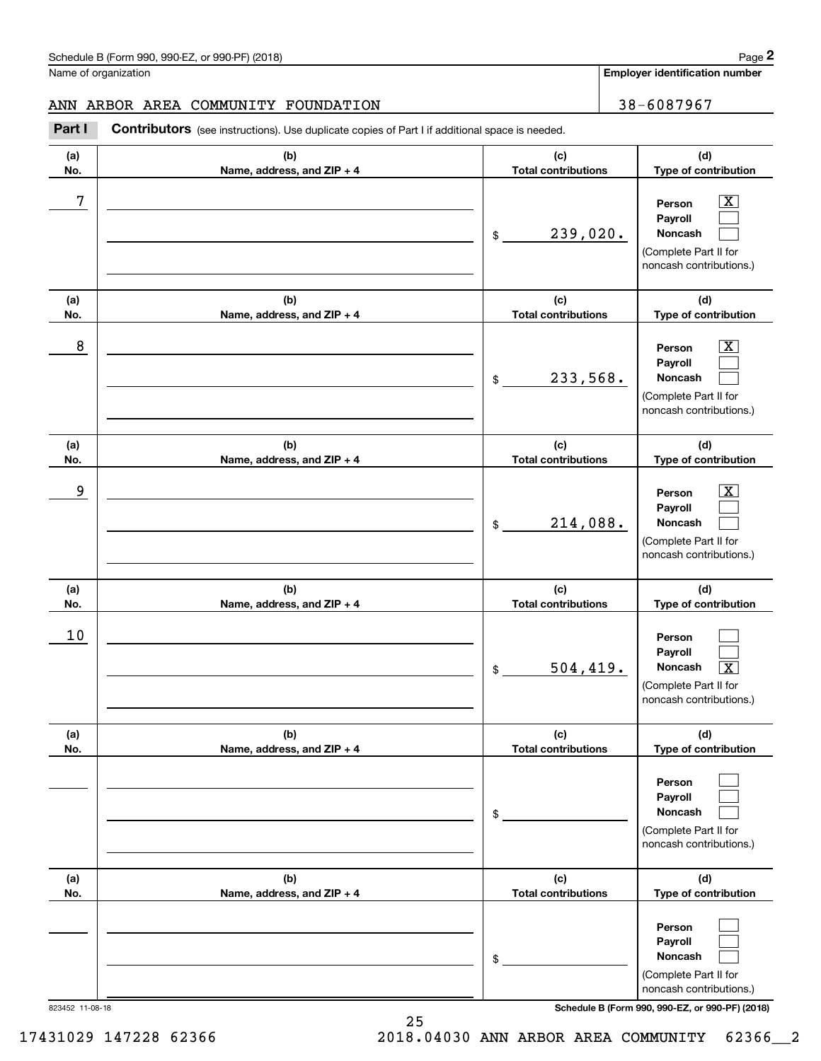Schedule B (Form 990, 990-EZ, or 990-PF) (2018)

Name of organization: ANN ARBOR AREA COMMUNITY FOUNDATION

Employer identification number: 38-6087967

**Part I** **Contributors** (see instructions). Use duplicate copies of Part I if additional space is needed.

| (a) No. | (b) Name, address, and ZIP + 4 | (c) Total contributions | (d) Type of contribution |
|---|---|---|---|
| 7 | | $ 239,020. | Person [X] Payroll [ ] Noncash [ ] (Complete Part II for noncash contributions.) |
| 8 | | $ 233,568. | Person [X] Payroll [ ] Noncash [ ] (Complete Part II for noncash contributions.) |
| 9 | | $ 214,088. | Person [X] Payroll [ ] Noncash [ ] (Complete Part II for noncash contributions.) |
| 10 | | $ 504,419. | Person [ ] Payroll [ ] Noncash [X] (Complete Part II for noncash contributions.) |
| | | $ | Person [ ] Payroll [ ] Noncash [ ] (Complete Part II for noncash contributions.) |
| | | $ | Person [ ] Payroll [ ] Noncash [ ] (Complete Part II for noncash contributions.) |

823452 11-08-18

17431029 147228 62366 2018.04030 ANN ARBOR AREA COMMUNITY 62366__2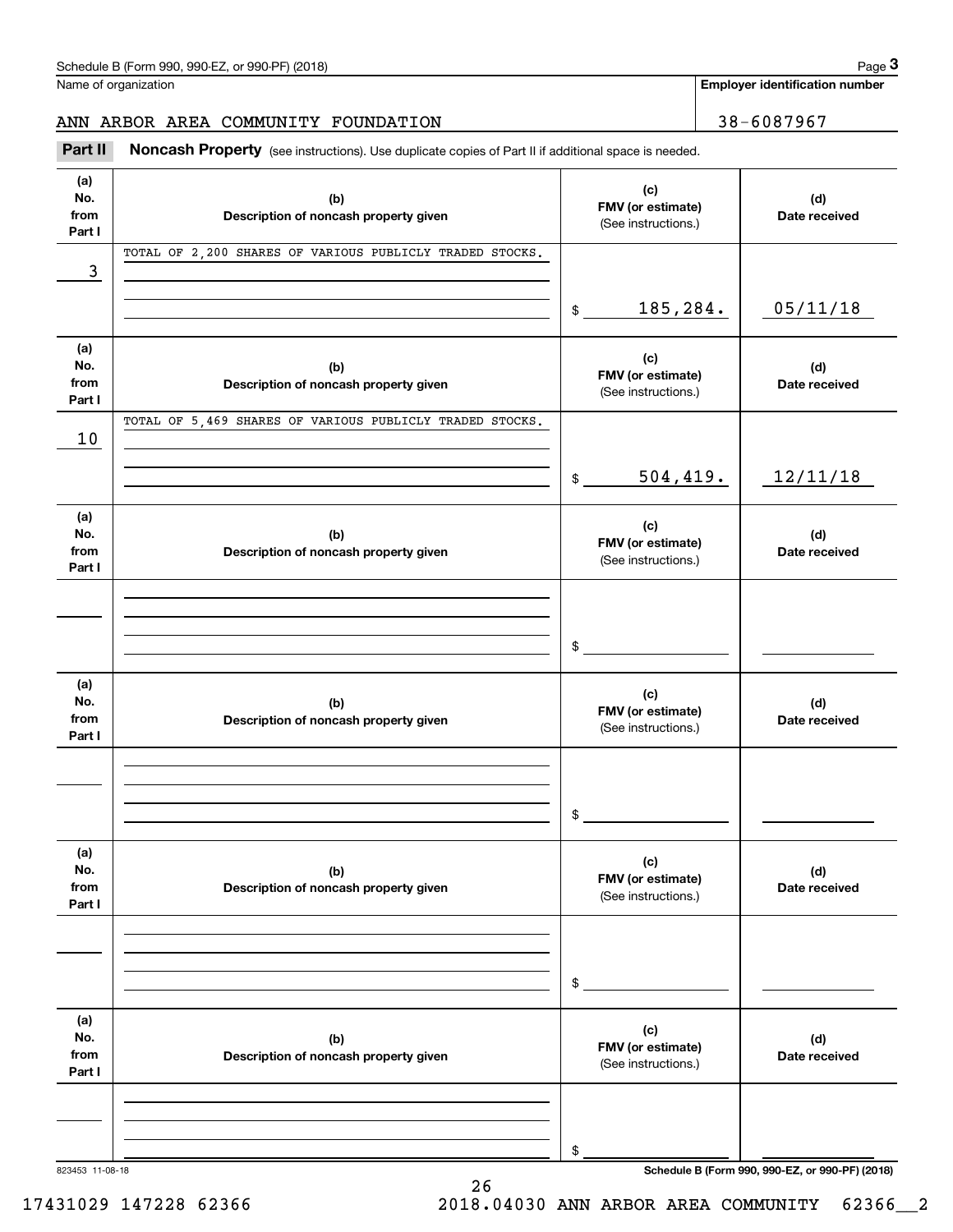Name of organization

ANN ARBOR AREA COMMUNITY FOUNDATION

**Employer identification number**

38-6087967

**Part II** **Noncash Property** (see instructions). Use duplicate copies of Part II if additional space is needed.

| (a) No. from Part I | (b) Description of noncash property given | (c) FMV (or estimate) (See instructions.) | (d) Date received |
|---|---|---|---|
| 3 | TOTAL OF 2,200 SHARES OF VARIOUS PUBLICLY TRADED STOCKS. | $ 185,284. | 05/11/18 |
| 10 | TOTAL OF 5,469 SHARES OF VARIOUS PUBLICLY TRADED STOCKS. | $ 504,419. | 12/11/18 |
| | | $ | |
| | | $ | |
| | | $ | |
| | | $ | |

823453 11-08-18

**Schedule B (Form 990, 990-EZ, or 990-PF) (2018)**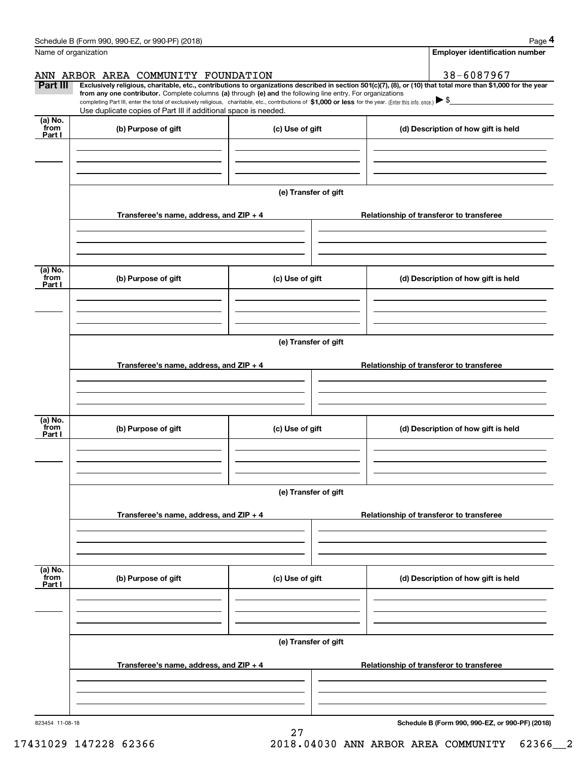Name of organization

**Employer identification number**

ANN ARBOR AREA COMMUNITY FOUNDATION

38-6087967

**Part III** **Exclusively religious, charitable, etc., contributions to organizations described in section 501(c)(7), (8), or (10) that total more than $1,000 for the year from any one contributor.** Complete columns **(a)** through **(e) and** the following line entry. For organizations completing Part III, enter the total of exclusively religious, charitable, etc., contributions of **$1,000 or less** for the year. (Enter this info. once.) ▶ $

Use duplicate copies of Part III if additional space is needed.

| (a) No. from Part I | (b) Purpose of gift | (c) Use of gift | (d) Description of how gift is held |
|---|---|---|---|
| | | | |

**(e) Transfer of gift**

| Transferee's name, address, and ZIP + 4 | Relationship of transferor to transferee |
|---|---|
| | |

| (a) No. from Part I | (b) Purpose of gift | (c) Use of gift | (d) Description of how gift is held |
|---|---|---|---|
| | | | |

**(e) Transfer of gift**

| Transferee's name, address, and ZIP + 4 | Relationship of transferor to transferee |
|---|---|
| | |

| (a) No. from Part I | (b) Purpose of gift | (c) Use of gift | (d) Description of how gift is held |
|---|---|---|---|
| | | | |

**(e) Transfer of gift**

| Transferee's name, address, and ZIP + 4 | Relationship of transferor to transferee |
|---|---|
| | |

| (a) No. from Part I | (b) Purpose of gift | (c) Use of gift | (d) Description of how gift is held |
|---|---|---|---|
| | | | |

**(e) Transfer of gift**

| Transferee's name, address, and ZIP + 4 | Relationship of transferor to transferee |
|---|---|
| | |

823454 11-08-18

**Schedule B (Form 990, 990-EZ, or 990-PF) (2018)**

17431029 147228 62366 2018.04030 ANN ARBOR AREA COMMUNITY 62366__2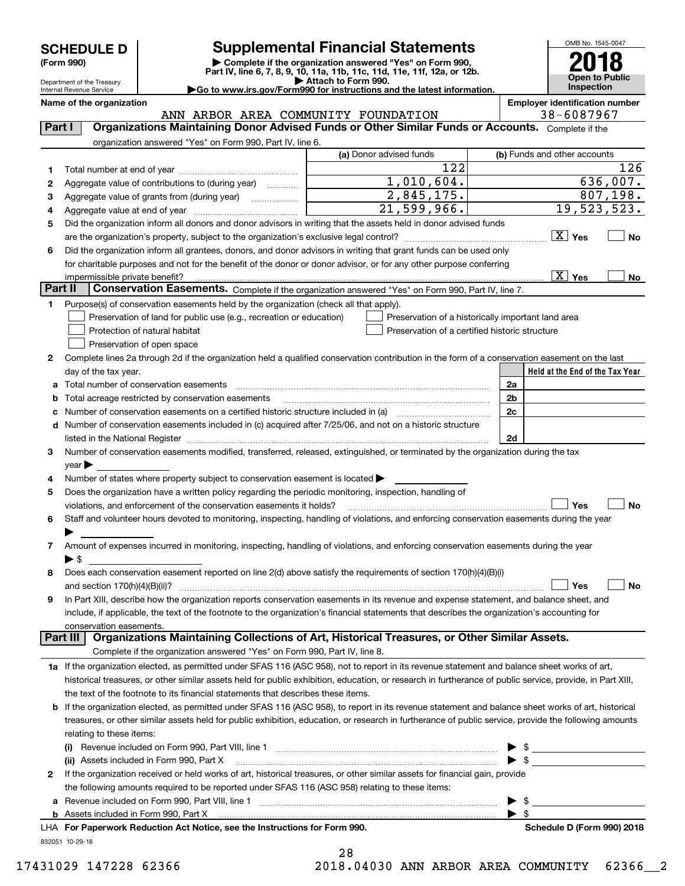# SCHEDULE D (Form 990)

Department of the Treasury
Internal Revenue Service

## Supplemental Financial Statements

▶ Complete if the organization answered "Yes" on Form 990, Part IV, line 6, 7, 8, 9, 10, 11a, 11b, 11c, 11d, 11e, 11f, 12a, or 12b.
▶ Attach to Form 990.
▶Go to www.irs.gov/Form990 for instructions and the latest information.

OMB No. 1545-0047

**2018**

**Open to Public Inspection**

**Name of the organization:** ANN ARBOR AREA COMMUNITY FOUNDATION

**Employer identification number:** 38-6087967

### Part I — Organizations Maintaining Donor Advised Funds or Other Similar Funds or Accounts. Complete if the organization answered "Yes" on Form 990, Part IV, line 6.

| | | (a) Donor advised funds | (b) Funds and other accounts |
|---|---|---|---|
| 1 | Total number at end of year | 122 | 126 |
| 2 | Aggregate value of contributions to (during year) | 1,010,604. | 636,007. |
| 3 | Aggregate value of grants from (during year) | 2,845,175. | 807,198. |
| 4 | Aggregate value at end of year | 21,599,966. | 19,523,523. |

5 Did the organization inform all donors and donor advisors in writing that the assets held in donor advised funds are the organization's property, subject to the organization's exclusive legal control? [X] Yes [ ] No

6 Did the organization inform all grantees, donors, and donor advisors in writing that grant funds can be used only for charitable purposes and not for the benefit of the donor or donor advisor, or for any other purpose conferring impermissible private benefit? [X] Yes [ ] No

### Part II — Conservation Easements. Complete if the organization answered "Yes" on Form 990, Part IV, line 7.

1 Purpose(s) of conservation easements held by the organization (check all that apply).

- [ ] Preservation of land for public use (e.g., recreation or education)
- [ ] Protection of natural habitat
- [ ] Preservation of open space
- [ ] Preservation of a historically important land area
- [ ] Preservation of a certified historic structure

2 Complete lines 2a through 2d if the organization held a qualified conservation contribution in the form of a conservation easement on the last day of the tax year.

| | | | Held at the End of the Tax Year |
|---|---|---|---|
| a | Total number of conservation easements | 2a | |
| b | Total acreage restricted by conservation easements | 2b | |
| c | Number of conservation easements on a certified historic structure included in (a) | 2c | |
| d | Number of conservation easements included in (c) acquired after 7/25/06, and not on a historic structure listed in the National Register | 2d | |

3 Number of conservation easements modified, transferred, released, extinguished, or terminated by the organization during the tax year ▶

4 Number of states where property subject to conservation easement is located ▶

5 Does the organization have a written policy regarding the periodic monitoring, inspection, handling of violations, and enforcement of the conservation easements it holds? [ ] Yes [ ] No

6 Staff and volunteer hours devoted to monitoring, inspecting, handling of violations, and enforcing conservation easements during the year ▶

7 Amount of expenses incurred in monitoring, inspecting, handling of violations, and enforcing conservation easements during the year ▶ $

8 Does each conservation easement reported on line 2(d) above satisfy the requirements of section 170(h)(4)(B)(i) and section 170(h)(4)(B)(ii)? [ ] Yes [ ] No

9 In Part XIII, describe how the organization reports conservation easements in its revenue and expense statement, and balance sheet, and include, if applicable, the text of the footnote to the organization's financial statements that describes the organization's accounting for conservation easements.

### Part III — Organizations Maintaining Collections of Art, Historical Treasures, or Other Similar Assets. Complete if the organization answered "Yes" on Form 990, Part IV, line 8.

1a If the organization elected, as permitted under SFAS 116 (ASC 958), not to report in its revenue statement and balance sheet works of art, historical treasures, or other similar assets held for public exhibition, education, or research in furtherance of public service, provide, in Part XIII, the text of the footnote to its financial statements that describes these items.

b If the organization elected, as permitted under SFAS 116 (ASC 958), to report in its revenue statement and balance sheet works of art, historical treasures, or other similar assets held for public exhibition, education, or research in furtherance of public service, provide the following amounts relating to these items:

(i) Revenue included on Form 990, Part VIII, line 1 ▶ $

(ii) Assets included in Form 990, Part X ▶ $

2 If the organization received or held works of art, historical treasures, or other similar assets for financial gain, provide the following amounts required to be reported under SFAS 116 (ASC 958) relating to these items:

a Revenue included on Form 990, Part VIII, line 1 ▶ $

b Assets included in Form 990, Part X ▶ $

**LHA For Paperwork Reduction Act Notice, see the Instructions for Form 990.** **Schedule D (Form 990) 2018**

832051 10-29-18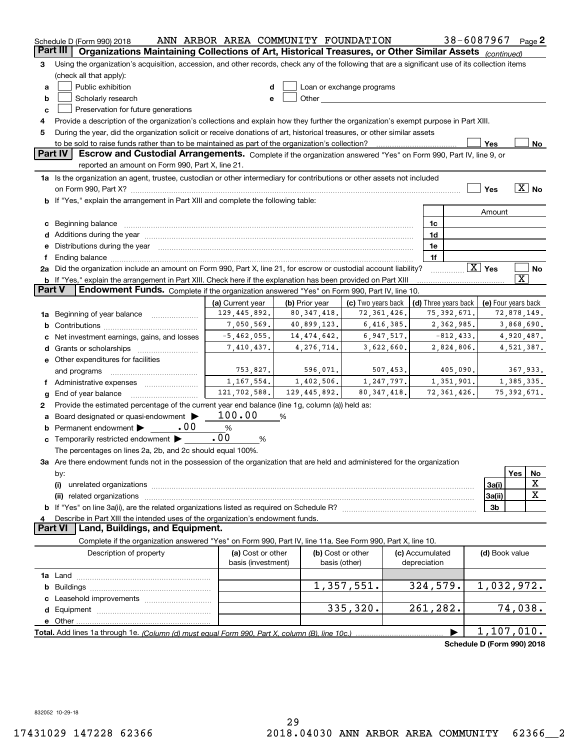Schedule D (Form 990) 2018 ANN ARBOR AREA COMMUNITY FOUNDATION 38-6087967 Page 2

**Part III Organizations Maintaining Collections of Art, Historical Treasures, or Other Similar Assets** *(continued)*

3 Using the organization's acquisition, accession, and other records, check any of the following that are a significant use of its collection items (check all that apply):

a ☐ Public exhibition
b ☐ Scholarly research
c ☐ Preservation for future generations
d ☐ Loan or exchange programs
e ☐ Other

4 Provide a description of the organization's collections and explain how they further the organization's exempt purpose in Part XIII.

5 During the year, did the organization solicit or receive donations of art, historical treasures, or other similar assets to be sold to raise funds rather than to be maintained as part of the organization's collection? ☐ Yes ☐ No

**Part IV Escrow and Custodial Arrangements.** Complete if the organization answered "Yes" on Form 990, Part IV, line 9, or reported an amount on Form 990, Part X, line 21.

1a Is the organization an agent, trustee, custodian or other intermediary for contributions or other assets not included on Form 990, Part X? ☐ Yes ☒ No

b If "Yes," explain the arrangement in Part XIII and complete the following table:

| | | Amount |
|---|---|---|
| c Beginning balance | 1c | |
| d Additions during the year | 1d | |
| e Distributions during the year | 1e | |
| f Ending balance | 1f | |

2a Did the organization include an amount on Form 990, Part X, line 21, for escrow or custodial account liability? ☒ Yes ☐ No

b If "Yes," explain the arrangement in Part XIII. Check here if the explanation has been provided on Part XIII ☒

**Part V Endowment Funds.** Complete if the organization answered "Yes" on Form 990, Part IV, line 10.

| | (a) Current year | (b) Prior year | (c) Two years back | (d) Three years back | (e) Four years back |
|---|---|---|---|---|---|
| 1a Beginning of year balance | 129,445,892. | 80,347,418. | 72,361,426. | 75,392,671. | 72,878,149. |
| b Contributions | 7,050,569. | 40,899,123. | 6,416,385. | 2,362,985. | 3,868,690. |
| c Net investment earnings, gains, and losses | -5,462,055. | 14,474,642. | 6,947,517. | -812,433. | 4,920,487. |
| d Grants or scholarships | 7,410,437. | 4,276,714. | 3,622,660. | 2,824,806. | 4,521,387. |
| e Other expenditures for facilities and programs | 753,827. | 596,071. | 507,453. | 405,090. | 367,933. |
| f Administrative expenses | 1,167,554. | 1,402,506. | 1,247,797. | 1,351,901. | 1,385,335. |
| g End of year balance | 121,702,588. | 129,445,892. | 80,347,418. | 72,361,426. | 75,392,671. |

2 Provide the estimated percentage of the current year end balance (line 1g, column (a)) held as:

a Board designated or quasi-endowment ▶ 100.00 %
b Permanent endowment ▶ .00 %
c Temporarily restricted endowment ▶ .00 %

The percentages on lines 2a, 2b, and 2c should equal 100%.

3a Are there endowment funds not in the possession of the organization that are held and administered for the organization by:

| | | Yes | No |
|---|---|---|---|
| (i) unrelated organizations | 3a(i) | | X |
| (ii) related organizations | 3a(ii) | | X |
| b If "Yes" on line 3a(ii), are the related organizations listed as required on Schedule R? | 3b | | |

4 Describe in Part XIII the intended uses of the organization's endowment funds.

**Part VI Land, Buildings, and Equipment.**

Complete if the organization answered "Yes" on Form 990, Part IV, line 11a. See Form 990, Part X, line 10.

| Description of property | (a) Cost or other basis (investment) | (b) Cost or other basis (other) | (c) Accumulated depreciation | (d) Book value |
|---|---|---|---|---|
| 1a Land | | | | |
| b Buildings | | 1,357,551. | 324,579. | 1,032,972. |
| c Leasehold improvements | | | | |
| d Equipment | | 335,320. | 261,282. | 74,038. |
| e Other | | | | |
| **Total.** Add lines 1a through 1e. *(Column (d) must equal Form 990, Part X, column (B), line 10c.)* | | | ▶ | 1,107,010. |

**Schedule D (Form 990) 2018**

832052 10-29-18

17431029 147228 62366 2018.04030 ANN ARBOR AREA COMMUNITY 62366__2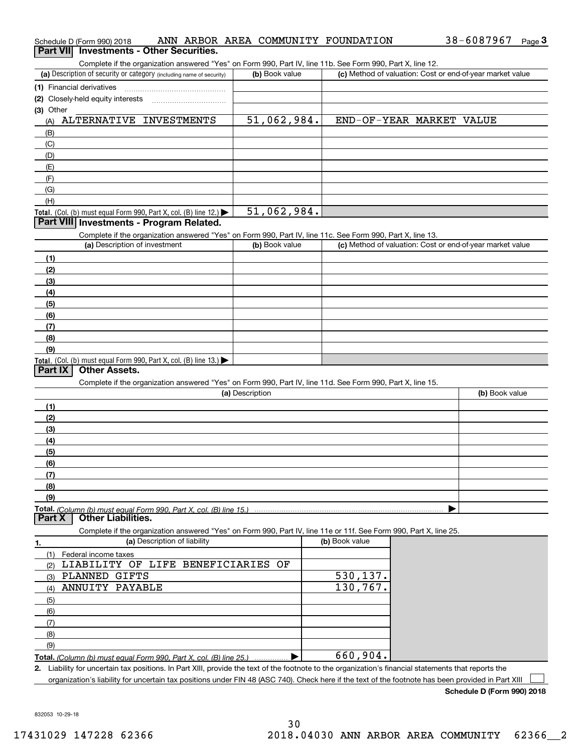Schedule D (Form 990) 2018 ANN ARBOR AREA COMMUNITY FOUNDATION 38-6087967 Page 3

## Part VII Investments - Other Securities.

Complete if the organization answered "Yes" on Form 990, Part IV, line 11b. See Form 990, Part X, line 12.

| (a) Description of security or category (including name of security) | (b) Book value | (c) Method of valuation: Cost or end-of-year market value |
|---|---|---|
| (1) Financial derivatives | | |
| (2) Closely-held equity interests | | |
| (3) Other | | |
| (A) ALTERNATIVE INVESTMENTS | 51,062,984. | END-OF-YEAR MARKET VALUE |
| (B) | | |
| (C) | | |
| (D) | | |
| (E) | | |
| (F) | | |
| (G) | | |
| (H) | | |
| **Total.** (Col. (b) must equal Form 990, Part X, col. (B) line 12.) ▶ | 51,062,984. | |

## Part VIII Investments - Program Related.

Complete if the organization answered "Yes" on Form 990, Part IV, line 11c. See Form 990, Part X, line 13.

| (a) Description of investment | (b) Book value | (c) Method of valuation: Cost or end-of-year market value |
|---|---|---|
| (1) | | |
| (2) | | |
| (3) | | |
| (4) | | |
| (5) | | |
| (6) | | |
| (7) | | |
| (8) | | |
| (9) | | |
| **Total.** (Col. (b) must equal Form 990, Part X, col. (B) line 13.) ▶ | | |

## Part IX Other Assets.

Complete if the organization answered "Yes" on Form 990, Part IV, line 11d. See Form 990, Part X, line 15.

| (a) Description | (b) Book value |
|---|---|
| (1) | |
| (2) | |
| (3) | |
| (4) | |
| (5) | |
| (6) | |
| (7) | |
| (8) | |
| (9) | |
| **Total.** *(Column (b) must equal Form 990, Part X, col. (B) line 15.)* ▶ | |

## Part X Other Liabilities.

Complete if the organization answered "Yes" on Form 990, Part IV, line 11e or 11f. See Form 990, Part X, line 25.

| 1. (a) Description of liability | (b) Book value |
|---|---|
| (1) Federal income taxes | |
| (2) LIABILITY OF LIFE BENEFICIARIES OF | |
| (3) PLANNED GIFTS | 530,137. |
| (4) ANNUITY PAYABLE | 130,767. |
| (5) | |
| (6) | |
| (7) | |
| (8) | |
| (9) | |
| **Total.** *(Column (b) must equal Form 990, Part X, col. (B) line 25.)* ▶ | 660,904. |

**2.** Liability for uncertain tax positions. In Part XIII, provide the text of the footnote to the organization's financial statements that reports the organization's liability for uncertain tax positions under FIN 48 (ASC 740). Check here if the text of the footnote has been provided in Part XIII ☐

**Schedule D (Form 990) 2018**

832053 10-29-18

17431029 147228 62366 2018.04030 ANN ARBOR AREA COMMUNITY 62366__2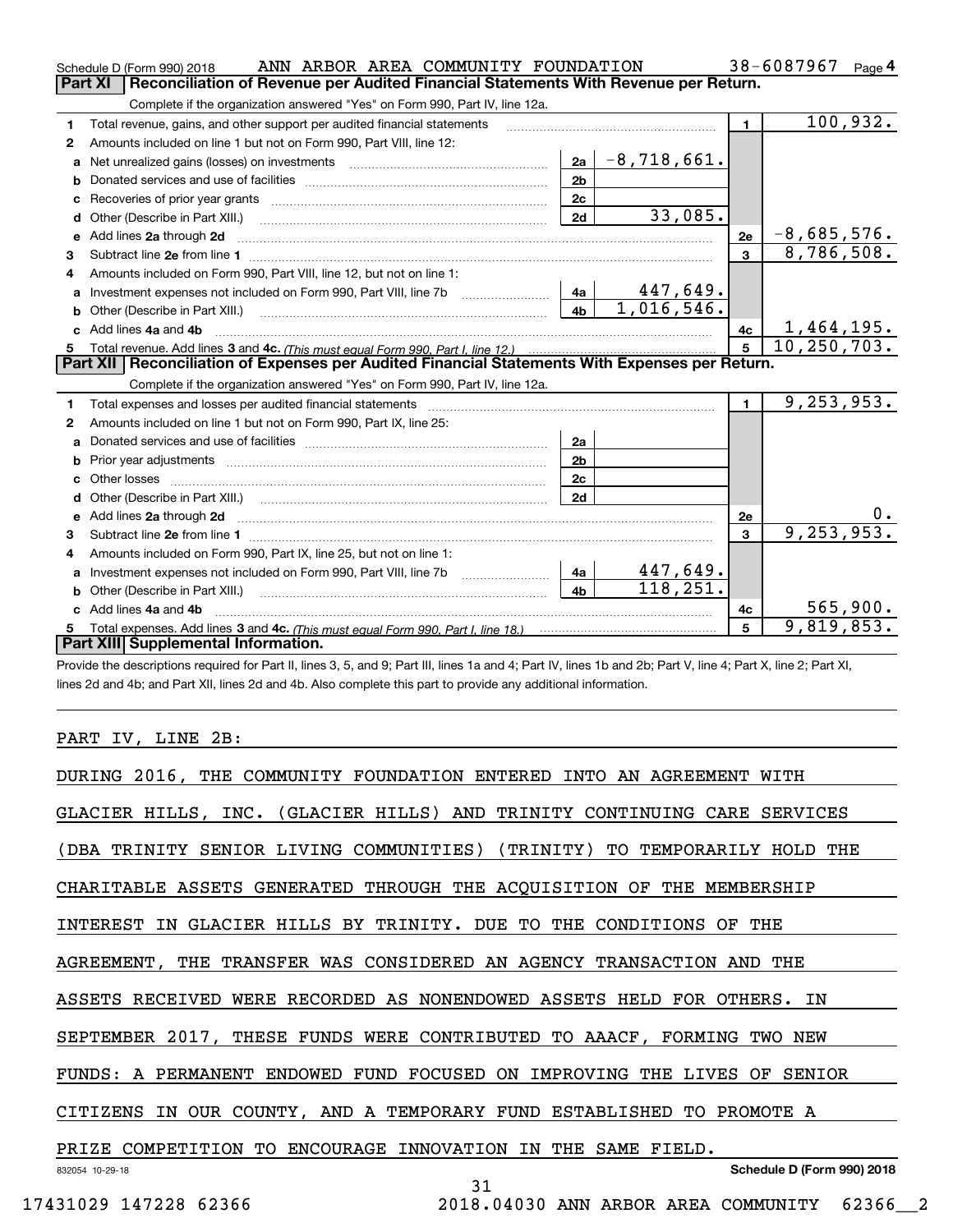Schedule D (Form 990) 2018 ANN ARBOR AREA COMMUNITY FOUNDATION 38-6087967 Page 4

## Part XI Reconciliation of Revenue per Audited Financial Statements With Revenue per Return.

Complete if the organization answered "Yes" on Form 990, Part IV, line 12a.

| | | | | | |
|---|---|---|---|---|---|
| 1 | Total revenue, gains, and other support per audited financial statements | | | 1 | 100,932. |
| 2 | Amounts included on line 1 but not on Form 990, Part VIII, line 12: | | | | |
| a | Net unrealized gains (losses) on investments | 2a | -8,718,661. | | |
| b | Donated services and use of facilities | 2b | | | |
| c | Recoveries of prior year grants | 2c | | | |
| d | Other (Describe in Part XIII.) | 2d | 33,085. | | |
| e | Add lines 2a through 2d | | | 2e | -8,685,576. |
| 3 | Subtract line 2e from line 1 | | | 3 | 8,786,508. |
| 4 | Amounts included on Form 990, Part VIII, line 12, but not on line 1: | | | | |
| a | Investment expenses not included on Form 990, Part VIII, line 7b | 4a | 447,649. | | |
| b | Other (Describe in Part XIII.) | 4b | 1,016,546. | | |
| c | Add lines 4a and 4b | | | 4c | 1,464,195. |
| 5 | Total revenue. Add lines 3 and 4c. *(This must equal Form 990, Part I, line 12.)* | | | 5 | 10,250,703. |

## Part XII Reconciliation of Expenses per Audited Financial Statements With Expenses per Return.

Complete if the organization answered "Yes" on Form 990, Part IV, line 12a.

| | | | | | |
|---|---|---|---|---|---|
| 1 | Total expenses and losses per audited financial statements | | | 1 | 9,253,953. |
| 2 | Amounts included on line 1 but not on Form 990, Part IX, line 25: | | | | |
| a | Donated services and use of facilities | 2a | | | |
| b | Prior year adjustments | 2b | | | |
| c | Other losses | 2c | | | |
| d | Other (Describe in Part XIII.) | 2d | | | |
| e | Add lines 2a through 2d | | | 2e | 0. |
| 3 | Subtract line 2e from line 1 | | | 3 | 9,253,953. |
| 4 | Amounts included on Form 990, Part IX, line 25, but not on line 1: | | | | |
| a | Investment expenses not included on Form 990, Part VIII, line 7b | 4a | 447,649. | | |
| b | Other (Describe in Part XIII.) | 4b | 118,251. | | |
| c | Add lines 4a and 4b | | | 4c | 565,900. |
| 5 | Total expenses. Add lines 3 and 4c. *(This must equal Form 990, Part I, line 18.)* | | | 5 | 9,819,853. |

## Part XIII Supplemental Information.

Provide the descriptions required for Part II, lines 3, 5, and 9; Part III, lines 1a and 4; Part IV, lines 1b and 2b; Part V, line 4; Part X, line 2; Part XI, lines 2d and 4b; and Part XII, lines 2d and 4b. Also complete this part to provide any additional information.

PART IV, LINE 2B:

DURING 2016, THE COMMUNITY FOUNDATION ENTERED INTO AN AGREEMENT WITH GLACIER HILLS, INC. (GLACIER HILLS) AND TRINITY CONTINUING CARE SERVICES (DBA TRINITY SENIOR LIVING COMMUNITIES) (TRINITY) TO TEMPORARILY HOLD THE CHARITABLE ASSETS GENERATED THROUGH THE ACQUISITION OF THE MEMBERSHIP INTEREST IN GLACIER HILLS BY TRINITY. DUE TO THE CONDITIONS OF THE AGREEMENT, THE TRANSFER WAS CONSIDERED AN AGENCY TRANSACTION AND THE ASSETS RECEIVED WERE RECORDED AS NONENDOWED ASSETS HELD FOR OTHERS. IN SEPTEMBER 2017, THESE FUNDS WERE CONTRIBUTED TO AAACF, FORMING TWO NEW FUNDS: A PERMANENT ENDOWED FUND FOCUSED ON IMPROVING THE LIVES OF SENIOR CITIZENS IN OUR COUNTY, AND A TEMPORARY FUND ESTABLISHED TO PROMOTE A PRIZE COMPETITION TO ENCOURAGE INNOVATION IN THE SAME FIELD.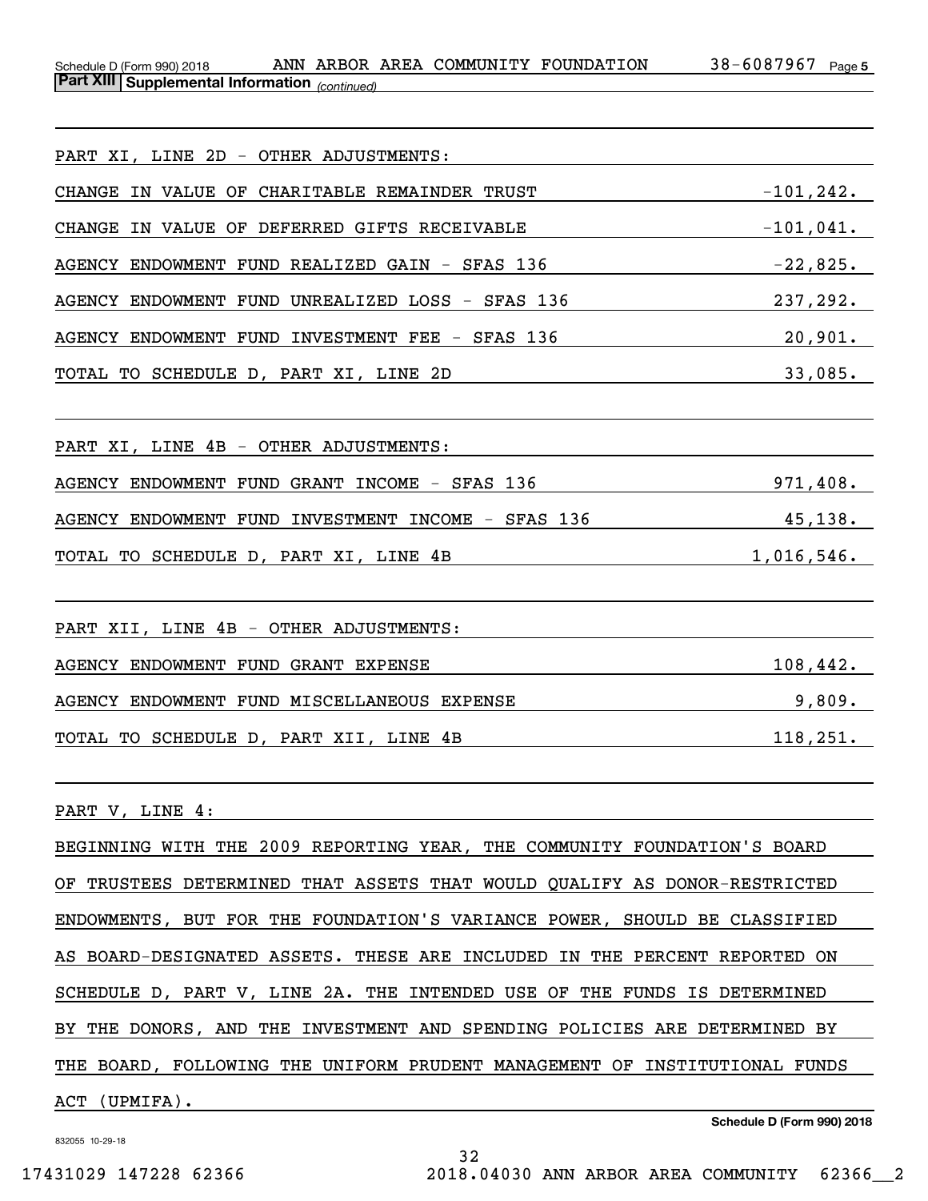**Part XIII | Supplemental Information** *(continued)*

PART XI, LINE 2D - OTHER ADJUSTMENTS:

| | |
|---|---|
| CHANGE IN VALUE OF CHARITABLE REMAINDER TRUST | -101,242. |
| CHANGE IN VALUE OF DEFERRED GIFTS RECEIVABLE | -101,041. |
| AGENCY ENDOWMENT FUND REALIZED GAIN - SFAS 136 | -22,825. |
| AGENCY ENDOWMENT FUND UNREALIZED LOSS - SFAS 136 | 237,292. |
| AGENCY ENDOWMENT FUND INVESTMENT FEE - SFAS 136 | 20,901. |
| TOTAL TO SCHEDULE D, PART XI, LINE 2D | 33,085. |

PART XI, LINE 4B - OTHER ADJUSTMENTS:

| | |
|---|---|
| AGENCY ENDOWMENT FUND GRANT INCOME - SFAS 136 | 971,408. |
| AGENCY ENDOWMENT FUND INVESTMENT INCOME - SFAS 136 | 45,138. |
| TOTAL TO SCHEDULE D, PART XI, LINE 4B | 1,016,546. |

PART XII, LINE 4B - OTHER ADJUSTMENTS:

| | |
|---|---|
| AGENCY ENDOWMENT FUND GRANT EXPENSE | 108,442. |
| AGENCY ENDOWMENT FUND MISCELLANEOUS EXPENSE | 9,809. |
| TOTAL TO SCHEDULE D, PART XII, LINE 4B | 118,251. |

PART V, LINE 4:

BEGINNING WITH THE 2009 REPORTING YEAR, THE COMMUNITY FOUNDATION'S BOARD OF TRUSTEES DETERMINED THAT ASSETS THAT WOULD QUALIFY AS DONOR-RESTRICTED ENDOWMENTS, BUT FOR THE FOUNDATION'S VARIANCE POWER, SHOULD BE CLASSIFIED AS BOARD-DESIGNATED ASSETS. THESE ARE INCLUDED IN THE PERCENT REPORTED ON SCHEDULE D, PART V, LINE 2A. THE INTENDED USE OF THE FUNDS IS DETERMINED BY THE DONORS, AND THE INVESTMENT AND SPENDING POLICIES ARE DETERMINED BY THE BOARD, FOLLOWING THE UNIFORM PRUDENT MANAGEMENT OF INSTITUTIONAL FUNDS ACT (UPMIFA).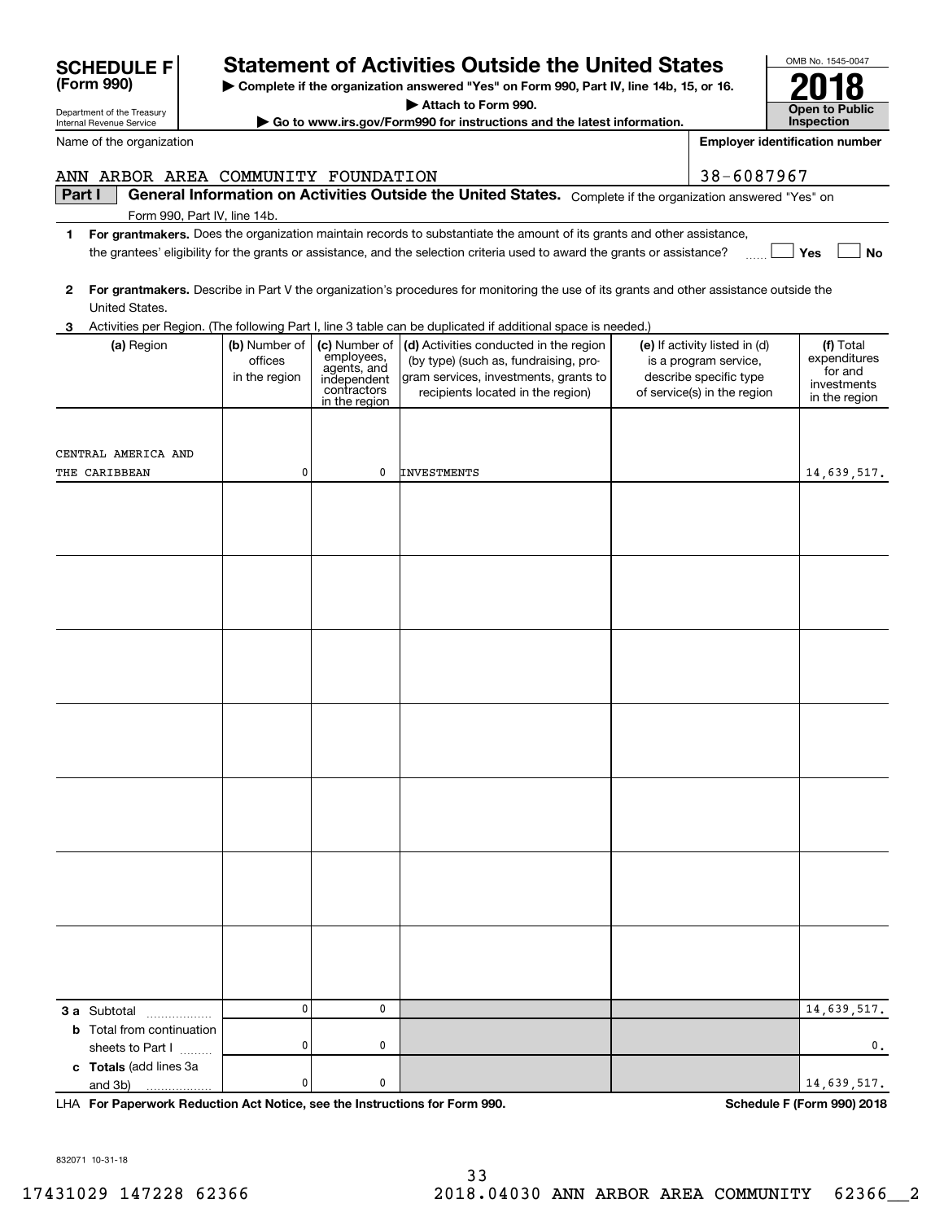**SCHEDULE F (Form 990)**

Department of the Treasury
Internal Revenue Service

# Statement of Activities Outside the United States

▶ Complete if the organization answered "Yes" on Form 990, Part IV, line 14b, 15, or 16.
▶ Attach to Form 990.
▶ Go to www.irs.gov/Form990 for instructions and the latest information.

OMB No. 1545-0047

**2018**

**Open to Public Inspection**

Name of the organization: ANN ARBOR AREA COMMUNITY FOUNDATION

Employer identification number: 38-6087967

**Part I — General Information on Activities Outside the United States.** Complete if the organization answered "Yes" on Form 990, Part IV, line 14b.

**1** **For grantmakers.** Does the organization maintain records to substantiate the amount of its grants and other assistance, the grantees' eligibility for the grants or assistance, and the selection criteria used to award the grants or assistance? ☐ Yes ☐ No

**2** **For grantmakers.** Describe in Part V the organization's procedures for monitoring the use of its grants and other assistance outside the United States.

**3** Activities per Region. (The following Part I, line 3 table can be duplicated if additional space is needed.)

| (a) Region | (b) Number of offices in the region | (c) Number of employees, agents, and independent contractors in the region | (d) Activities conducted in the region (by type) (such as, fundraising, program services, investments, grants to recipients located in the region) | (e) If activity listed in (d) is a program service, describe specific type of service(s) in the region | (f) Total expenditures for and investments in the region |
|---|---|---|---|---|---|
| CENTRAL AMERICA AND THE CARIBBEAN | 0 | 0 | INVESTMENTS | | 14,639,517. |
| | | | | | |
| | | | | | |
| | | | | | |
| | | | | | |
| | | | | | |
| | | | | | |
| | | | | | |
| **3 a** Subtotal | 0 | 0 | | | 14,639,517. |
| **b** Total from continuation sheets to Part I | 0 | 0 | | | 0. |
| **c** **Totals** (add lines 3a and 3b) | 0 | 0 | | | 14,639,517. |

LHA **For Paperwork Reduction Act Notice, see the Instructions for Form 990.** **Schedule F (Form 990) 2018**

832071 10-31-18

17431029 147228 62366 2018.04030 ANN ARBOR AREA COMMUNITY 62366__2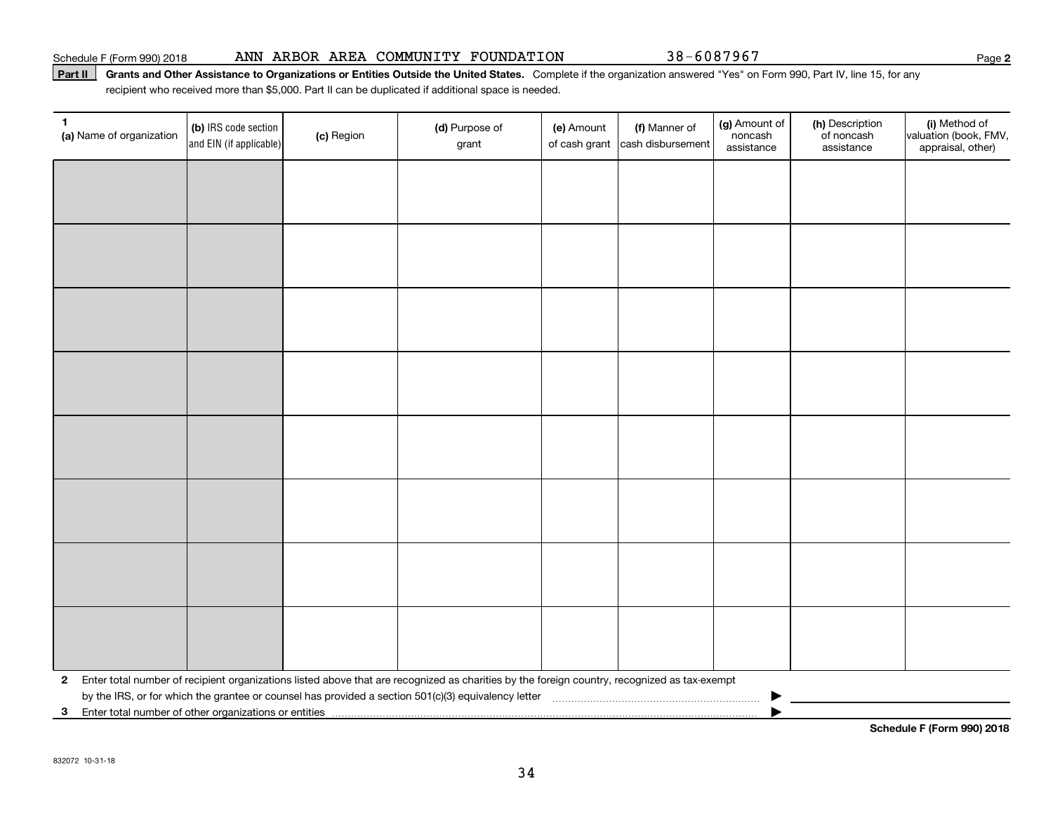Schedule F (Form 990) 2018 ANN ARBOR AREA COMMUNITY FOUNDATION 38-6087967

**Part II** **Grants and Other Assistance to Organizations or Entities Outside the United States.** Complete if the organization answered "Yes" on Form 990, Part IV, line 15, for any recipient who received more than $5,000. Part II can be duplicated if additional space is needed.

| 1 (a) Name of organization | (b) IRS code section and EIN (if applicable) | (c) Region | (d) Purpose of grant | (e) Amount of cash grant | (f) Manner of cash disbursement | (g) Amount of noncash assistance | (h) Description of noncash assistance | (i) Method of valuation (book, FMV, appraisal, other) |
|---|---|---|---|---|---|---|---|---|
| | | | | | | | | |
| | | | | | | | | |
| | | | | | | | | |
| | | | | | | | | |
| | | | | | | | | |
| | | | | | | | | |
| | | | | | | | | |
| | | | | | | | | |

**2** Enter total number of recipient organizations listed above that are recognized as charities by the foreign country, recognized as tax-exempt by the IRS, or for which the grantee or counsel has provided a section 501(c)(3) equivalency letter ▶

**3** Enter total number of other organizations or entities ▶

**Schedule F (Form 990) 2018**

832072 10-31-18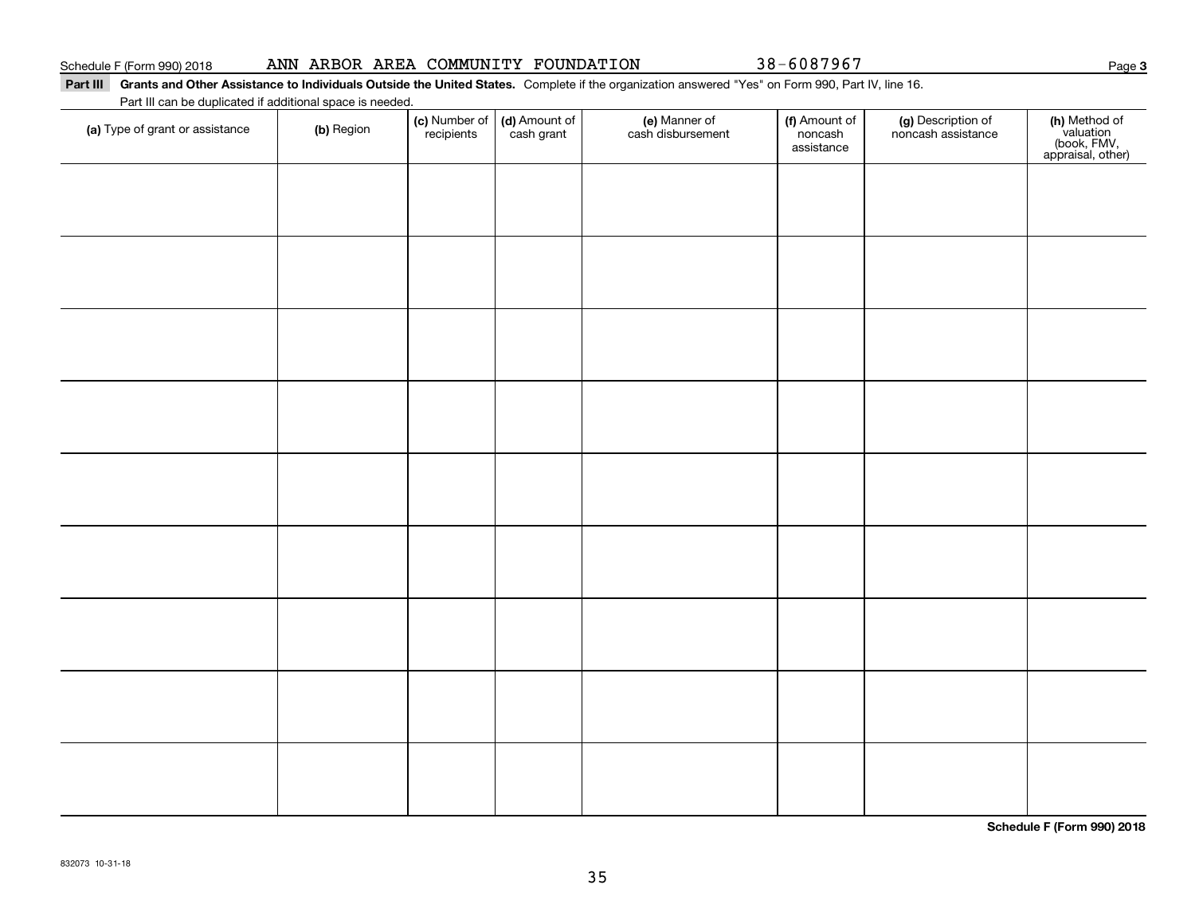Schedule F (Form 990) 2018 ANN ARBOR AREA COMMUNITY FOUNDATION 38-6087967 Page **3**

**Part III** **Grants and Other Assistance to Individuals Outside the United States.** Complete if the organization answered "Yes" on Form 990, Part IV, line 16.

Part III can be duplicated if additional space is needed.

| (a) Type of grant or assistance | (b) Region | (c) Number of recipients | (d) Amount of cash grant | (e) Manner of cash disbursement | (f) Amount of noncash assistance | (g) Description of noncash assistance | (h) Method of valuation (book, FMV, appraisal, other) |
|---|---|---|---|---|---|---|---|
| | | | | | | | |
| | | | | | | | |
| | | | | | | | |
| | | | | | | | |
| | | | | | | | |
| | | | | | | | |
| | | | | | | | |
| | | | | | | | |
| | | | | | | | |

**Schedule F (Form 990) 2018**

832073 10-31-18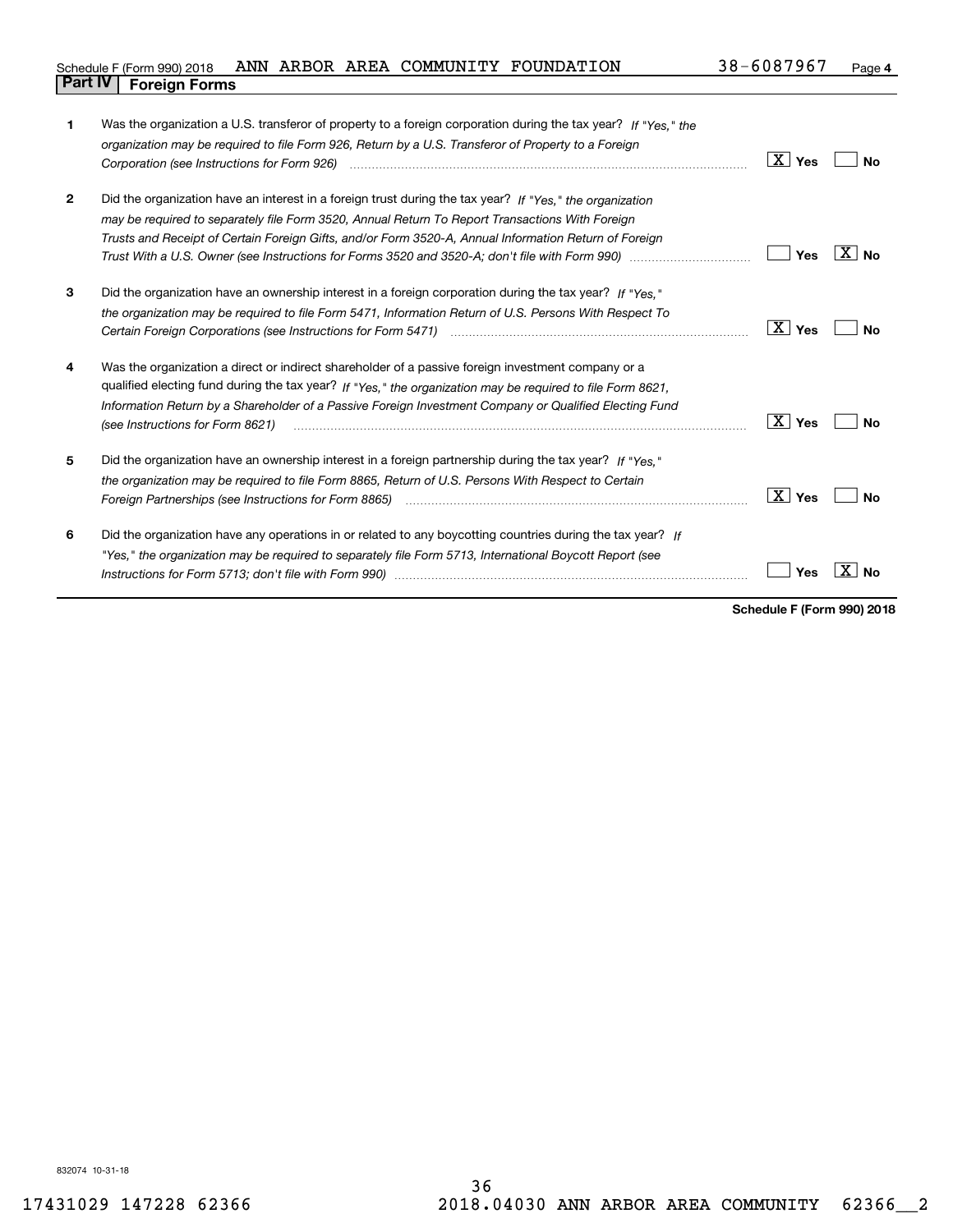Schedule F (Form 990) 2018 ANN ARBOR AREA COMMUNITY FOUNDATION 38-6087967 Page 4

## Part IV Foreign Forms

| | | Yes | No |
|---|---|---|---|
| 1 | Was the organization a U.S. transferor of property to a foreign corporation during the tax year? *If "Yes," the organization may be required to file Form 926, Return by a U.S. Transferor of Property to a Foreign Corporation (see Instructions for Form 926)* | X | |
| 2 | Did the organization have an interest in a foreign trust during the tax year? *If "Yes," the organization may be required to separately file Form 3520, Annual Return To Report Transactions With Foreign Trusts and Receipt of Certain Foreign Gifts, and/or Form 3520-A, Annual Information Return of Foreign Trust With a U.S. Owner (see Instructions for Forms 3520 and 3520-A; don't file with Form 990)* | | X |
| 3 | Did the organization have an ownership interest in a foreign corporation during the tax year? *If "Yes," the organization may be required to file Form 5471, Information Return of U.S. Persons With Respect To Certain Foreign Corporations (see Instructions for Form 5471)* | X | |
| 4 | Was the organization a direct or indirect shareholder of a passive foreign investment company or a qualified electing fund during the tax year? *If "Yes," the organization may be required to file Form 8621, Information Return by a Shareholder of a Passive Foreign Investment Company or Qualified Electing Fund (see Instructions for Form 8621)* | X | |
| 5 | Did the organization have an ownership interest in a foreign partnership during the tax year? *If "Yes," the organization may be required to file Form 8865, Return of U.S. Persons With Respect to Certain Foreign Partnerships (see Instructions for Form 8865)* | X | |
| 6 | Did the organization have any operations in or related to any boycotting countries during the tax year? *If "Yes," the organization may be required to separately file Form 5713, International Boycott Report (see Instructions for Form 5713; don't file with Form 990)* | | X |

**Schedule F (Form 990) 2018**

832074 10-31-18

17431029 147228 62366 2018.04030 ANN ARBOR AREA COMMUNITY 62366__2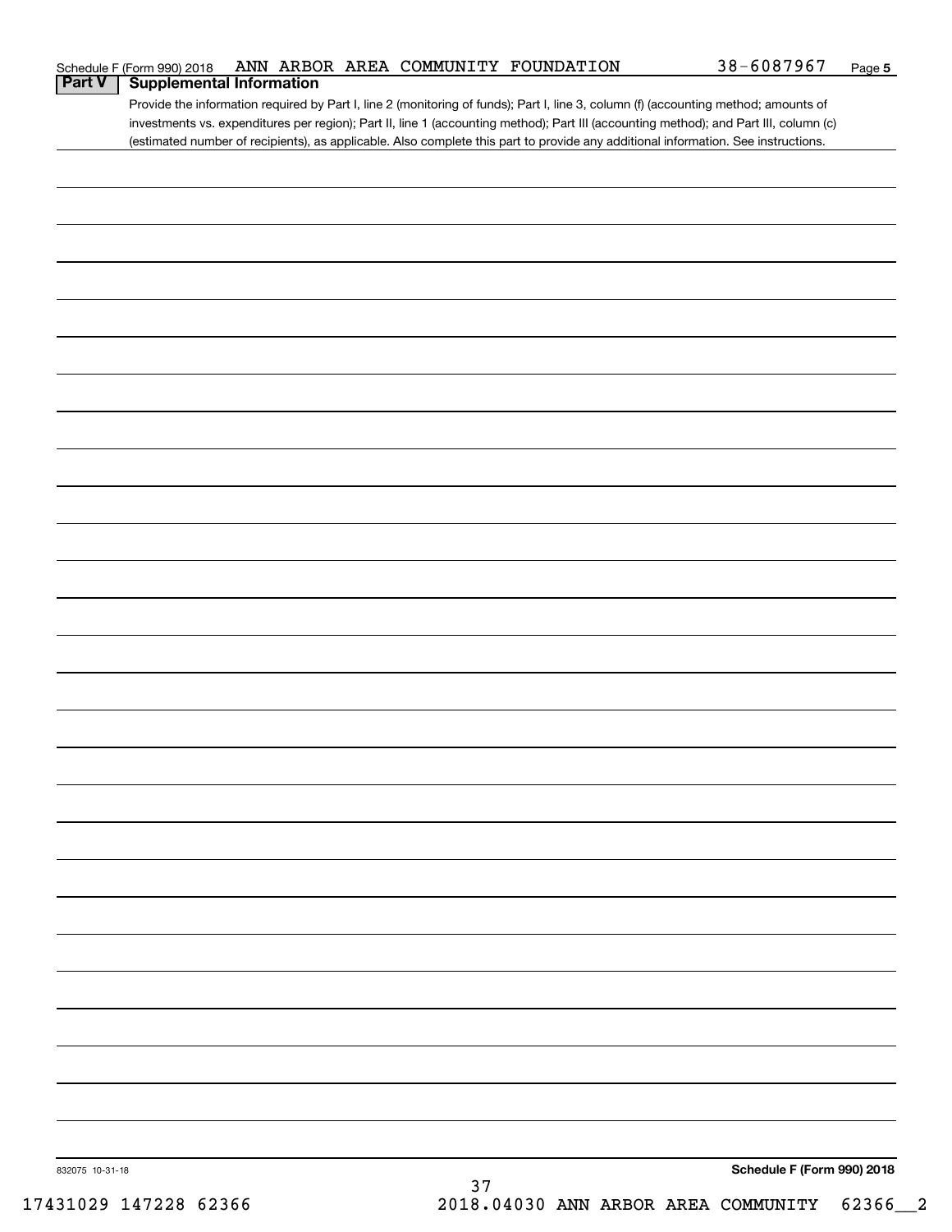Schedule F (Form 990) 2018 ANN ARBOR AREA COMMUNITY FOUNDATION 38-6087967 Page 5

## Part V Supplemental Information

Provide the information required by Part I, line 2 (monitoring of funds); Part I, line 3, column (f) (accounting method; amounts of investments vs. expenditures per region); Part II, line 1 (accounting method); Part III (accounting method); and Part III, column (c) (estimated number of recipients), as applicable. Also complete this part to provide any additional information. See instructions.

832075 10-31-18

**Schedule F (Form 990) 2018**

17431029 147228 62366 2018.04030 ANN ARBOR AREA COMMUNITY 62366__2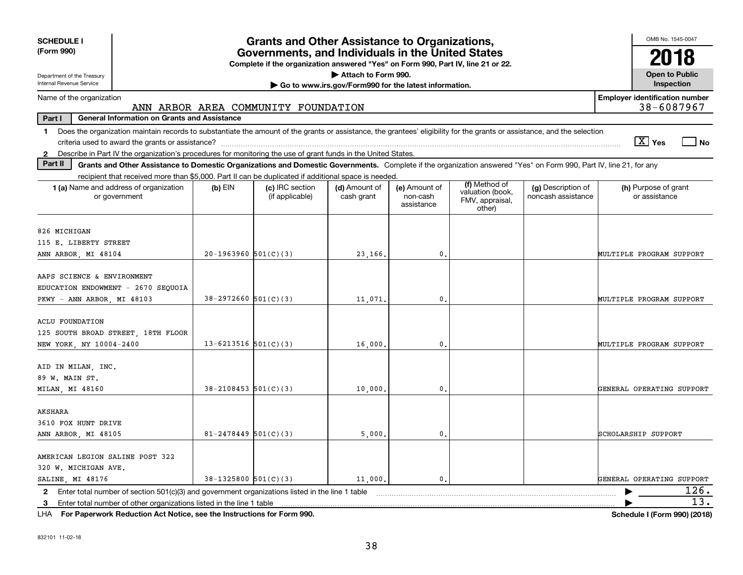**SCHEDULE I**
**(Form 990)**

Department of the Treasury
Internal Revenue Service

# Grants and Other Assistance to Organizations, Governments, and Individuals in the United States

**Complete if the organization answered "Yes" on Form 990, Part IV, line 21 or 22.**

▶ Attach to Form 990.

▶ Go to www.irs.gov/Form990 for the latest information.

OMB No. 1545-0047

**2018**

**Open to Public Inspection**

Name of the organization: ANN ARBOR AREA COMMUNITY FOUNDATION

**Employer identification number:** 38-6087967

**Part I — General Information on Grants and Assistance**

1 Does the organization maintain records to substantiate the amount of the grants or assistance, the grantees' eligibility for the grants or assistance, and the selection criteria used to award the grants or assistance? [X] Yes [ ] No

2 Describe in Part IV the organization's procedures for monitoring the use of grant funds in the United States.

**Part II — Grants and Other Assistance to Domestic Organizations and Domestic Governments.** Complete if the organization answered "Yes" on Form 990, Part IV, line 21, for any recipient that received more than $5,000. Part II can be duplicated if additional space is needed.

| 1 (a) Name and address of organization or government | (b) EIN | (c) IRC section (if applicable) | (d) Amount of cash grant | (e) Amount of non-cash assistance | (f) Method of valuation (book, FMV, appraisal, other) | (g) Description of noncash assistance | (h) Purpose of grant or assistance |
|---|---|---|---|---|---|---|---|
| 826 MICHIGAN<br>115 E. LIBERTY STREET<br>ANN ARBOR, MI 48104 | 20-1963960 | 501(C)(3) | 23,166. | 0. | | | MULTIPLE PROGRAM SUPPORT |
| AAPS SCIENCE & ENVIRONMENT<br>EDUCATION ENDOWMENT - 2670 SEQUOIA<br>PKWY - ANN ARBOR, MI 48103 | 38-2972660 | 501(C)(3) | 11,071. | 0. | | | MULTIPLE PROGRAM SUPPORT |
| ACLU FOUNDATION<br>125 SOUTH BROAD STREET, 18TH FLOOR<br>NEW YORK, NY 10004-2400 | 13-6213516 | 501(C)(3) | 16,000. | 0. | | | MULTIPLE PROGRAM SUPPORT |
| AID IN MILAN, INC.<br>89 W. MAIN ST.<br>MILAN, MI 48160 | 38-2108453 | 501(C)(3) | 10,000. | 0. | | | GENERAL OPERATING SUPPORT |
| AKSHARA<br>3610 FOX HUNT DRIVE<br>ANN ARBOR, MI 48105 | 81-2478449 | 501(C)(3) | 5,000. | 0. | | | SCHOLARSHIP SUPPORT |
| AMERICAN LEGION SALINE POST 322<br>320 W. MICHIGAN AVE.<br>SALINE, MI 48176 | 38-1325800 | 501(C)(3) | 11,000. | 0. | | | GENERAL OPERATING SUPPORT |

2 Enter total number of section 501(c)(3) and government organizations listed in the line 1 table ▶ 126.

3 Enter total number of other organizations listed in the line 1 table ▶ 13.

LHA **For Paperwork Reduction Act Notice, see the Instructions for Form 990.** **Schedule I (Form 990) (2018)**

832101 11-02-18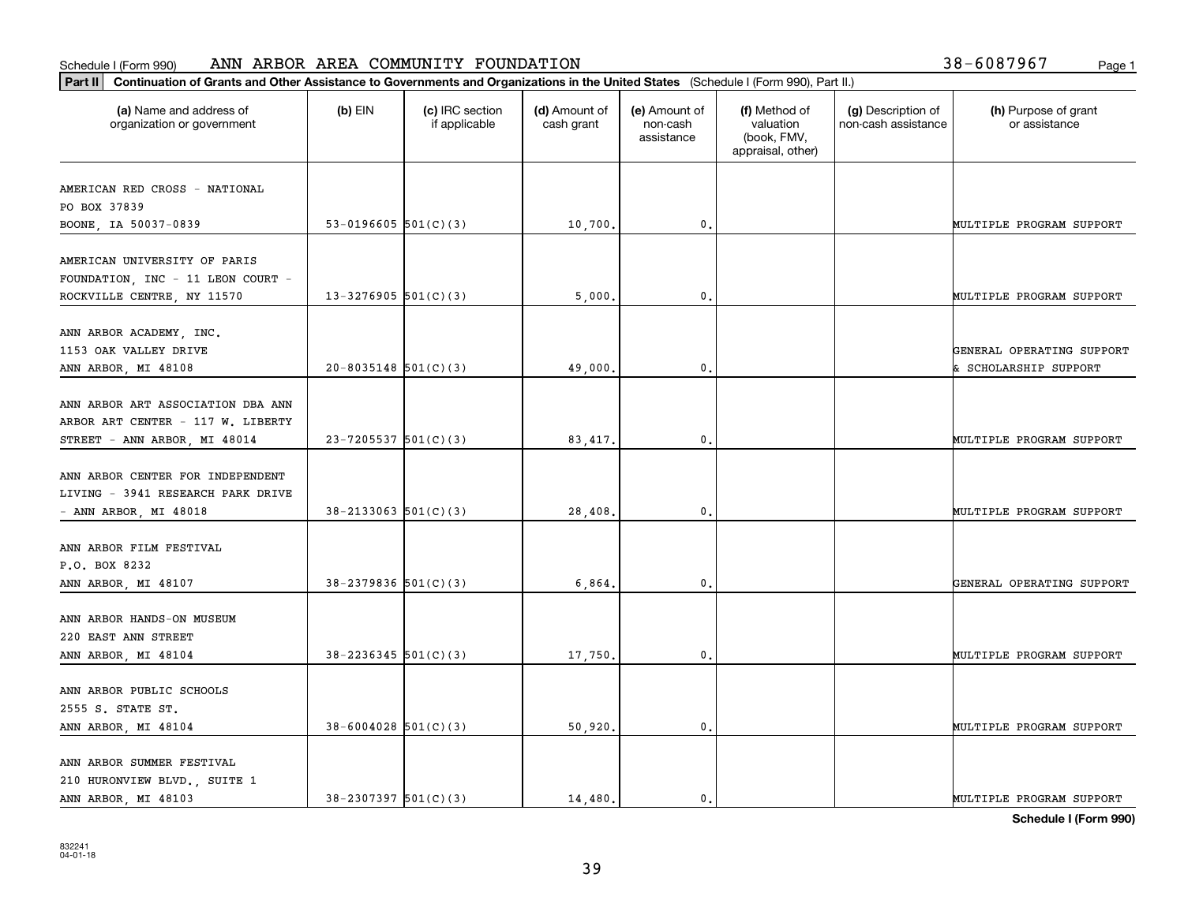Schedule I (Form 990) ANN ARBOR AREA COMMUNITY FOUNDATION 38-6087967

**Part II** **Continuation of Grants and Other Assistance to Governments and Organizations in the United States** (Schedule I (Form 990), Part II.)

| (a) Name and address of organization or government | (b) EIN | (c) IRC section if applicable | (d) Amount of cash grant | (e) Amount of non-cash assistance | (f) Method of valuation (book, FMV, appraisal, other) | (g) Description of non-cash assistance | (h) Purpose of grant or assistance |
|---|---|---|---|---|---|---|---|
| AMERICAN RED CROSS - NATIONAL PO BOX 37839 BOONE, IA 50037-0839 | 53-0196605 | 501(C)(3) | 10,700. | 0. | | | MULTIPLE PROGRAM SUPPORT |
| AMERICAN UNIVERSITY OF PARIS FOUNDATION, INC - 11 LEON COURT - ROCKVILLE CENTRE, NY 11570 | 13-3276905 | 501(C)(3) | 5,000. | 0. | | | MULTIPLE PROGRAM SUPPORT |
| ANN ARBOR ACADEMY, INC. 1153 OAK VALLEY DRIVE ANN ARBOR, MI 48108 | 20-8035148 | 501(C)(3) | 49,000. | 0. | | | GENERAL OPERATING SUPPORT & SCHOLARSHIP SUPPORT |
| ANN ARBOR ART ASSOCIATION DBA ANN ARBOR ART CENTER - 117 W. LIBERTY STREET - ANN ARBOR, MI 48014 | 23-7205537 | 501(C)(3) | 83,417. | 0. | | | MULTIPLE PROGRAM SUPPORT |
| ANN ARBOR CENTER FOR INDEPENDENT LIVING - 3941 RESEARCH PARK DRIVE - ANN ARBOR, MI 48018 | 38-2133063 | 501(C)(3) | 28,408. | 0. | | | MULTIPLE PROGRAM SUPPORT |
| ANN ARBOR FILM FESTIVAL P.O. BOX 8232 ANN ARBOR, MI 48107 | 38-2379836 | 501(C)(3) | 6,864. | 0. | | | GENERAL OPERATING SUPPORT |
| ANN ARBOR HANDS-ON MUSEUM 220 EAST ANN STREET ANN ARBOR, MI 48104 | 38-2236345 | 501(C)(3) | 17,750. | 0. | | | MULTIPLE PROGRAM SUPPORT |
| ANN ARBOR PUBLIC SCHOOLS 2555 S. STATE ST. ANN ARBOR, MI 48104 | 38-6004028 | 501(C)(3) | 50,920. | 0. | | | MULTIPLE PROGRAM SUPPORT |
| ANN ARBOR SUMMER FESTIVAL 210 HURONVIEW BLVD., SUITE 1 ANN ARBOR, MI 48103 | 38-2307397 | 501(C)(3) | 14,480. | 0. | | | MULTIPLE PROGRAM SUPPORT |

**Schedule I (Form 990)**

832241 04-01-18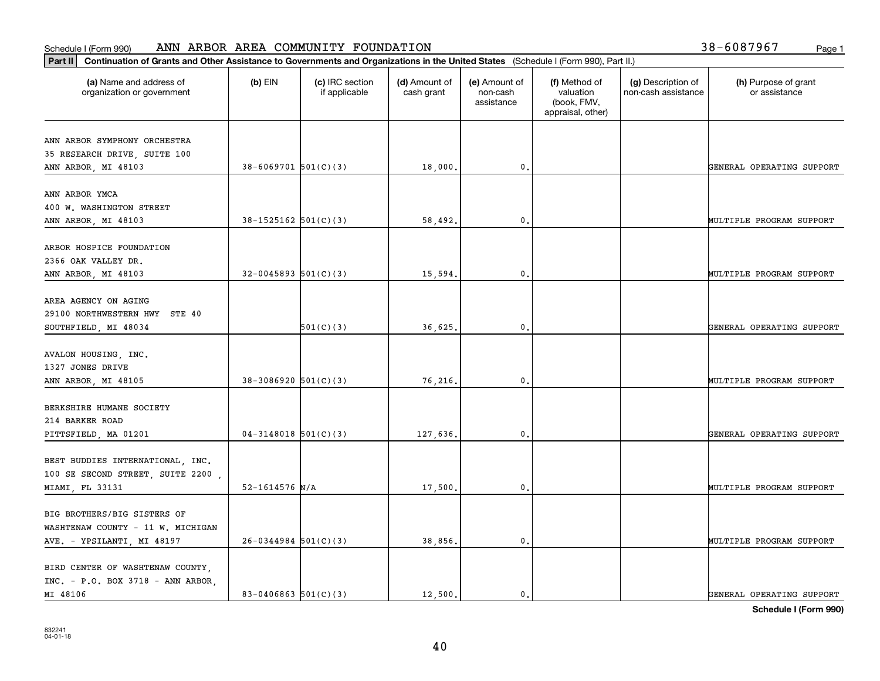Schedule I (Form 990) ANN ARBOR AREA COMMUNITY FOUNDATION 38-6087967

**Part II** **Continuation of Grants and Other Assistance to Governments and Organizations in the United States** (Schedule I (Form 990), Part II.)

| (a) Name and address of organization or government | (b) EIN | (c) IRC section if applicable | (d) Amount of cash grant | (e) Amount of non-cash assistance | (f) Method of valuation (book, FMV, appraisal, other) | (g) Description of non-cash assistance | (h) Purpose of grant or assistance |
|---|---|---|---|---|---|---|---|
| ANN ARBOR SYMPHONY ORCHESTRA 35 RESEARCH DRIVE, SUITE 100 ANN ARBOR, MI 48103 | 38-6069701 | 501(C)(3) | 18,000. | 0. | | | GENERAL OPERATING SUPPORT |
| ANN ARBOR YMCA 400 W. WASHINGTON STREET ANN ARBOR, MI 48103 | 38-1525162 | 501(C)(3) | 58,492. | 0. | | | MULTIPLE PROGRAM SUPPORT |
| ARBOR HOSPICE FOUNDATION 2366 OAK VALLEY DR. ANN ARBOR, MI 48103 | 32-0045893 | 501(C)(3) | 15,594. | 0. | | | MULTIPLE PROGRAM SUPPORT |
| AREA AGENCY ON AGING 29100 NORTHWESTERN HWY STE 40 SOUTHFIELD, MI 48034 | | 501(C)(3) | 36,625. | 0. | | | GENERAL OPERATING SUPPORT |
| AVALON HOUSING, INC. 1327 JONES DRIVE ANN ARBOR, MI 48105 | 38-3086920 | 501(C)(3) | 76,216. | 0. | | | MULTIPLE PROGRAM SUPPORT |
| BERKSHIRE HUMANE SOCIETY 214 BARKER ROAD PITTSFIELD, MA 01201 | 04-3148018 | 501(C)(3) | 127,636. | 0. | | | GENERAL OPERATING SUPPORT |
| BEST BUDDIES INTERNATIONAL, INC. 100 SE SECOND STREET, SUITE 2200 , MIAMI, FL 33131 | 52-1614576 | N/A | 17,500. | 0. | | | MULTIPLE PROGRAM SUPPORT |
| BIG BROTHERS/BIG SISTERS OF WASHTENAW COUNTY - 11 W. MICHIGAN AVE. - YPSILANTI, MI 48197 | 26-0344984 | 501(C)(3) | 38,856. | 0. | | | MULTIPLE PROGRAM SUPPORT |
| BIRD CENTER OF WASHTENAW COUNTY, INC. - P.O. BOX 3718 - ANN ARBOR, MI 48106 | 83-0406863 | 501(C)(3) | 12,500. | 0. | | | GENERAL OPERATING SUPPORT |

**Schedule I (Form 990)**

832241 04-01-18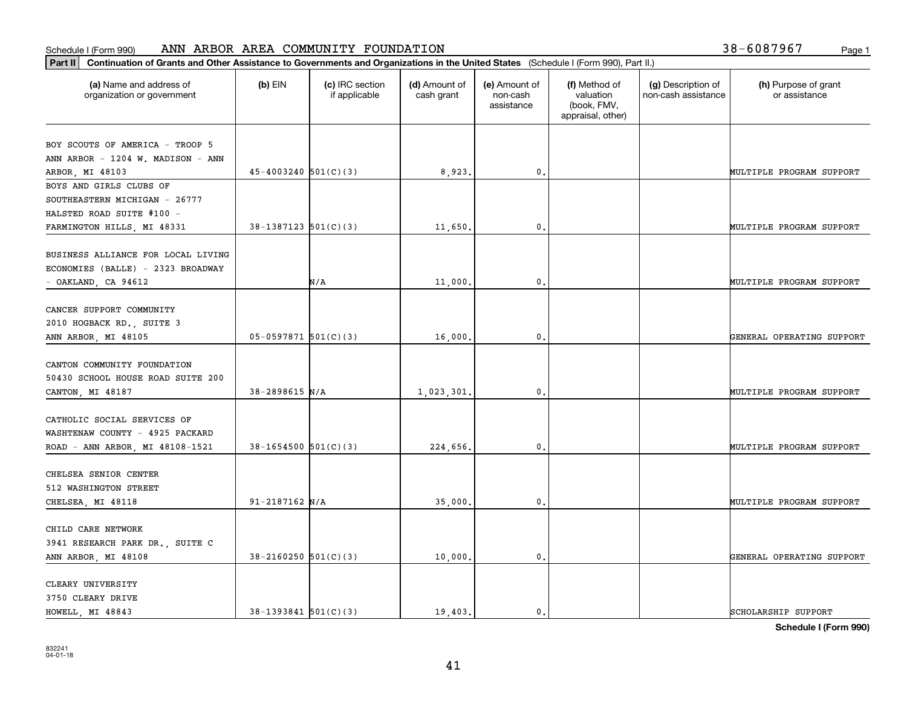Schedule I (Form 990) ANN ARBOR AREA COMMUNITY FOUNDATION 38-6087967

**Part II** **Continuation of Grants and Other Assistance to Governments and Organizations in the United States** (Schedule I (Form 990), Part II.)

| (a) Name and address of organization or government | (b) EIN | (c) IRC section if applicable | (d) Amount of cash grant | (e) Amount of non-cash assistance | (f) Method of valuation (book, FMV, appraisal, other) | (g) Description of non-cash assistance | (h) Purpose of grant or assistance |
|---|---|---|---|---|---|---|---|
| BOY SCOUTS OF AMERICA - TROOP 5 ANN ARBOR - 1204 W. MADISON - ANN ARBOR, MI 48103 | 45-4003240 | 501(C)(3) | 8,923. | 0. | | | MULTIPLE PROGRAM SUPPORT |
| BOYS AND GIRLS CLUBS OF SOUTHEASTERN MICHIGAN - 26777 HALSTED ROAD SUITE #100 - FARMINGTON HILLS, MI 48331 | 38-1387123 | 501(C)(3) | 11,650. | 0. | | | MULTIPLE PROGRAM SUPPORT |
| BUSINESS ALLIANCE FOR LOCAL LIVING ECONOMIES (BALLE) - 2323 BROADWAY - OAKLAND, CA 94612 | | N/A | 11,000. | 0. | | | MULTIPLE PROGRAM SUPPORT |
| CANCER SUPPORT COMMUNITY 2010 HOGBACK RD., SUITE 3 ANN ARBOR, MI 48105 | 05-0597871 | 501(C)(3) | 16,000. | 0. | | | GENERAL OPERATING SUPPORT |
| CANTON COMMUNITY FOUNDATION 50430 SCHOOL HOUSE ROAD SUITE 200 CANTON, MI 48187 | 38-2898615 | N/A | 1,023,301. | 0. | | | MULTIPLE PROGRAM SUPPORT |
| CATHOLIC SOCIAL SERVICES OF WASHTENAW COUNTY - 4925 PACKARD ROAD - ANN ARBOR, MI 48108-1521 | 38-1654500 | 501(C)(3) | 224,656. | 0. | | | MULTIPLE PROGRAM SUPPORT |
| CHELSEA SENIOR CENTER 512 WASHINGTON STREET CHELSEA, MI 48118 | 91-2187162 | N/A | 35,000. | 0. | | | MULTIPLE PROGRAM SUPPORT |
| CHILD CARE NETWORK 3941 RESEARCH PARK DR., SUITE C ANN ARBOR, MI 48108 | 38-2160250 | 501(C)(3) | 10,000. | 0. | | | GENERAL OPERATING SUPPORT |
| CLEARY UNIVERSITY 3750 CLEARY DRIVE HOWELL, MI 48843 | 38-1393841 | 501(C)(3) | 19,403. | 0. | | | SCHOLARSHIP SUPPORT |

**Schedule I (Form 990)**

832241 04-01-18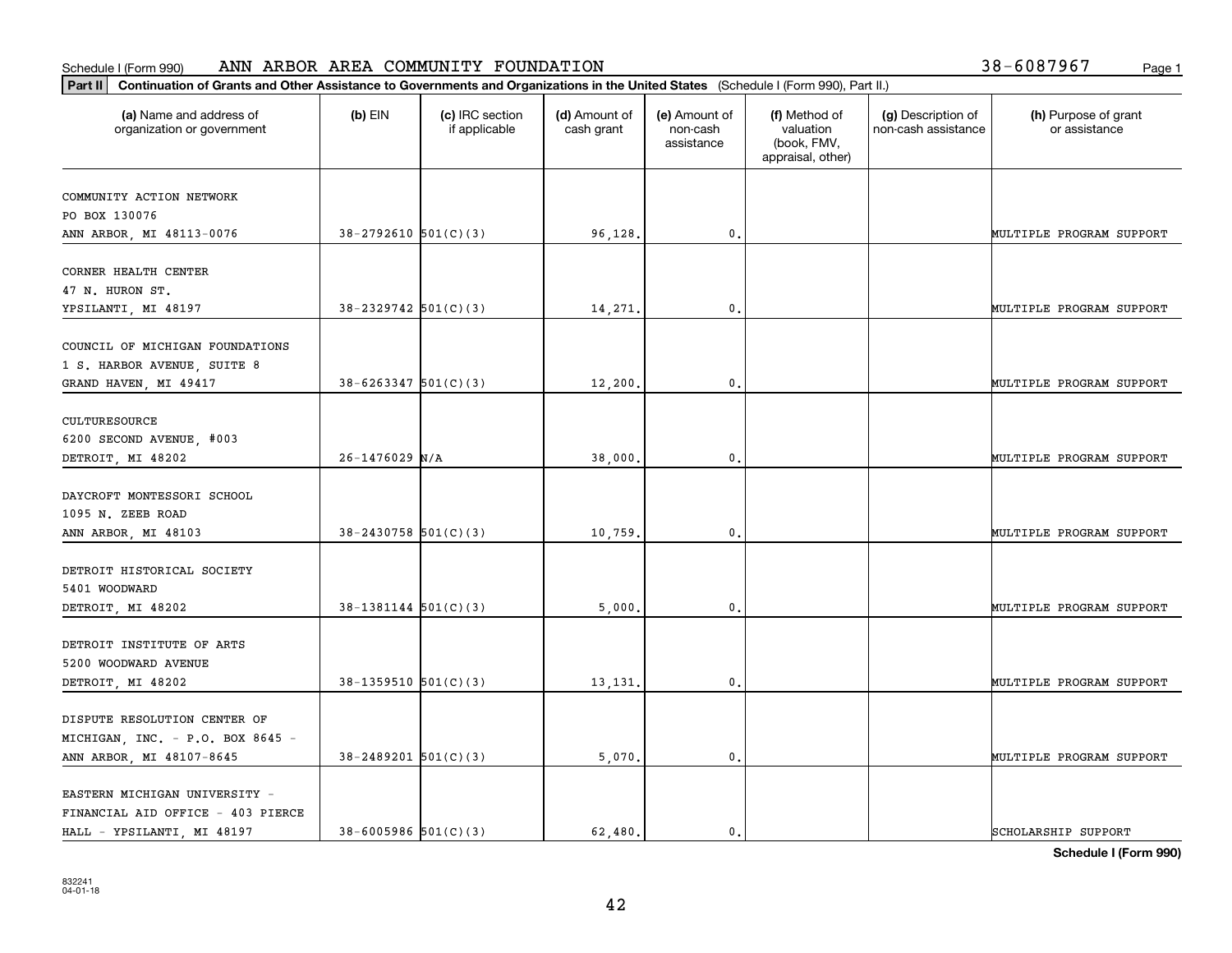Schedule I (Form 990) ANN ARBOR AREA COMMUNITY FOUNDATION 38-6087967

**Part II** **Continuation of Grants and Other Assistance to Governments and Organizations in the United States** (Schedule I (Form 990), Part II.)

| (a) Name and address of organization or government | (b) EIN | (c) IRC section if applicable | (d) Amount of cash grant | (e) Amount of non-cash assistance | (f) Method of valuation (book, FMV, appraisal, other) | (g) Description of non-cash assistance | (h) Purpose of grant or assistance |
|---|---|---|---|---|---|---|---|
| COMMUNITY ACTION NETWORK<br>PO BOX 130076<br>ANN ARBOR, MI 48113-0076 | 38-2792610 | 501(C)(3) | 96,128. | 0. | | | MULTIPLE PROGRAM SUPPORT |
| CORNER HEALTH CENTER<br>47 N. HURON ST.<br>YPSILANTI, MI 48197 | 38-2329742 | 501(C)(3) | 14,271. | 0. | | | MULTIPLE PROGRAM SUPPORT |
| COUNCIL OF MICHIGAN FOUNDATIONS<br>1 S. HARBOR AVENUE, SUITE 8<br>GRAND HAVEN, MI 49417 | 38-6263347 | 501(C)(3) | 12,200. | 0. | | | MULTIPLE PROGRAM SUPPORT |
| CULTURESOURCE<br>6200 SECOND AVENUE, #003<br>DETROIT, MI 48202 | 26-1476029 | N/A | 38,000. | 0. | | | MULTIPLE PROGRAM SUPPORT |
| DAYCROFT MONTESSORI SCHOOL<br>1095 N. ZEEB ROAD<br>ANN ARBOR, MI 48103 | 38-2430758 | 501(C)(3) | 10,759. | 0. | | | MULTIPLE PROGRAM SUPPORT |
| DETROIT HISTORICAL SOCIETY<br>5401 WOODWARD<br>DETROIT, MI 48202 | 38-1381144 | 501(C)(3) | 5,000. | 0. | | | MULTIPLE PROGRAM SUPPORT |
| DETROIT INSTITUTE OF ARTS<br>5200 WOODWARD AVENUE<br>DETROIT, MI 48202 | 38-1359510 | 501(C)(3) | 13,131. | 0. | | | MULTIPLE PROGRAM SUPPORT |
| DISPUTE RESOLUTION CENTER OF<br>MICHIGAN, INC. - P.O. BOX 8645 -<br>ANN ARBOR, MI 48107-8645 | 38-2489201 | 501(C)(3) | 5,070. | 0. | | | MULTIPLE PROGRAM SUPPORT |
| EASTERN MICHIGAN UNIVERSITY -<br>FINANCIAL AID OFFICE - 403 PIERCE<br>HALL - YPSILANTI, MI 48197 | 38-6005986 | 501(C)(3) | 62,480. | 0. | | | SCHOLARSHIP SUPPORT |

**Schedule I (Form 990)**

832241
04-01-18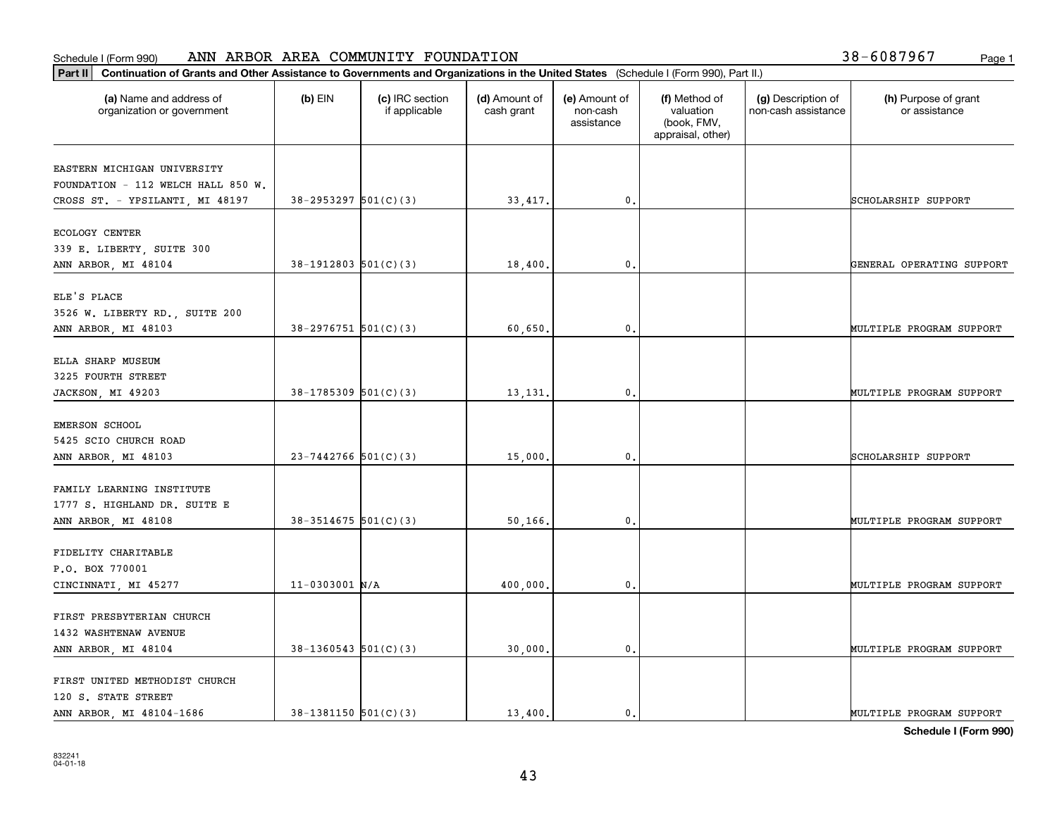Schedule I (Form 990) ANN ARBOR AREA COMMUNITY FOUNDATION 38-6087967

**Part II** **Continuation of Grants and Other Assistance to Governments and Organizations in the United States** (Schedule I (Form 990), Part II.)

| (a) Name and address of organization or government | (b) EIN | (c) IRC section if applicable | (d) Amount of cash grant | (e) Amount of non-cash assistance | (f) Method of valuation (book, FMV, appraisal, other) | (g) Description of non-cash assistance | (h) Purpose of grant or assistance |
|---|---|---|---|---|---|---|---|
| EASTERN MICHIGAN UNIVERSITY FOUNDATION - 112 WELCH HALL 850 W. CROSS ST. - YPSILANTI, MI 48197 | 38-2953297 | 501(C)(3) | 33,417. | 0. | | | SCHOLARSHIP SUPPORT |
| ECOLOGY CENTER 339 E. LIBERTY, SUITE 300 ANN ARBOR, MI 48104 | 38-1912803 | 501(C)(3) | 18,400. | 0. | | | GENERAL OPERATING SUPPORT |
| ELE'S PLACE 3526 W. LIBERTY RD., SUITE 200 ANN ARBOR, MI 48103 | 38-2976751 | 501(C)(3) | 60,650. | 0. | | | MULTIPLE PROGRAM SUPPORT |
| ELLA SHARP MUSEUM 3225 FOURTH STREET JACKSON, MI 49203 | 38-1785309 | 501(C)(3) | 13,131. | 0. | | | MULTIPLE PROGRAM SUPPORT |
| EMERSON SCHOOL 5425 SCIO CHURCH ROAD ANN ARBOR, MI 48103 | 23-7442766 | 501(C)(3) | 15,000. | 0. | | | SCHOLARSHIP SUPPORT |
| FAMILY LEARNING INSTITUTE 1777 S. HIGHLAND DR. SUITE E ANN ARBOR, MI 48108 | 38-3514675 | 501(C)(3) | 50,166. | 0. | | | MULTIPLE PROGRAM SUPPORT |
| FIDELITY CHARITABLE P.O. BOX 770001 CINCINNATI, MI 45277 | 11-0303001 | N/A | 400,000. | 0. | | | MULTIPLE PROGRAM SUPPORT |
| FIRST PRESBYTERIAN CHURCH 1432 WASHTENAW AVENUE ANN ARBOR, MI 48104 | 38-1360543 | 501(C)(3) | 30,000. | 0. | | | MULTIPLE PROGRAM SUPPORT |
| FIRST UNITED METHODIST CHURCH 120 S. STATE STREET ANN ARBOR, MI 48104-1686 | 38-1381150 | 501(C)(3) | 13,400. | 0. | | | MULTIPLE PROGRAM SUPPORT |

832241 04-01-18

**Schedule I (Form 990)**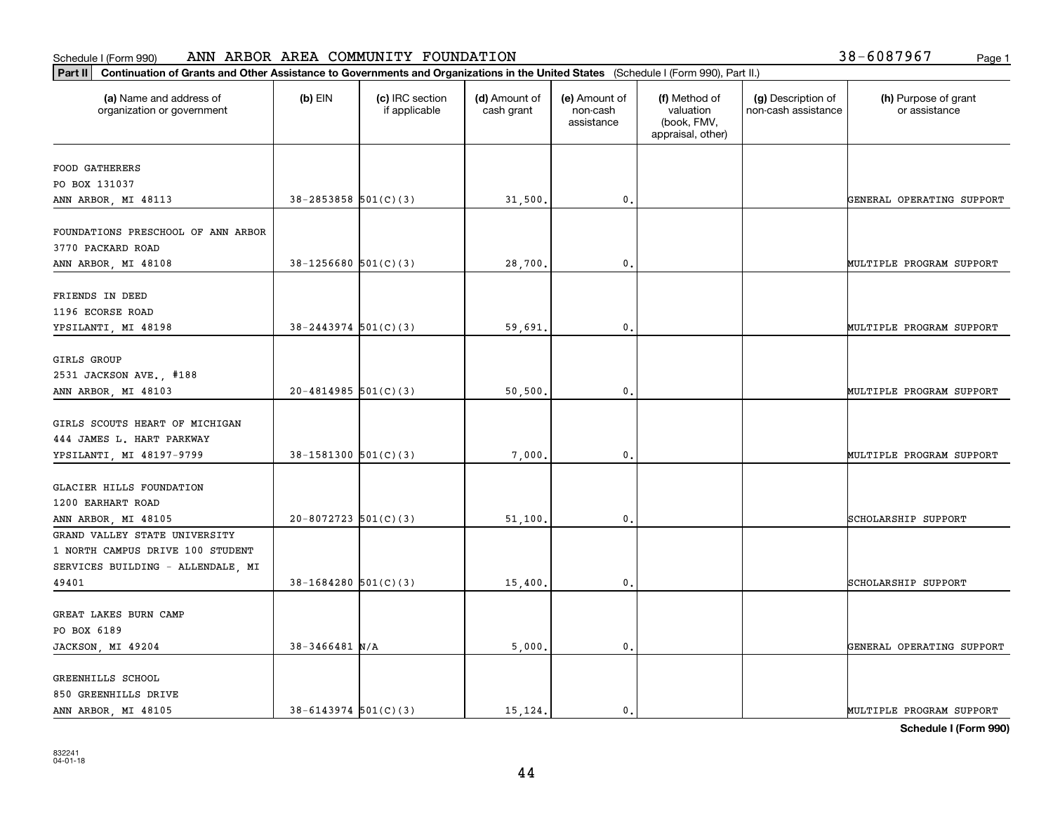Schedule I (Form 990) ANN ARBOR AREA COMMUNITY FOUNDATION 38-6087967

**Part II** **Continuation of Grants and Other Assistance to Governments and Organizations in the United States** (Schedule I (Form 990), Part II.)

| (a) Name and address of organization or government | (b) EIN | (c) IRC section if applicable | (d) Amount of cash grant | (e) Amount of non-cash assistance | (f) Method of valuation (book, FMV, appraisal, other) | (g) Description of non-cash assistance | (h) Purpose of grant or assistance |
|---|---|---|---|---|---|---|---|
| FOOD GATHERERS<br>PO BOX 131037<br>ANN ARBOR, MI 48113 | 38-2853858 | 501(C)(3) | 31,500. | 0. | | | GENERAL OPERATING SUPPORT |
| FOUNDATIONS PRESCHOOL OF ANN ARBOR<br>3770 PACKARD ROAD<br>ANN ARBOR, MI 48108 | 38-1256680 | 501(C)(3) | 28,700. | 0. | | | MULTIPLE PROGRAM SUPPORT |
| FRIENDS IN DEED<br>1196 ECORSE ROAD<br>YPSILANTI, MI 48198 | 38-2443974 | 501(C)(3) | 59,691. | 0. | | | MULTIPLE PROGRAM SUPPORT |
| GIRLS GROUP<br>2531 JACKSON AVE., #188<br>ANN ARBOR, MI 48103 | 20-4814985 | 501(C)(3) | 50,500. | 0. | | | MULTIPLE PROGRAM SUPPORT |
| GIRLS SCOUTS HEART OF MICHIGAN<br>444 JAMES L. HART PARKWAY<br>YPSILANTI, MI 48197-9799 | 38-1581300 | 501(C)(3) | 7,000. | 0. | | | MULTIPLE PROGRAM SUPPORT |
| GLACIER HILLS FOUNDATION<br>1200 EARHART ROAD<br>ANN ARBOR, MI 48105 | 20-8072723 | 501(C)(3) | 51,100. | 0. | | | SCHOLARSHIP SUPPORT |
| GRAND VALLEY STATE UNIVERSITY<br>1 NORTH CAMPUS DRIVE 100 STUDENT<br>SERVICES BUILDING - ALLENDALE, MI<br>49401 | 38-1684280 | 501(C)(3) | 15,400. | 0. | | | SCHOLARSHIP SUPPORT |
| GREAT LAKES BURN CAMP<br>PO BOX 6189<br>JACKSON, MI 49204 | 38-3466481 | N/A | 5,000. | 0. | | | GENERAL OPERATING SUPPORT |
| GREENHILLS SCHOOL<br>850 GREENHILLS DRIVE<br>ANN ARBOR, MI 48105 | 38-6143974 | 501(C)(3) | 15,124. | 0. | | | MULTIPLE PROGRAM SUPPORT |

**Schedule I (Form 990)**

832241
04-01-18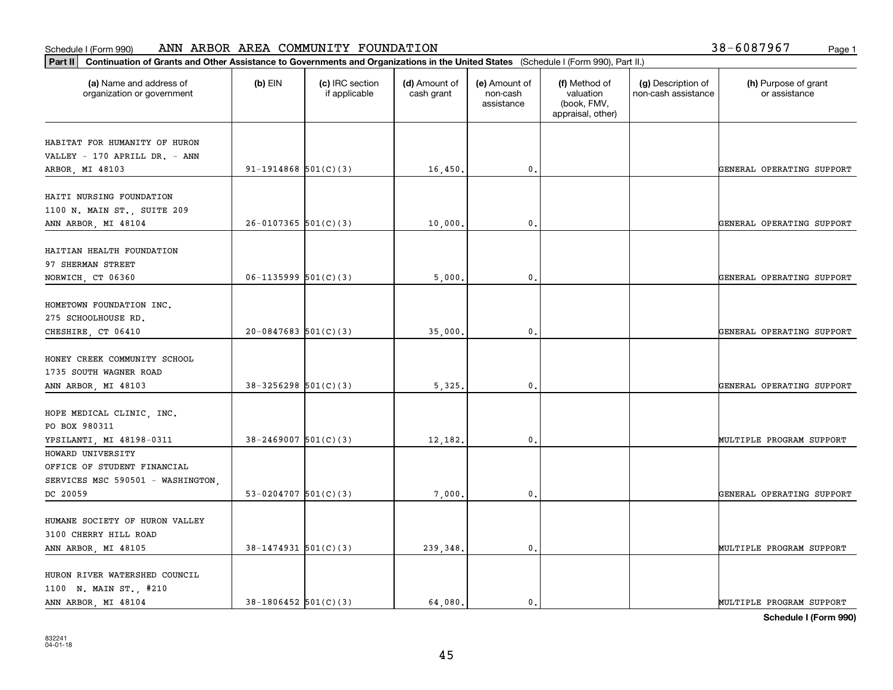Schedule I (Form 990) ANN ARBOR AREA COMMUNITY FOUNDATION 38-6087967

**Part II Continuation of Grants and Other Assistance to Governments and Organizations in the United States** (Schedule I (Form 990), Part II.)

| (a) Name and address of organization or government | (b) EIN | (c) IRC section if applicable | (d) Amount of cash grant | (e) Amount of non-cash assistance | (f) Method of valuation (book, FMV, appraisal, other) | (g) Description of non-cash assistance | (h) Purpose of grant or assistance |
|---|---|---|---|---|---|---|---|
| HABITAT FOR HUMANITY OF HURON VALLEY - 170 APRILL DR. - ANN ARBOR, MI 48103 | 91-1914868 | 501(C)(3) | 16,450. | 0. | | | GENERAL OPERATING SUPPORT |
| HAITI NURSING FOUNDATION 1100 N. MAIN ST., SUITE 209 ANN ARBOR, MI 48104 | 26-0107365 | 501(C)(3) | 10,000. | 0. | | | GENERAL OPERATING SUPPORT |
| HAITIAN HEALTH FOUNDATION 97 SHERMAN STREET NORWICH, CT 06360 | 06-1135999 | 501(C)(3) | 5,000. | 0. | | | GENERAL OPERATING SUPPORT |
| HOMETOWN FOUNDATION INC. 275 SCHOOLHOUSE RD. CHESHIRE, CT 06410 | 20-0847683 | 501(C)(3) | 35,000. | 0. | | | GENERAL OPERATING SUPPORT |
| HONEY CREEK COMMUNITY SCHOOL 1735 SOUTH WAGNER ROAD ANN ARBOR, MI 48103 | 38-3256298 | 501(C)(3) | 5,325. | 0. | | | GENERAL OPERATING SUPPORT |
| HOPE MEDICAL CLINIC, INC. PO BOX 980311 YPSILANTI, MI 48198-0311 | 38-2469007 | 501(C)(3) | 12,182. | 0. | | | MULTIPLE PROGRAM SUPPORT |
| HOWARD UNIVERSITY OFFICE OF STUDENT FINANCIAL SERVICES MSC 590501 - WASHINGTON, DC 20059 | 53-0204707 | 501(C)(3) | 7,000. | 0. | | | GENERAL OPERATING SUPPORT |
| HUMANE SOCIETY OF HURON VALLEY 3100 CHERRY HILL ROAD ANN ARBOR, MI 48105 | 38-1474931 | 501(C)(3) | 239,348. | 0. | | | MULTIPLE PROGRAM SUPPORT |
| HURON RIVER WATERSHED COUNCIL 1100 N. MAIN ST., #210 ANN ARBOR, MI 48104 | 38-1806452 | 501(C)(3) | 64,080. | 0. | | | MULTIPLE PROGRAM SUPPORT |

**Schedule I (Form 990)**

832241
04-01-18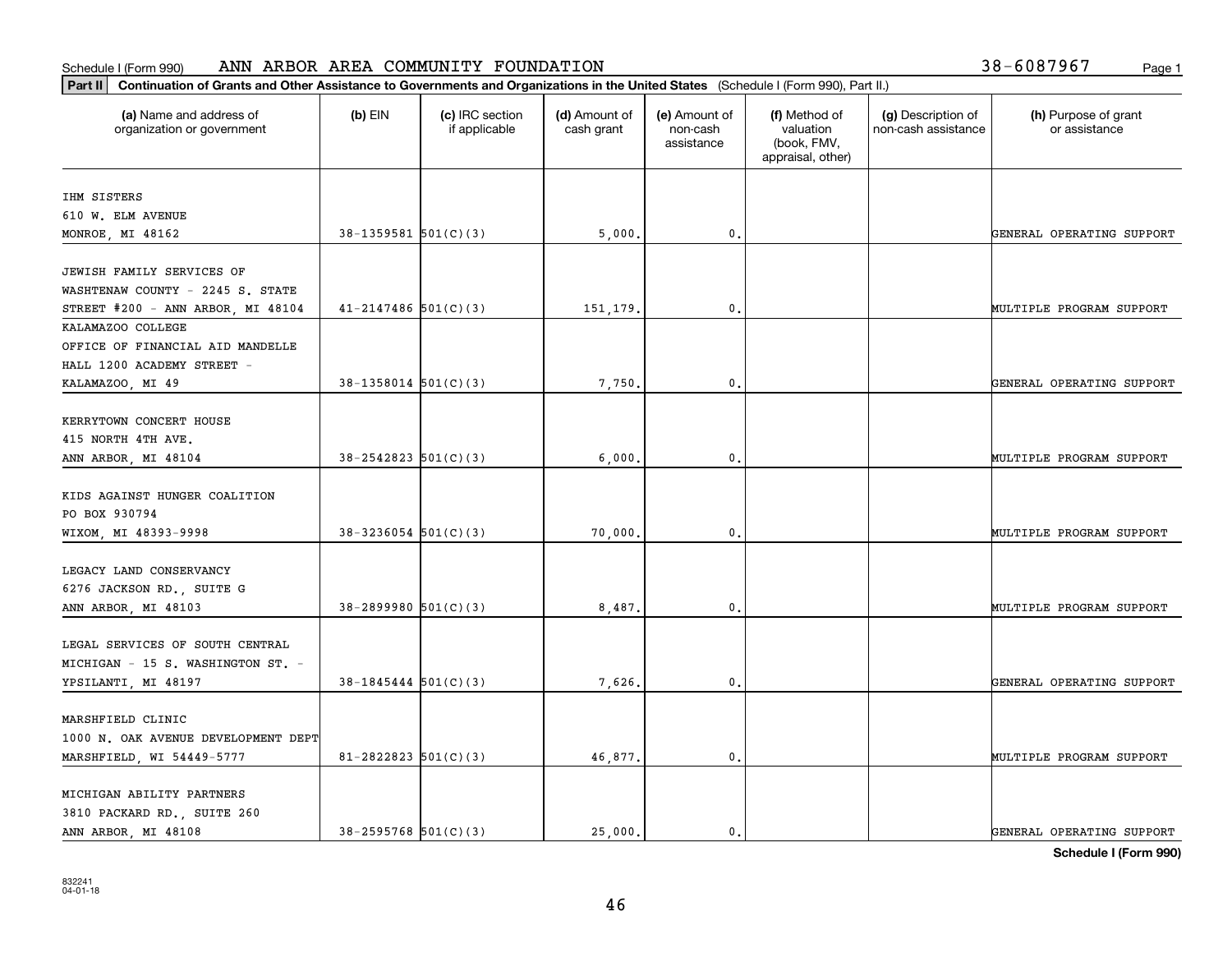Schedule I (Form 990) ANN ARBOR AREA COMMUNITY FOUNDATION 38-6087967 Page 1

**Part II** **Continuation of Grants and Other Assistance to Governments and Organizations in the United States** (Schedule I (Form 990), Part II.)

| (a) Name and address of organization or government | (b) EIN | (c) IRC section if applicable | (d) Amount of cash grant | (e) Amount of non-cash assistance | (f) Method of valuation (book, FMV, appraisal, other) | (g) Description of non-cash assistance | (h) Purpose of grant or assistance |
|---|---|---|---|---|---|---|---|
| IHM SISTERS 610 W. ELM AVENUE MONROE, MI 48162 | 38-1359581 | 501(C)(3) | 5,000. | 0. | | | GENERAL OPERATING SUPPORT |
| JEWISH FAMILY SERVICES OF WASHTENAW COUNTY - 2245 S. STATE STREET #200 - ANN ARBOR, MI 48104 | 41-2147486 | 501(C)(3) | 151,179. | 0. | | | MULTIPLE PROGRAM SUPPORT |
| KALAMAZOO COLLEGE OFFICE OF FINANCIAL AID MANDELLE HALL 1200 ACADEMY STREET - KALAMAZOO, MI 49 | 38-1358014 | 501(C)(3) | 7,750. | 0. | | | GENERAL OPERATING SUPPORT |
| KERRYTOWN CONCERT HOUSE 415 NORTH 4TH AVE. ANN ARBOR, MI 48104 | 38-2542823 | 501(C)(3) | 6,000. | 0. | | | MULTIPLE PROGRAM SUPPORT |
| KIDS AGAINST HUNGER COALITION PO BOX 930794 WIXOM, MI 48393-9998 | 38-3236054 | 501(C)(3) | 70,000. | 0. | | | MULTIPLE PROGRAM SUPPORT |
| LEGACY LAND CONSERVANCY 6276 JACKSON RD., SUITE G ANN ARBOR, MI 48103 | 38-2899980 | 501(C)(3) | 8,487. | 0. | | | MULTIPLE PROGRAM SUPPORT |
| LEGAL SERVICES OF SOUTH CENTRAL MICHIGAN - 15 S. WASHINGTON ST. - YPSILANTI, MI 48197 | 38-1845444 | 501(C)(3) | 7,626. | 0. | | | GENERAL OPERATING SUPPORT |
| MARSHFIELD CLINIC 1000 N. OAK AVENUE DEVELOPMENT DEPT MARSHFIELD, WI 54449-5777 | 81-2822823 | 501(C)(3) | 46,877. | 0. | | | MULTIPLE PROGRAM SUPPORT |
| MICHIGAN ABILITY PARTNERS 3810 PACKARD RD., SUITE 260 ANN ARBOR, MI 48108 | 38-2595768 | 501(C)(3) | 25,000. | 0. | | | GENERAL OPERATING SUPPORT |

**Schedule I (Form 990)**

832241
04-01-18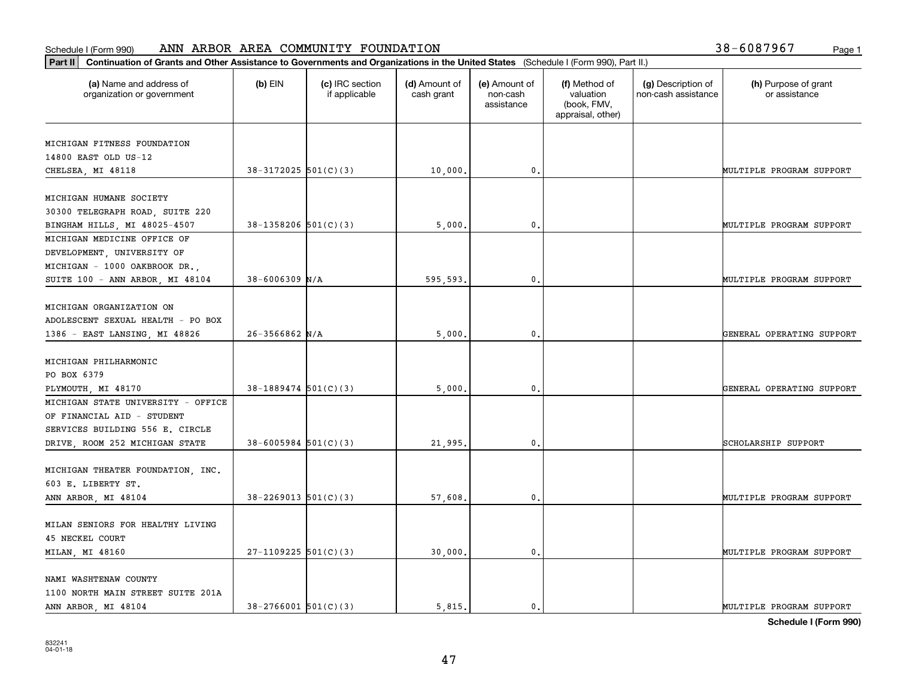Schedule I (Form 990) ANN ARBOR AREA COMMUNITY FOUNDATION 38-6087967

**Part II** **Continuation of Grants and Other Assistance to Governments and Organizations in the United States** (Schedule I (Form 990), Part II.)

| (a) Name and address of organization or government | (b) EIN | (c) IRC section if applicable | (d) Amount of cash grant | (e) Amount of non-cash assistance | (f) Method of valuation (book, FMV, appraisal, other) | (g) Description of non-cash assistance | (h) Purpose of grant or assistance |
|---|---|---|---|---|---|---|---|
| MICHIGAN FITNESS FOUNDATION 14800 EAST OLD US-12 CHELSEA, MI 48118 | 38-3172025 | 501(C)(3) | 10,000. | 0. | | | MULTIPLE PROGRAM SUPPORT |
| MICHIGAN HUMANE SOCIETY 30300 TELEGRAPH ROAD, SUITE 220 BINGHAM HILLS, MI 48025-4507 | 38-1358206 | 501(C)(3) | 5,000. | 0. | | | MULTIPLE PROGRAM SUPPORT |
| MICHIGAN MEDICINE OFFICE OF DEVELOPMENT, UNIVERSITY OF MICHIGAN - 1000 OAKBROOK DR., SUITE 100 - ANN ARBOR, MI 48104 | 38-6006309 | N/A | 595,593. | 0. | | | MULTIPLE PROGRAM SUPPORT |
| MICHIGAN ORGANIZATION ON ADOLESCENT SEXUAL HEALTH - PO BOX 1386 - EAST LANSING, MI 48826 | 26-3566862 | N/A | 5,000. | 0. | | | GENERAL OPERATING SUPPORT |
| MICHIGAN PHILHARMONIC PO BOX 6379 PLYMOUTH, MI 48170 | 38-1889474 | 501(C)(3) | 5,000. | 0. | | | GENERAL OPERATING SUPPORT |
| MICHIGAN STATE UNIVERSITY - OFFICE OF FINANCIAL AID - STUDENT SERVICES BUILDING 556 E. CIRCLE DRIVE, ROOM 252 MICHIGAN STATE | 38-6005984 | 501(C)(3) | 21,995. | 0. | | | SCHOLARSHIP SUPPORT |
| MICHIGAN THEATER FOUNDATION, INC. 603 E. LIBERTY ST. ANN ARBOR, MI 48104 | 38-2269013 | 501(C)(3) | 57,608. | 0. | | | MULTIPLE PROGRAM SUPPORT |
| MILAN SENIORS FOR HEALTHY LIVING 45 NECKEL COURT MILAN, MI 48160 | 27-1109225 | 501(C)(3) | 30,000. | 0. | | | MULTIPLE PROGRAM SUPPORT |
| NAMI WASHTENAW COUNTY 1100 NORTH MAIN STREET SUITE 201A ANN ARBOR, MI 48104 | 38-2766001 | 501(C)(3) | 5,815. | 0. | | | MULTIPLE PROGRAM SUPPORT |

**Schedule I (Form 990)**

832241 04-01-18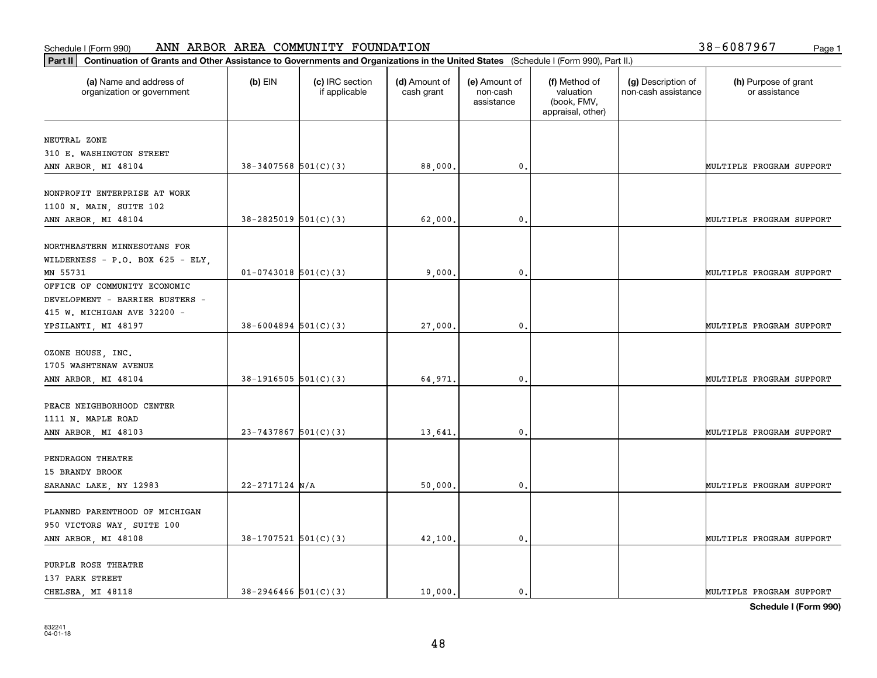Schedule I (Form 990) ANN ARBOR AREA COMMUNITY FOUNDATION 38-6087967

**Part II** **Continuation of Grants and Other Assistance to Governments and Organizations in the United States** (Schedule I (Form 990), Part II.)

| (a) Name and address of organization or government | (b) EIN | (c) IRC section if applicable | (d) Amount of cash grant | (e) Amount of non-cash assistance | (f) Method of valuation (book, FMV, appraisal, other) | (g) Description of non-cash assistance | (h) Purpose of grant or assistance |
|---|---|---|---|---|---|---|---|
| NEUTRAL ZONE 310 E. WASHINGTON STREET ANN ARBOR, MI 48104 | 38-3407568 | 501(C)(3) | 88,000. | 0. | | | MULTIPLE PROGRAM SUPPORT |
| NONPROFIT ENTERPRISE AT WORK 1100 N. MAIN, SUITE 102 ANN ARBOR, MI 48104 | 38-2825019 | 501(C)(3) | 62,000. | 0. | | | MULTIPLE PROGRAM SUPPORT |
| NORTHEASTERN MINNESOTANS FOR WILDERNESS - P.O. BOX 625 - ELY, MN 55731 | 01-0743018 | 501(C)(3) | 9,000. | 0. | | | MULTIPLE PROGRAM SUPPORT |
| OFFICE OF COMMUNITY ECONOMIC DEVELOPMENT - BARRIER BUSTERS - 415 W. MICHIGAN AVE 32200 - YPSILANTI, MI 48197 | 38-6004894 | 501(C)(3) | 27,000. | 0. | | | MULTIPLE PROGRAM SUPPORT |
| OZONE HOUSE, INC. 1705 WASHTENAW AVENUE ANN ARBOR, MI 48104 | 38-1916505 | 501(C)(3) | 64,971. | 0. | | | MULTIPLE PROGRAM SUPPORT |
| PEACE NEIGHBORHOOD CENTER 1111 N. MAPLE ROAD ANN ARBOR, MI 48103 | 23-7437867 | 501(C)(3) | 13,641. | 0. | | | MULTIPLE PROGRAM SUPPORT |
| PENDRAGON THEATRE 15 BRANDY BROOK SARANAC LAKE, NY 12983 | 22-2717124 | N/A | 50,000. | 0. | | | MULTIPLE PROGRAM SUPPORT |
| PLANNED PARENTHOOD OF MICHIGAN 950 VICTORS WAY, SUITE 100 ANN ARBOR, MI 48108 | 38-1707521 | 501(C)(3) | 42,100. | 0. | | | MULTIPLE PROGRAM SUPPORT |
| PURPLE ROSE THEATRE 137 PARK STREET CHELSEA, MI 48118 | 38-2946466 | 501(C)(3) | 10,000. | 0. | | | MULTIPLE PROGRAM SUPPORT |

**Schedule I (Form 990)**

832241
04-01-18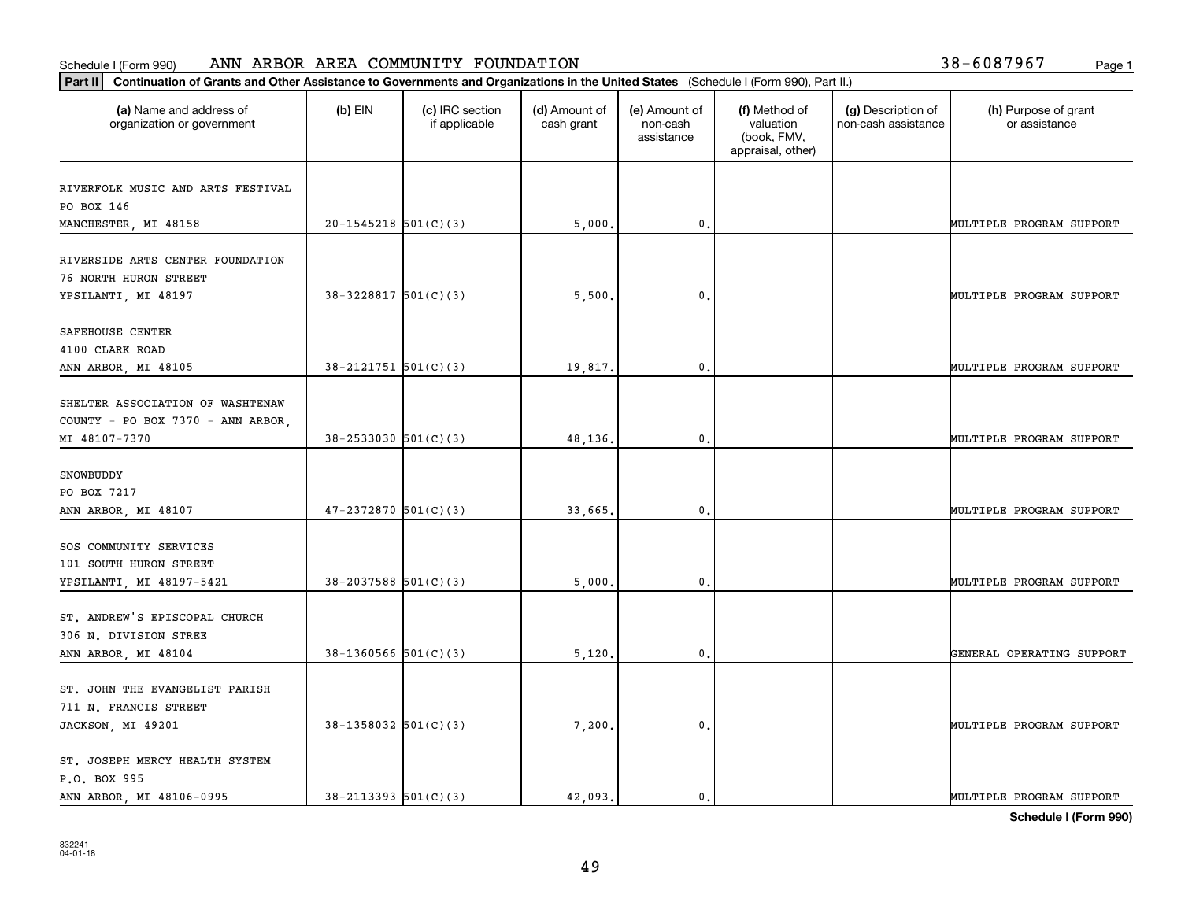Schedule I (Form 990) ANN ARBOR AREA COMMUNITY FOUNDATION 38-6087967

**Part II** **Continuation of Grants and Other Assistance to Governments and Organizations in the United States** (Schedule I (Form 990), Part II.)

| (a) Name and address of organization or government | (b) EIN | (c) IRC section if applicable | (d) Amount of cash grant | (e) Amount of non-cash assistance | (f) Method of valuation (book, FMV, appraisal, other) | (g) Description of non-cash assistance | (h) Purpose of grant or assistance |
|---|---|---|---|---|---|---|---|
| RIVERFOLK MUSIC AND ARTS FESTIVAL PO BOX 146 MANCHESTER, MI 48158 | 20-1545218 | 501(C)(3) | 5,000. | 0. | | | MULTIPLE PROGRAM SUPPORT |
| RIVERSIDE ARTS CENTER FOUNDATION 76 NORTH HURON STREET YPSILANTI, MI 48197 | 38-3228817 | 501(C)(3) | 5,500. | 0. | | | MULTIPLE PROGRAM SUPPORT |
| SAFEHOUSE CENTER 4100 CLARK ROAD ANN ARBOR, MI 48105 | 38-2121751 | 501(C)(3) | 19,817. | 0. | | | MULTIPLE PROGRAM SUPPORT |
| SHELTER ASSOCIATION OF WASHTENAW COUNTY - PO BOX 7370 - ANN ARBOR, MI 48107-7370 | 38-2533030 | 501(C)(3) | 48,136. | 0. | | | MULTIPLE PROGRAM SUPPORT |
| SNOWBUDDY PO BOX 7217 ANN ARBOR, MI 48107 | 47-2372870 | 501(C)(3) | 33,665. | 0. | | | MULTIPLE PROGRAM SUPPORT |
| SOS COMMUNITY SERVICES 101 SOUTH HURON STREET YPSILANTI, MI 48197-5421 | 38-2037588 | 501(C)(3) | 5,000. | 0. | | | MULTIPLE PROGRAM SUPPORT |
| ST. ANDREW'S EPISCOPAL CHURCH 306 N. DIVISION STREE ANN ARBOR, MI 48104 | 38-1360566 | 501(C)(3) | 5,120. | 0. | | | GENERAL OPERATING SUPPORT |
| ST. JOHN THE EVANGELIST PARISH 711 N. FRANCIS STREET JACKSON, MI 49201 | 38-1358032 | 501(C)(3) | 7,200. | 0. | | | MULTIPLE PROGRAM SUPPORT |
| ST. JOSEPH MERCY HEALTH SYSTEM P.O. BOX 995 ANN ARBOR, MI 48106-0995 | 38-2113393 | 501(C)(3) | 42,093. | 0. | | | MULTIPLE PROGRAM SUPPORT |

**Schedule I (Form 990)**

832241 04-01-18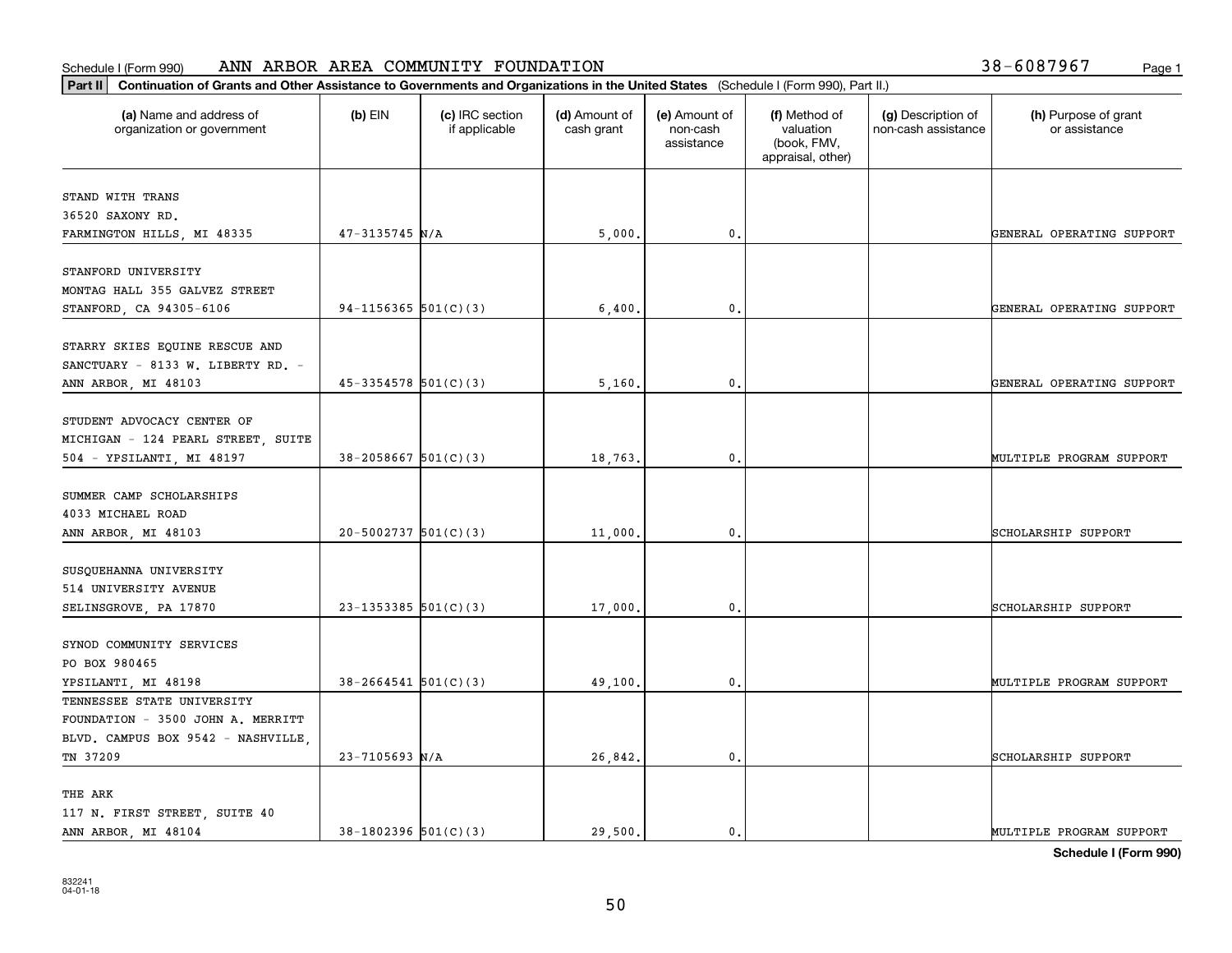Schedule I (Form 990) ANN ARBOR AREA COMMUNITY FOUNDATION 38-6087967

**Part II** **Continuation of Grants and Other Assistance to Governments and Organizations in the United States** (Schedule I (Form 990), Part II.)

| (a) Name and address of organization or government | (b) EIN | (c) IRC section if applicable | (d) Amount of cash grant | (e) Amount of non-cash assistance | (f) Method of valuation (book, FMV, appraisal, other) | (g) Description of non-cash assistance | (h) Purpose of grant or assistance |
|---|---|---|---|---|---|---|---|
| STAND WITH TRANS<br>36520 SAXONY RD.<br>FARMINGTON HILLS, MI 48335 | 47-3135745 | N/A | 5,000. | 0. | | | GENERAL OPERATING SUPPORT |
| STANFORD UNIVERSITY<br>MONTAG HALL 355 GALVEZ STREET<br>STANFORD, CA 94305-6106 | 94-1156365 | 501(C)(3) | 6,400. | 0. | | | GENERAL OPERATING SUPPORT |
| STARRY SKIES EQUINE RESCUE AND SANCTUARY - 8133 W. LIBERTY RD. - ANN ARBOR, MI 48103 | 45-3354578 | 501(C)(3) | 5,160. | 0. | | | GENERAL OPERATING SUPPORT |
| STUDENT ADVOCACY CENTER OF MICHIGAN - 124 PEARL STREET, SUITE 504 - YPSILANTI, MI 48197 | 38-2058667 | 501(C)(3) | 18,763. | 0. | | | MULTIPLE PROGRAM SUPPORT |
| SUMMER CAMP SCHOLARSHIPS<br>4033 MICHAEL ROAD<br>ANN ARBOR, MI 48103 | 20-5002737 | 501(C)(3) | 11,000. | 0. | | | SCHOLARSHIP SUPPORT |
| SUSQUEHANNA UNIVERSITY<br>514 UNIVERSITY AVENUE<br>SELINSGROVE, PA 17870 | 23-1353385 | 501(C)(3) | 17,000. | 0. | | | SCHOLARSHIP SUPPORT |
| SYNOD COMMUNITY SERVICES<br>PO BOX 980465<br>YPSILANTI, MI 48198 | 38-2664541 | 501(C)(3) | 49,100. | 0. | | | MULTIPLE PROGRAM SUPPORT |
| TENNESSEE STATE UNIVERSITY FOUNDATION - 3500 JOHN A. MERRITT BLVD. CAMPUS BOX 9542 - NASHVILLE, TN 37209 | 23-7105693 | N/A | 26,842. | 0. | | | SCHOLARSHIP SUPPORT |
| THE ARK<br>117 N. FIRST STREET, SUITE 40<br>ANN ARBOR, MI 48104 | 38-1802396 | 501(C)(3) | 29,500. | 0. | | | MULTIPLE PROGRAM SUPPORT |

**Schedule I (Form 990)**

832241
04-01-18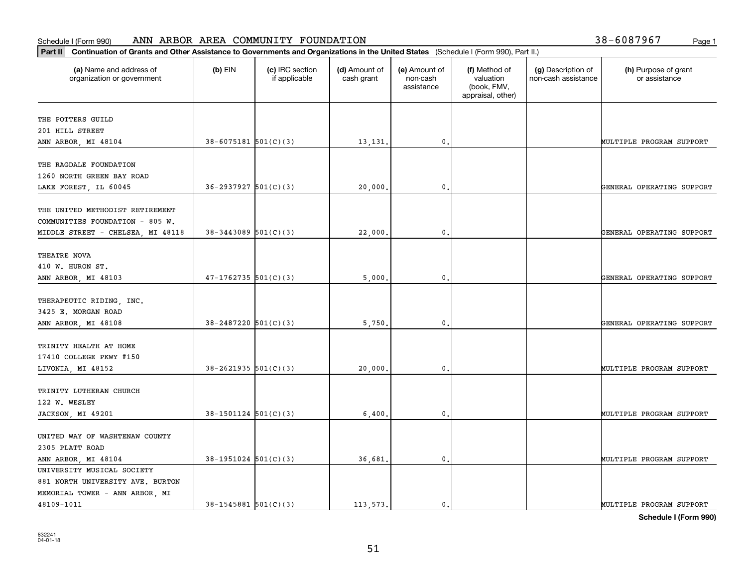Schedule I (Form 990) ANN ARBOR AREA COMMUNITY FOUNDATION 38-6087967

**Part II** **Continuation of Grants and Other Assistance to Governments and Organizations in the United States** (Schedule I (Form 990), Part II.)

| (a) Name and address of organization or government | (b) EIN | (c) IRC section if applicable | (d) Amount of cash grant | (e) Amount of non-cash assistance | (f) Method of valuation (book, FMV, appraisal, other) | (g) Description of non-cash assistance | (h) Purpose of grant or assistance |
|---|---|---|---|---|---|---|---|
| THE POTTERS GUILD 201 HILL STREET ANN ARBOR, MI 48104 | 38-6075181 | 501(C)(3) | 13,131. | 0. | | | MULTIPLE PROGRAM SUPPORT |
| THE RAGDALE FOUNDATION 1260 NORTH GREEN BAY ROAD LAKE FOREST, IL 60045 | 36-2937927 | 501(C)(3) | 20,000. | 0. | | | GENERAL OPERATING SUPPORT |
| THE UNITED METHODIST RETIREMENT COMMUNITIES FOUNDATION - 805 W. MIDDLE STREET - CHELSEA, MI 48118 | 38-3443089 | 501(C)(3) | 22,000. | 0. | | | GENERAL OPERATING SUPPORT |
| THEATRE NOVA 410 W. HURON ST. ANN ARBOR, MI 48103 | 47-1762735 | 501(C)(3) | 5,000. | 0. | | | GENERAL OPERATING SUPPORT |
| THERAPEUTIC RIDING, INC. 3425 E. MORGAN ROAD ANN ARBOR, MI 48108 | 38-2487220 | 501(C)(3) | 5,750. | 0. | | | GENERAL OPERATING SUPPORT |
| TRINITY HEALTH AT HOME 17410 COLLEGE PKWY #150 LIVONIA, MI 48152 | 38-2621935 | 501(C)(3) | 20,000. | 0. | | | MULTIPLE PROGRAM SUPPORT |
| TRINITY LUTHERAN CHURCH 122 W. WESLEY JACKSON, MI 49201 | 38-1501124 | 501(C)(3) | 6,400. | 0. | | | MULTIPLE PROGRAM SUPPORT |
| UNITED WAY OF WASHTENAW COUNTY 2305 PLATT ROAD ANN ARBOR, MI 48104 | 38-1951024 | 501(C)(3) | 36,681. | 0. | | | MULTIPLE PROGRAM SUPPORT |
| UNIVERSITY MUSICAL SOCIETY 881 NORTH UNIVERSITY AVE. BURTON MEMORIAL TOWER - ANN ARBOR, MI 48109-1011 | 38-1545881 | 501(C)(3) | 113,573. | 0. | | | MULTIPLE PROGRAM SUPPORT |

**Schedule I (Form 990)**

832241 04-01-18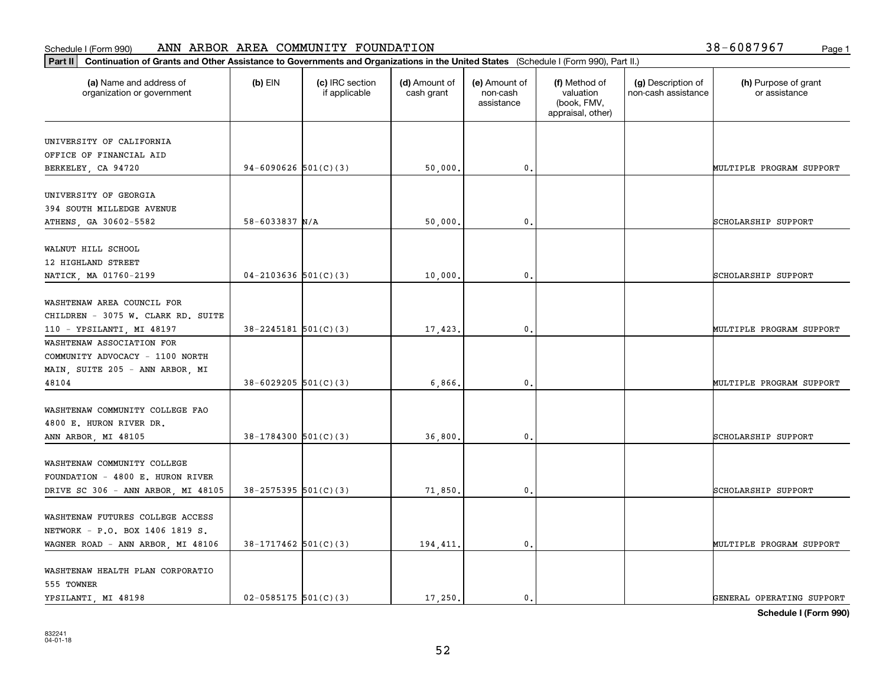Schedule I (Form 990) ANN ARBOR AREA COMMUNITY FOUNDATION 38-6087967 Page 1

**Part II** **Continuation of Grants and Other Assistance to Governments and Organizations in the United States** (Schedule I (Form 990), Part II.)

| (a) Name and address of organization or government | (b) EIN | (c) IRC section if applicable | (d) Amount of cash grant | (e) Amount of non-cash assistance | (f) Method of valuation (book, FMV, appraisal, other) | (g) Description of non-cash assistance | (h) Purpose of grant or assistance |
|---|---|---|---|---|---|---|---|
| UNIVERSITY OF CALIFORNIA OFFICE OF FINANCIAL AID BERKELEY, CA 94720 | 94-6090626 | 501(C)(3) | 50,000. | 0. | | | MULTIPLE PROGRAM SUPPORT |
| UNIVERSITY OF GEORGIA 394 SOUTH MILLEDGE AVENUE ATHENS, GA 30602-5582 | 58-6033837 | N/A | 50,000. | 0. | | | SCHOLARSHIP SUPPORT |
| WALNUT HILL SCHOOL 12 HIGHLAND STREET NATICK, MA 01760-2199 | 04-2103636 | 501(C)(3) | 10,000. | 0. | | | SCHOLARSHIP SUPPORT |
| WASHTENAW AREA COUNCIL FOR CHILDREN - 3075 W. CLARK RD. SUITE 110 - YPSILANTI, MI 48197 | 38-2245181 | 501(C)(3) | 17,423. | 0. | | | MULTIPLE PROGRAM SUPPORT |
| WASHTENAW ASSOCIATION FOR COMMUNITY ADVOCACY - 1100 NORTH MAIN, SUITE 205 - ANN ARBOR, MI 48104 | 38-6029205 | 501(C)(3) | 6,866. | 0. | | | MULTIPLE PROGRAM SUPPORT |
| WASHTENAW COMMUNITY COLLEGE FAO 4800 E. HURON RIVER DR. ANN ARBOR, MI 48105 | 38-1784300 | 501(C)(3) | 36,800. | 0. | | | SCHOLARSHIP SUPPORT |
| WASHTENAW COMMUNITY COLLEGE FOUNDATION - 4800 E. HURON RIVER DRIVE SC 306 - ANN ARBOR, MI 48105 | 38-2575395 | 501(C)(3) | 71,850. | 0. | | | SCHOLARSHIP SUPPORT |
| WASHTENAW FUTURES COLLEGE ACCESS NETWORK - P.O. BOX 1406 1819 S. WAGNER ROAD - ANN ARBOR, MI 48106 | 38-1717462 | 501(C)(3) | 194,411. | 0. | | | MULTIPLE PROGRAM SUPPORT |
| WASHTENAW HEALTH PLAN CORPORATIO 555 TOWNER YPSILANTI, MI 48198 | 02-0585175 | 501(C)(3) | 17,250. | 0. | | | GENERAL OPERATING SUPPORT |

**Schedule I (Form 990)**

832241
04-01-18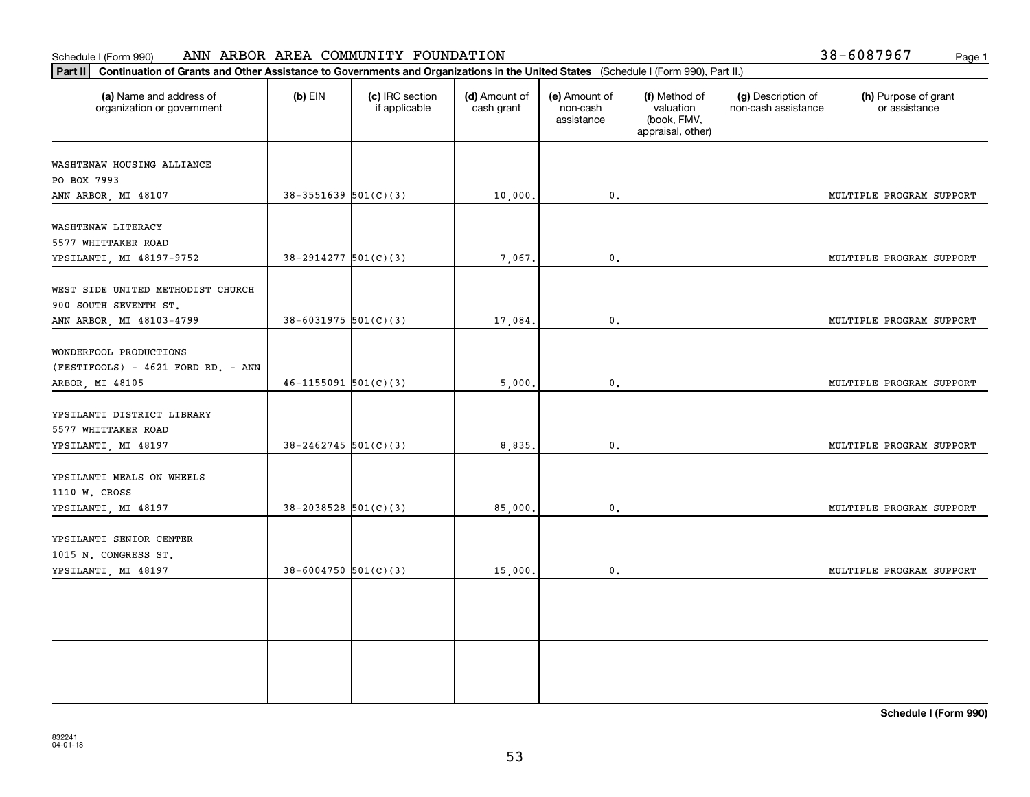Schedule I (Form 990) ANN ARBOR AREA COMMUNITY FOUNDATION 38-6087967

**Part II** **Continuation of Grants and Other Assistance to Governments and Organizations in the United States** (Schedule I (Form 990), Part II.)

| (a) Name and address of organization or government | (b) EIN | (c) IRC section if applicable | (d) Amount of cash grant | (e) Amount of non-cash assistance | (f) Method of valuation (book, FMV, appraisal, other) | (g) Description of non-cash assistance | (h) Purpose of grant or assistance |
|---|---|---|---|---|---|---|---|
| WASHTENAW HOUSING ALLIANCE<br>PO BOX 7993<br>ANN ARBOR, MI 48107 | 38-3551639 | 501(C)(3) | 10,000. | 0. | | | MULTIPLE PROGRAM SUPPORT |
| WASHTENAW LITERACY<br>5577 WHITTAKER ROAD<br>YPSILANTI, MI 48197-9752 | 38-2914277 | 501(C)(3) | 7,067. | 0. | | | MULTIPLE PROGRAM SUPPORT |
| WEST SIDE UNITED METHODIST CHURCH<br>900 SOUTH SEVENTH ST.<br>ANN ARBOR, MI 48103-4799 | 38-6031975 | 501(C)(3) | 17,084. | 0. | | | MULTIPLE PROGRAM SUPPORT |
| WONDERFOOL PRODUCTIONS<br>(FESTIFOOLS) - 4621 FORD RD. - ANN<br>ARBOR, MI 48105 | 46-1155091 | 501(C)(3) | 5,000. | 0. | | | MULTIPLE PROGRAM SUPPORT |
| YPSILANTI DISTRICT LIBRARY<br>5577 WHITTAKER ROAD<br>YPSILANTI, MI 48197 | 38-2462745 | 501(C)(3) | 8,835. | 0. | | | MULTIPLE PROGRAM SUPPORT |
| YPSILANTI MEALS ON WHEELS<br>1110 W. CROSS<br>YPSILANTI, MI 48197 | 38-2038528 | 501(C)(3) | 85,000. | 0. | | | MULTIPLE PROGRAM SUPPORT |
| YPSILANTI SENIOR CENTER<br>1015 N. CONGRESS ST.<br>YPSILANTI, MI 48197 | 38-6004750 | 501(C)(3) | 15,000. | 0. | | | MULTIPLE PROGRAM SUPPORT |
| | | | | | | | |
| | | | | | | | |

**Schedule I (Form 990)**

832241
04-01-18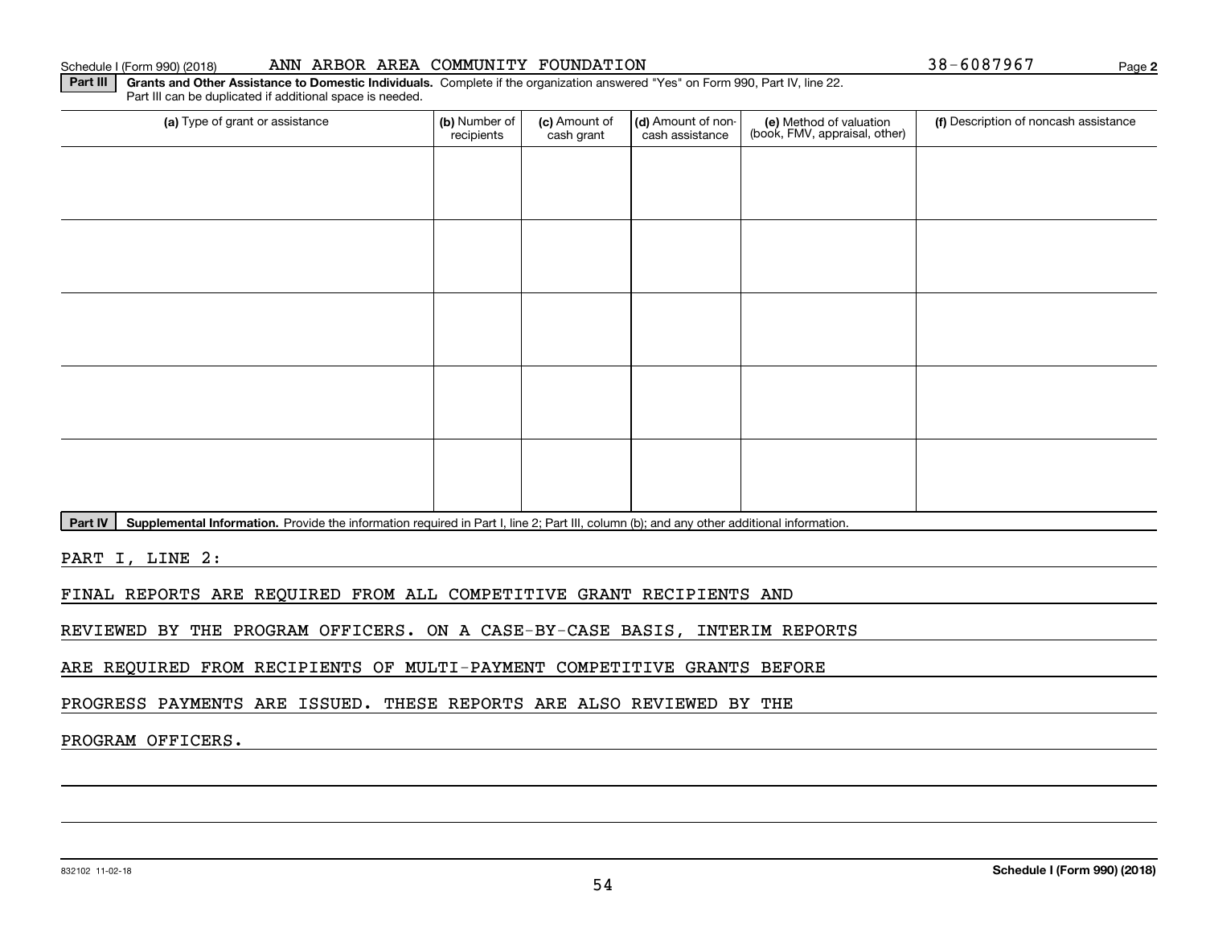Schedule I (Form 990) (2018) ANN ARBOR AREA COMMUNITY FOUNDATION 38-6087967 Page **2**

**Part III** **Grants and Other Assistance to Domestic Individuals.** Complete if the organization answered "Yes" on Form 990, Part IV, line 22. Part III can be duplicated if additional space is needed.

| (a) Type of grant or assistance | (b) Number of recipients | (c) Amount of cash grant | (d) Amount of non-cash assistance | (e) Method of valuation (book, FMV, appraisal, other) | (f) Description of noncash assistance |
|---|---|---|---|---|---|
| | | | | | |
| | | | | | |
| | | | | | |
| | | | | | |
| | | | | | |

**Part IV** **Supplemental Information.** Provide the information required in Part I, line 2; Part III, column (b); and any other additional information.

PART I, LINE 2:

FINAL REPORTS ARE REQUIRED FROM ALL COMPETITIVE GRANT RECIPIENTS AND REVIEWED BY THE PROGRAM OFFICERS. ON A CASE-BY-CASE BASIS, INTERIM REPORTS ARE REQUIRED FROM RECIPIENTS OF MULTI-PAYMENT COMPETITIVE GRANTS BEFORE PROGRESS PAYMENTS ARE ISSUED. THESE REPORTS ARE ALSO REVIEWED BY THE PROGRAM OFFICERS.

832102 11-02-18 **Schedule I (Form 990) (2018)**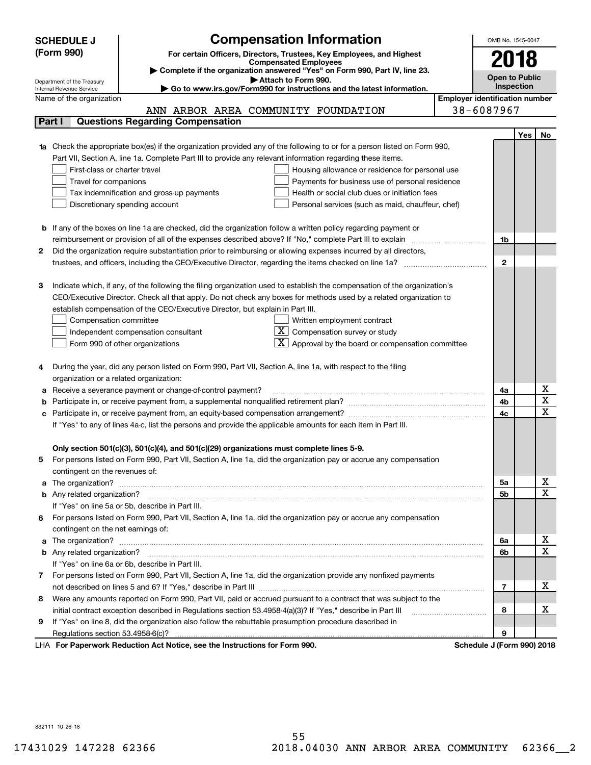**SCHEDULE J (Form 990)**

Department of the Treasury
Internal Revenue Service

# Compensation Information

**For certain Officers, Directors, Trustees, Key Employees, and Highest Compensated Employees**

▶ Complete if the organization answered "Yes" on Form 990, Part IV, line 23.
▶ Attach to Form 990.
▶ Go to www.irs.gov/Form990 for instructions and the latest information.

OMB No. 1545-0047

**2018**

**Open to Public Inspection**

Name of the organization: ANN ARBOR AREA COMMUNITY FOUNDATION

Employer identification number: 38-6087967

## Part I Questions Regarding Compensation

| | | | Yes | No |
|---|---|---|---|---|
| **1a** | Check the appropriate box(es) if the organization provided any of the following to or for a person listed on Form 990, Part VII, Section A, line 1a. Complete Part III to provide any relevant information regarding these items.<br>☐ First-class or charter travel ☐ Housing allowance or residence for personal use<br>☐ Travel for companions ☐ Payments for business use of personal residence<br>☐ Tax indemnification and gross-up payments ☐ Health or social club dues or initiation fees<br>☐ Discretionary spending account ☐ Personal services (such as maid, chauffeur, chef) | | | |
| **b** | If any of the boxes on line 1a are checked, did the organization follow a written policy regarding payment or reimbursement or provision of all of the expenses described above? If "No," complete Part III to explain | 1b | | |
| **2** | Did the organization require substantiation prior to reimbursing or allowing expenses incurred by all directors, trustees, and officers, including the CEO/Executive Director, regarding the items checked on line 1a? | 2 | | |
| **3** | Indicate which, if any, of the following the filing organization used to establish the compensation of the organization's CEO/Executive Director. Check all that apply. Do not check any boxes for methods used by a related organization to establish compensation of the CEO/Executive Director, but explain in Part III.<br>☐ Compensation committee ☐ Written employment contract<br>☐ Independent compensation consultant ☒ Compensation survey or study<br>☐ Form 990 of other organizations ☒ Approval by the board or compensation committee | | | |
| **4** | During the year, did any person listed on Form 990, Part VII, Section A, line 1a, with respect to the filing organization or a related organization: | | | |
| **a** | Receive a severance payment or change-of-control payment? | 4a | | X |
| **b** | Participate in, or receive payment from, a supplemental nonqualified retirement plan? | 4b | | X |
| **c** | Participate in, or receive payment from, an equity-based compensation arrangement? | 4c | | X |
| | If "Yes" to any of lines 4a-c, list the persons and provide the applicable amounts for each item in Part III. | | | |
| | **Only section 501(c)(3), 501(c)(4), and 501(c)(29) organizations must complete lines 5-9.** | | | |
| **5** | For persons listed on Form 990, Part VII, Section A, line 1a, did the organization pay or accrue any compensation contingent on the revenues of: | | | |
| **a** | The organization? | 5a | | X |
| **b** | Any related organization? | 5b | | X |
| | If "Yes" on line 5a or 5b, describe in Part III. | | | |
| **6** | For persons listed on Form 990, Part VII, Section A, line 1a, did the organization pay or accrue any compensation contingent on the net earnings of: | | | |
| **a** | The organization? | 6a | | X |
| **b** | Any related organization? | 6b | | X |
| | If "Yes" on line 6a or 6b, describe in Part III. | | | |
| **7** | For persons listed on Form 990, Part VII, Section A, line 1a, did the organization provide any nonfixed payments not described on lines 5 and 6? If "Yes," describe in Part III | 7 | | X |
| **8** | Were any amounts reported on Form 990, Part VII, paid or accrued pursuant to a contract that was subject to the initial contract exception described in Regulations section 53.4958-4(a)(3)? If "Yes," describe in Part III | 8 | | X |
| **9** | If "Yes" on line 8, did the organization also follow the rebuttable presumption procedure described in Regulations section 53.4958-6(c)? | 9 | | |

LHA **For Paperwork Reduction Act Notice, see the Instructions for Form 990.** **Schedule J (Form 990) 2018**

832111 10-26-18

17431029 147228 62366 2018.04030 ANN ARBOR AREA COMMUNITY 62366__2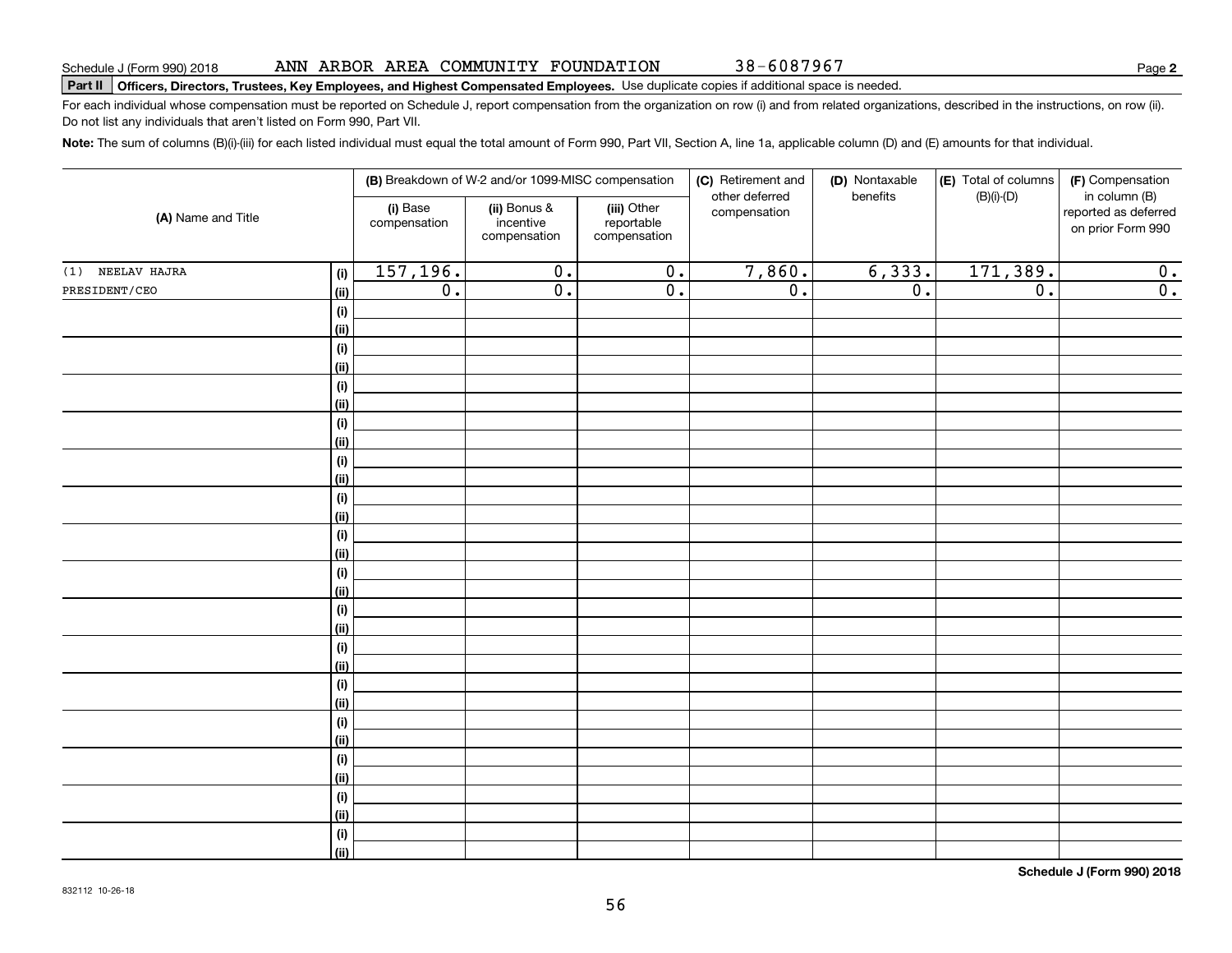Schedule J (Form 990) 2018 ANN ARBOR AREA COMMUNITY FOUNDATION 38-6087967 Page **2**

**Part II** **Officers, Directors, Trustees, Key Employees, and Highest Compensated Employees.** Use duplicate copies if additional space is needed.

For each individual whose compensation must be reported on Schedule J, report compensation from the organization on row (i) and from related organizations, described in the instructions, on row (ii). Do not list any individuals that aren't listed on Form 990, Part VII.

**Note:** The sum of columns (B)(i)-(iii) for each listed individual must equal the total amount of Form 990, Part VII, Section A, line 1a, applicable column (D) and (E) amounts for that individual.

| (A) Name and Title | | (B) Breakdown of W-2 and/or 1099-MISC compensation | | | (C) Retirement and other deferred compensation | (D) Nontaxable benefits | (E) Total of columns (B)(i)-(D) | (F) Compensation in column (B) reported as deferred on prior Form 990 |
|---|---|---|---|---|---|---|---|---|
| | | (i) Base compensation | (ii) Bonus & incentive compensation | (iii) Other reportable compensation | | | | |
| (1) NEELAV HAJRA | (i) | 157,196. | 0. | 0. | 7,860. | 6,333. | 171,389. | 0. |
| PRESIDENT/CEO | (ii) | 0. | 0. | 0. | 0. | 0. | 0. | 0. |
| | (i) | | | | | | | |
| | (ii) | | | | | | | |
| | (i) | | | | | | | |
| | (ii) | | | | | | | |
| | (i) | | | | | | | |
| | (ii) | | | | | | | |
| | (i) | | | | | | | |
| | (ii) | | | | | | | |
| | (i) | | | | | | | |
| | (ii) | | | | | | | |
| | (i) | | | | | | | |
| | (ii) | | | | | | | |
| | (i) | | | | | | | |
| | (ii) | | | | | | | |
| | (i) | | | | | | | |
| | (ii) | | | | | | | |
| | (i) | | | | | | | |
| | (ii) | | | | | | | |
| | (i) | | | | | | | |
| | (ii) | | | | | | | |
| | (i) | | | | | | | |
| | (ii) | | | | | | | |
| | (i) | | | | | | | |
| | (ii) | | | | | | | |
| | (i) | | | | | | | |
| | (ii) | | | | | | | |
| | (i) | | | | | | | |
| | (ii) | | | | | | | |
| | (i) | | | | | | | |
| | (ii) | | | | | | | |

**Schedule J (Form 990) 2018**

832112 10-26-18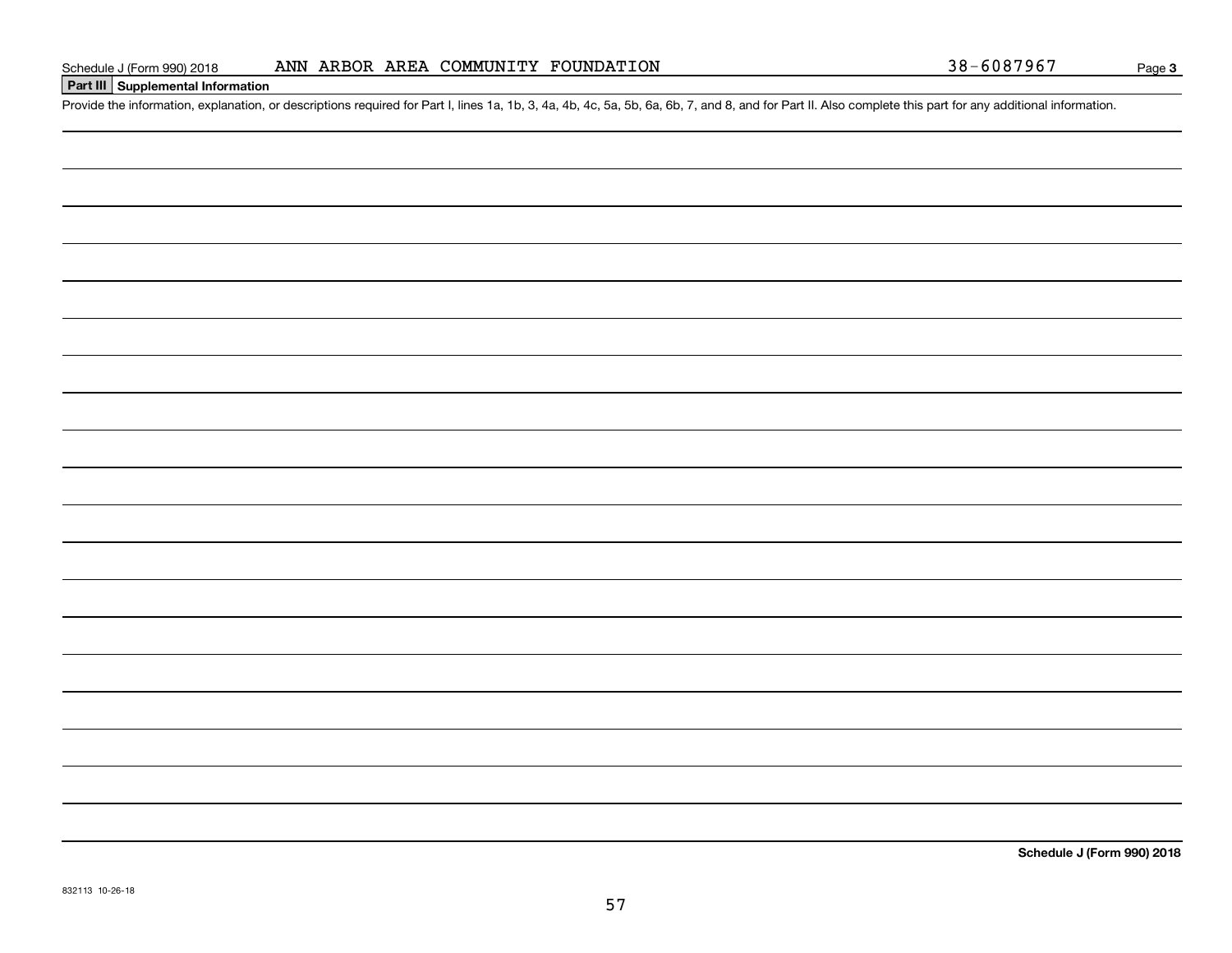Schedule J (Form 990) 2018 ANN ARBOR AREA COMMUNITY FOUNDATION 38-6087967 Page **3**

**Part III Supplemental Information**

Provide the information, explanation, or descriptions required for Part I, lines 1a, 1b, 3, 4a, 4b, 4c, 5a, 5b, 6a, 6b, 7, and 8, and for Part II. Also complete this part for any additional information.

**Schedule J (Form 990) 2018**

832113 10-26-18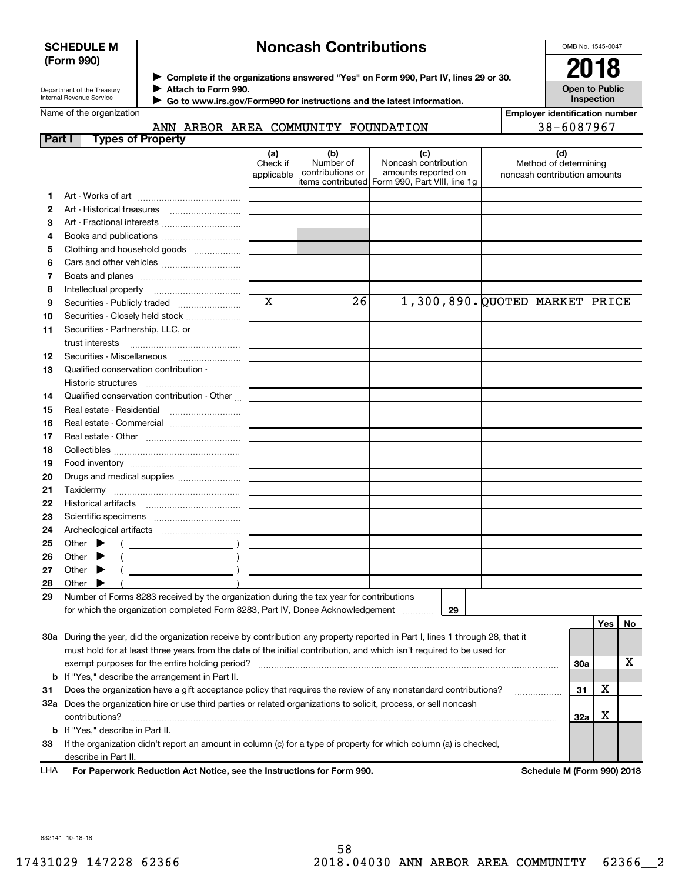**SCHEDULE M (Form 990)**

Department of the Treasury
Internal Revenue Service

# Noncash Contributions

▶ Complete if the organizations answered "Yes" on Form 990, Part IV, lines 29 or 30.
▶ Attach to Form 990.
▶ Go to www.irs.gov/Form990 for instructions and the latest information.

OMB No. 1545-0047

**2018**

**Open to Public Inspection**

Name of the organization: ANN ARBOR AREA COMMUNITY FOUNDATION

Employer identification number: 38-6087967

## Part I — Types of Property

| | | (a) Check if applicable | (b) Number of contributions or items contributed | (c) Noncash contribution amounts reported on Form 990, Part VIII, line 1g | (d) Method of determining noncash contribution amounts |
|---|---|---|---|---|---|
| 1 | Art - Works of art | | | | |
| 2 | Art - Historical treasures | | | | |
| 3 | Art - Fractional interests | | | | |
| 4 | Books and publications | | | | |
| 5 | Clothing and household goods | | | | |
| 6 | Cars and other vehicles | | | | |
| 7 | Boats and planes | | | | |
| 8 | Intellectual property | | | | |
| 9 | Securities - Publicly traded | X | 26 | 1,300,890. | QUOTED MARKET PRICE |
| 10 | Securities - Closely held stock | | | | |
| 11 | Securities - Partnership, LLC, or trust interests | | | | |
| 12 | Securities - Miscellaneous | | | | |
| 13 | Qualified conservation contribution - Historic structures | | | | |
| 14 | Qualified conservation contribution - Other | | | | |
| 15 | Real estate - Residential | | | | |
| 16 | Real estate - Commercial | | | | |
| 17 | Real estate - Other | | | | |
| 18 | Collectibles | | | | |
| 19 | Food inventory | | | | |
| 20 | Drugs and medical supplies | | | | |
| 21 | Taxidermy | | | | |
| 22 | Historical artifacts | | | | |
| 23 | Scientific specimens | | | | |
| 24 | Archeological artifacts | | | | |
| 25 | Other ▶ ( ) | | | | |
| 26 | Other ▶ ( ) | | | | |
| 27 | Other ▶ ( ) | | | | |
| 28 | Other ▶ ( ) | | | | |

29 Number of Forms 8283 received by the organization during the tax year for contributions for which the organization completed Form 8283, Part IV, Donee Acknowledgement .......... 29

| | | | Yes | No |
|---|---|---|---|---|
| 30a | During the year, did the organization receive by contribution any property reported in Part I, lines 1 through 28, that it must hold for at least three years from the date of the initial contribution, and which isn't required to be used for exempt purposes for the entire holding period? | 30a | | X |
| b | If "Yes," describe the arrangement in Part II. | | | |
| 31 | Does the organization have a gift acceptance policy that requires the review of any nonstandard contributions? | 31 | X | |
| 32a | Does the organization hire or use third parties or related organizations to solicit, process, or sell noncash contributions? | 32a | X | |
| b | If "Yes," describe in Part II. | | | |
| 33 | If the organization didn't report an amount in column (c) for a type of property for which column (a) is checked, describe in Part II. | | | |

LHA **For Paperwork Reduction Act Notice, see the Instructions for Form 990.** **Schedule M (Form 990) 2018**

832141 10-18-18

17431029 147228 62366 2018.04030 ANN ARBOR AREA COMMUNITY 62366__2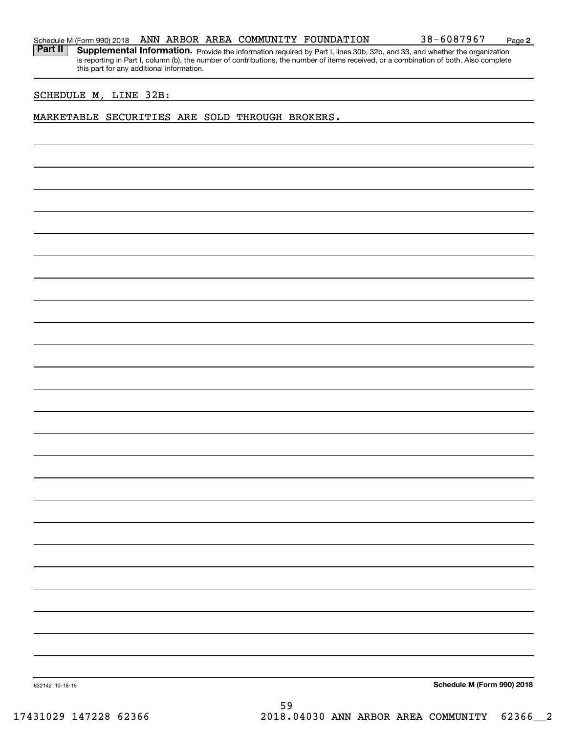Schedule M (Form 990) 2018 ANN ARBOR AREA COMMUNITY FOUNDATION 38-6087967

**Part II** **Supplemental Information.** Provide the information required by Part I, lines 30b, 32b, and 33, and whether the organization is reporting in Part I, column (b), the number of contributions, the number of items received, or a combination of both. Also complete this part for any additional information.

SCHEDULE M, LINE 32B:

MARKETABLE SECURITIES ARE SOLD THROUGH BROKERS.

832142 10-18-18

**Schedule M (Form 990) 2018**

17431029 147228 62366 2018.04030 ANN ARBOR AREA COMMUNITY 62366__2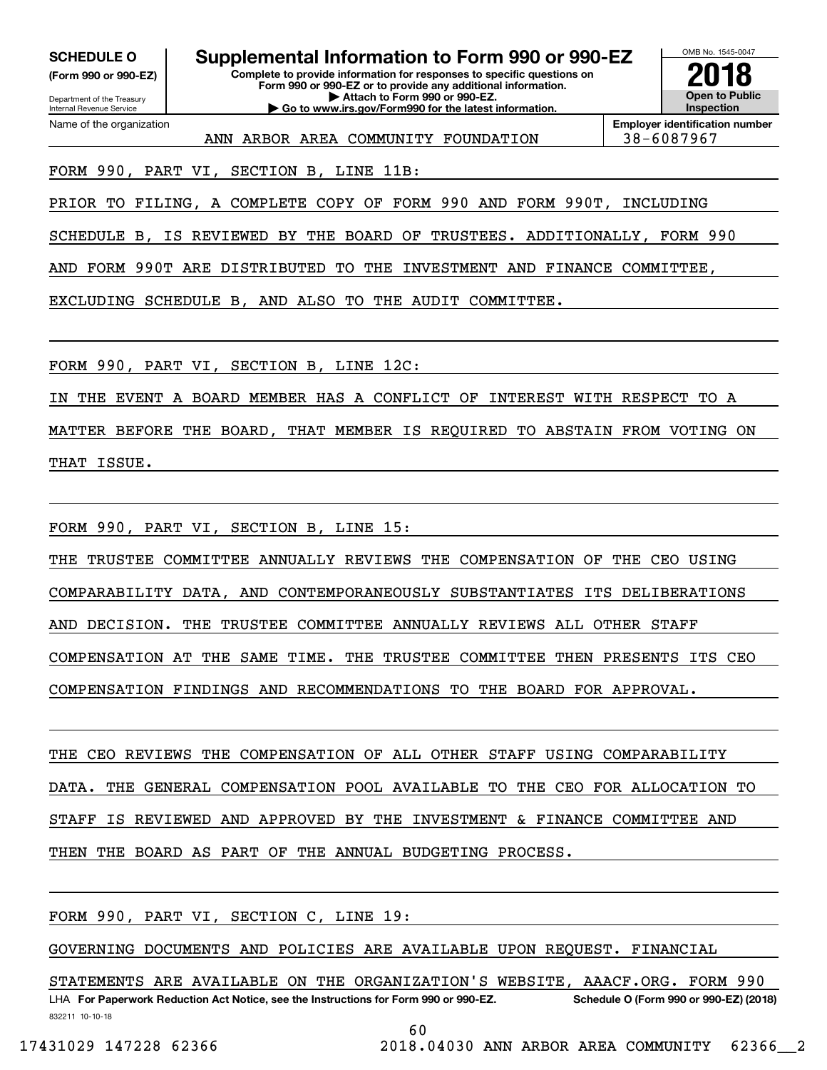**SCHEDULE O**
**(Form 990 or 990-EZ)**

Department of the Treasury
Internal Revenue Service

# Supplemental Information to Form 990 or 990-EZ

**Complete to provide information for responses to specific questions on Form 990 or 990-EZ or to provide any additional information.**
**▶ Attach to Form 990 or 990-EZ.**
**▶ Go to www.irs.gov/Form990 for the latest information.**

OMB No. 1545-0047

**2018**

**Open to Public Inspection**

| Name of the organization | Employer identification number |
| --- | --- |
| ANN ARBOR AREA COMMUNITY FOUNDATION | 38-6087967 |

FORM 990, PART VI, SECTION B, LINE 11B:

PRIOR TO FILING, A COMPLETE COPY OF FORM 990 AND FORM 990T, INCLUDING SCHEDULE B, IS REVIEWED BY THE BOARD OF TRUSTEES. ADDITIONALLY, FORM 990 AND FORM 990T ARE DISTRIBUTED TO THE INVESTMENT AND FINANCE COMMITTEE, EXCLUDING SCHEDULE B, AND ALSO TO THE AUDIT COMMITTEE.

FORM 990, PART VI, SECTION B, LINE 12C:

IN THE EVENT A BOARD MEMBER HAS A CONFLICT OF INTEREST WITH RESPECT TO A MATTER BEFORE THE BOARD, THAT MEMBER IS REQUIRED TO ABSTAIN FROM VOTING ON THAT ISSUE.

FORM 990, PART VI, SECTION B, LINE 15:

THE TRUSTEE COMMITTEE ANNUALLY REVIEWS THE COMPENSATION OF THE CEO USING COMPARABILITY DATA, AND CONTEMPORANEOUSLY SUBSTANTIATES ITS DELIBERATIONS AND DECISION. THE TRUSTEE COMMITTEE ANNUALLY REVIEWS ALL OTHER STAFF COMPENSATION AT THE SAME TIME. THE TRUSTEE COMMITTEE THEN PRESENTS ITS CEO COMPENSATION FINDINGS AND RECOMMENDATIONS TO THE BOARD FOR APPROVAL.

THE CEO REVIEWS THE COMPENSATION OF ALL OTHER STAFF USING COMPARABILITY DATA. THE GENERAL COMPENSATION POOL AVAILABLE TO THE CEO FOR ALLOCATION TO STAFF IS REVIEWED AND APPROVED BY THE INVESTMENT & FINANCE COMMITTEE AND THEN THE BOARD AS PART OF THE ANNUAL BUDGETING PROCESS.

FORM 990, PART VI, SECTION C, LINE 19:

GOVERNING DOCUMENTS AND POLICIES ARE AVAILABLE UPON REQUEST. FINANCIAL STATEMENTS ARE AVAILABLE ON THE ORGANIZATION'S WEBSITE, AAACF.ORG. FORM 990

LHA **For Paperwork Reduction Act Notice, see the Instructions for Form 990 or 990-EZ.** **Schedule O (Form 990 or 990-EZ) (2018)**

832211 10-10-18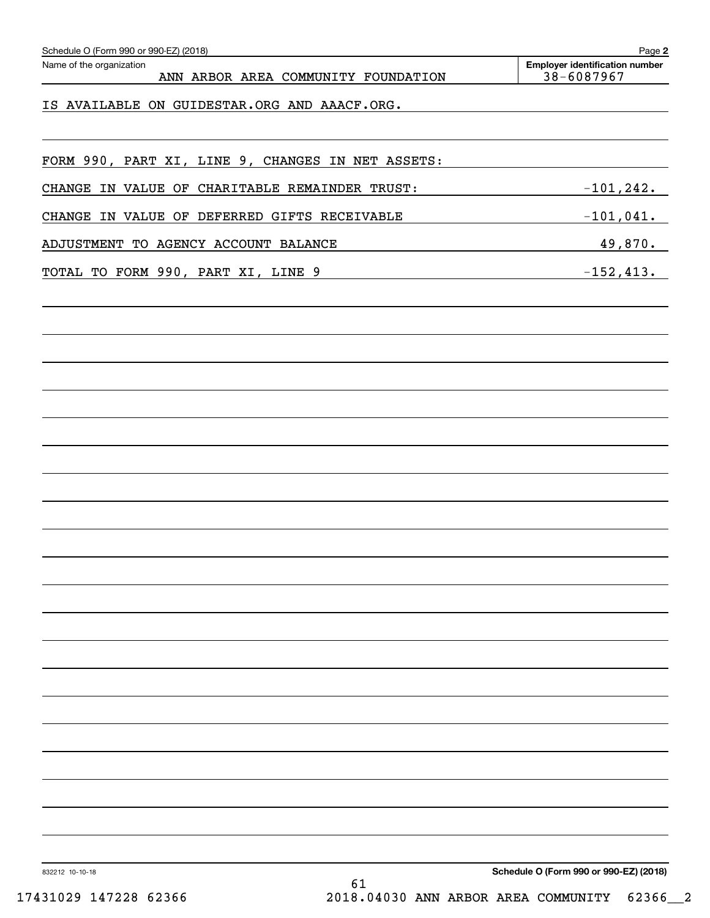Schedule O (Form 990 or 990-EZ) (2018)

Name of the organization: ANN ARBOR AREA COMMUNITY FOUNDATION

Employer identification number: 38-6087967

IS AVAILABLE ON GUIDESTAR.ORG AND AACF.ORG.

FORM 990, PART XI, LINE 9, CHANGES IN NET ASSETS:

| | |
|---|---|
| CHANGE IN VALUE OF CHARITABLE REMAINDER TRUST: | -101,242. |
| CHANGE IN VALUE OF DEFERRED GIFTS RECEIVABLE | -101,041. |
| ADJUSTMENT TO AGENCY ACCOUNT BALANCE | 49,870. |
| TOTAL TO FORM 990, PART XI, LINE 9 | -152,413. |

Schedule O (Form 990 or 990-EZ) (2018)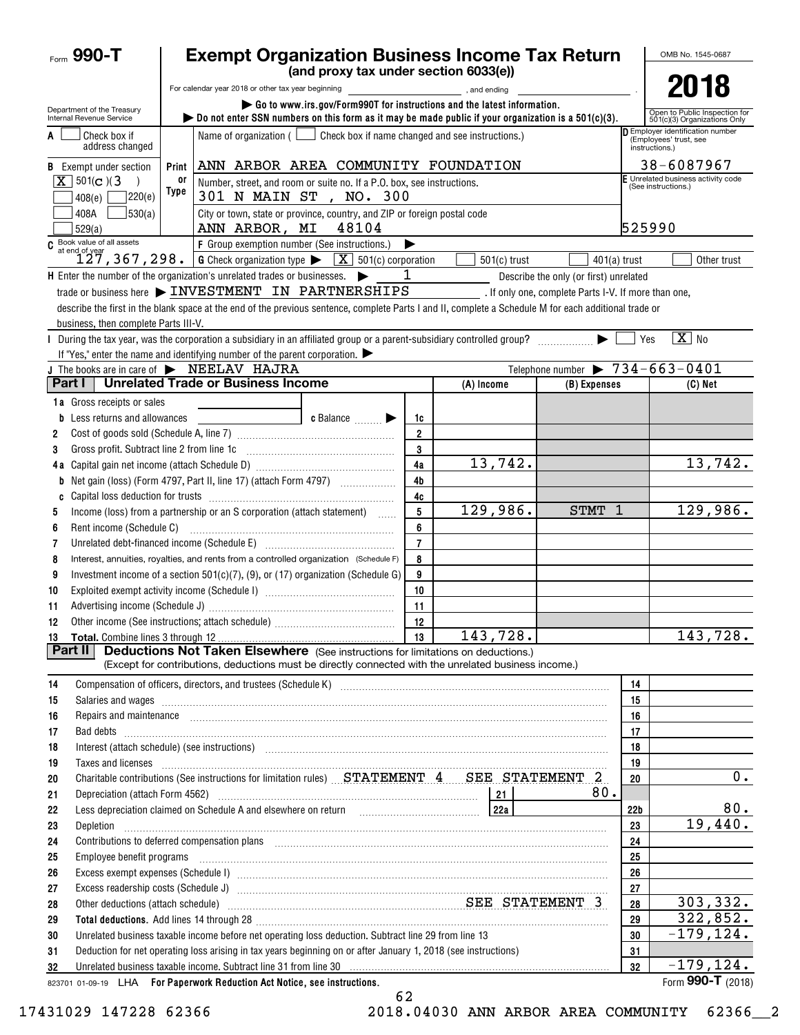Form **990-T**

# Exempt Organization Business Income Tax Return

**(and proxy tax under section 6033(e))**

For calendar year 2018 or other tax year beginning ____________, and ending ____________.

▶ Go to www.irs.gov/Form990T for instructions and the latest information.

▶ Do not enter SSN numbers on this form as it may be made public if your organization is a 501(c)(3).

OMB No. 1545-0687

**2018**

Open to Public Inspection for 501(c)(3) Organizations Only

Department of the Treasury
Internal Revenue Service

**A** ☐ Check box if address changed

**B** Exempt under section
[X] 501(c)(3)
☐ 408(e) ☐ 220(e)
☐ 408A ☐ 530(a)
☐ 529(a)

Print or Type

Name of organization (☐ Check box if name changed and see instructions.)
ANN ARBOR AREA COMMUNITY FOUNDATION

Number, street, and room or suite no. If a P.O. box, see instructions.
301 N MAIN ST , NO. 300

City or town, state or province, country, and ZIP or foreign postal code
ANN ARBOR, MI 48104

**D** Employer identification number (Employees' trust, see instructions.)
38-6087967

**E** Unrelated business activity code (See instructions.)
525990

**C** Book value of all assets at end of year
127,367,298.

**F** Group exemption number (See instructions.) ▶

**G** Check organization type ▶ [X] 501(c) corporation ☐ 501(c) trust ☐ 401(a) trust ☐ Other trust

**H** Enter the number of the organization's unrelated trades or businesses. ▶ 1 Describe the only (or first) unrelated trade or business here ▶ INVESTMENT IN PARTNERSHIPS . If only one, complete Parts I-V. If more than one, describe the first in the blank space at the end of the previous sentence, complete Parts I and II, complete a Schedule M for each additional trade or business, then complete Parts III-V.

**I** During the tax year, was the corporation a subsidiary in an affiliated group or a parent-subsidiary controlled group? ▶ ☐ Yes [X] No

If "Yes," enter the name and identifying number of the parent corporation. ▶

**J** The books are in care of ▶ NEELAV HAJRA Telephone number ▶ 734-663-0401

## Part I Unrelated Trade or Business Income

| | | | (A) Income | (B) Expenses | (C) Net |
|---|---|---|---|---|---|
| **1a** | Gross receipts or sales | | | | |
| **b** | Less returns and allowances ____ **c** Balance ▶ | 1c | | | |
| **2** | Cost of goods sold (Schedule A, line 7) | 2 | | | |
| **3** | Gross profit. Subtract line 2 from line 1c | 3 | | | |
| **4a** | Capital gain net income (attach Schedule D) | 4a | 13,742. | | 13,742. |
| **b** | Net gain (loss) (Form 4797, Part II, line 17) (attach Form 4797) | 4b | | | |
| **c** | Capital loss deduction for trusts | 4c | | | |
| **5** | Income (loss) from a partnership or an S corporation (attach statement) | 5 | 129,986. | STMT 1 | 129,986. |
| **6** | Rent income (Schedule C) | 6 | | | |
| **7** | Unrelated debt-financed income (Schedule E) | 7 | | | |
| **8** | Interest, annuities, royalties, and rents from a controlled organization (Schedule F) | 8 | | | |
| **9** | Investment income of a section 501(c)(7), (9), or (17) organization (Schedule G) | 9 | | | |
| **10** | Exploited exempt activity income (Schedule I) | 10 | | | |
| **11** | Advertising income (Schedule J) | 11 | | | |
| **12** | Other income (See instructions; attach schedule) | 12 | | | |
| **13** | **Total.** Combine lines 3 through 12 | 13 | 143,728. | | 143,728. |

## Part II Deductions Not Taken Elsewhere (See instructions for limitations on deductions.)

(Except for contributions, deductions must be directly connected with the unrelated business income.)

| | | | |
|---|---|---|---|
| **14** | Compensation of officers, directors, and trustees (Schedule K) | 14 | |
| **15** | Salaries and wages | 15 | |
| **16** | Repairs and maintenance | 16 | |
| **17** | Bad debts | 17 | |
| **18** | Interest (attach schedule) (see instructions) | 18 | |
| **19** | Taxes and licenses | 19 | |
| **20** | Charitable contributions (See instructions for limitation rules) STATEMENT 4 SEE STATEMENT 2 | 20 | 0. |
| **21** | Depreciation (attach Form 4562) — 21: 80. | | |
| **22** | Less depreciation claimed on Schedule A and elsewhere on return — 22a | 22b | 80. |
| **23** | Depletion | 23 | 19,440. |
| **24** | Contributions to deferred compensation plans | 24 | |
| **25** | Employee benefit programs | 25 | |
| **26** | Excess exempt expenses (Schedule I) | 26 | |
| **27** | Excess readership costs (Schedule J) | 27 | |
| **28** | Other deductions (attach schedule) SEE STATEMENT 3 | 28 | 303,332. |
| **29** | **Total deductions.** Add lines 14 through 28 | 29 | 322,852. |
| **30** | Unrelated business taxable income before net operating loss deduction. Subtract line 29 from line 13 | 30 | -179,124. |
| **31** | Deduction for net operating loss arising in tax years beginning on or after January 1, 2018 (see instructions) | 31 | |
| **32** | Unrelated business taxable income. Subtract line 31 from line 30 | 32 | -179,124. |

823701 01-09-19 LHA **For Paperwork Reduction Act Notice, see instructions.** Form **990-T** (2018)

17431029 147228 62366 2018.04030 ANN ARBOR AREA COMMUNITY 62366__2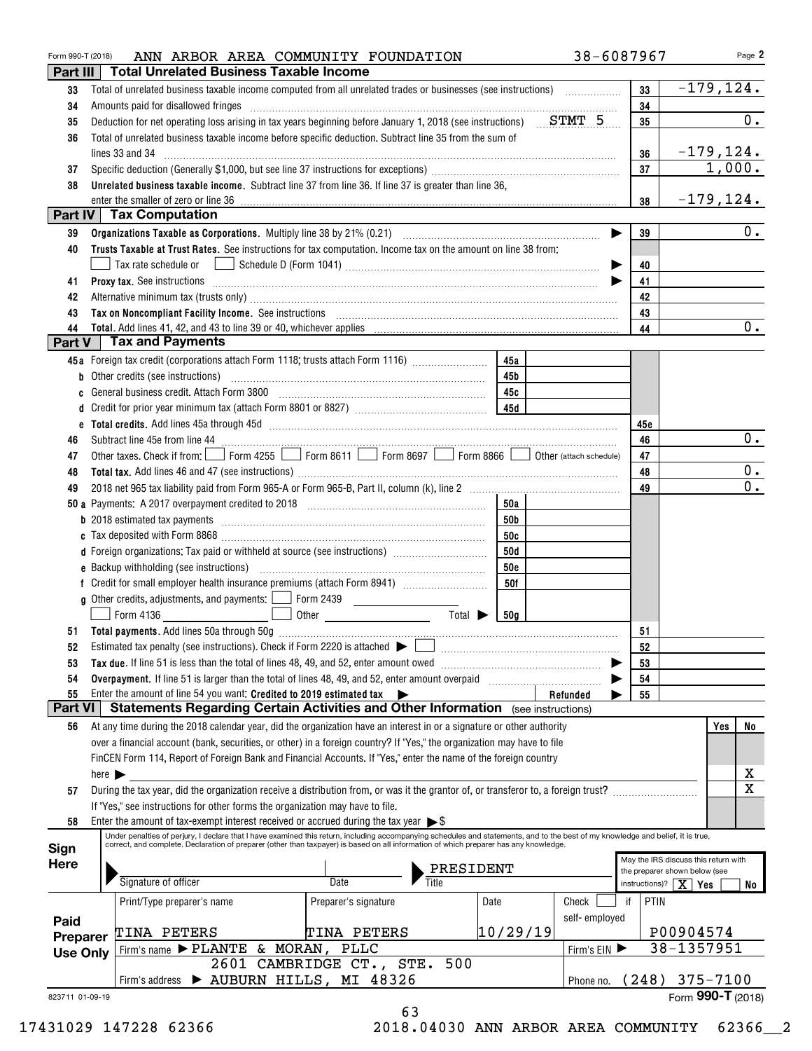Form 990-T (2018) ANN ARBOR AREA COMMUNITY FOUNDATION 38-6087967

## Part III Total Unrelated Business Taxable Income

| Line | Description | | Amount |
|---|---|---|---|
| 33 | Total of unrelated business taxable income computed from all unrelated trades or businesses (see instructions) | 33 | -179,124. |
| 34 | Amounts paid for disallowed fringes | 34 | |
| 35 | Deduction for net operating loss arising in tax years beginning before January 1, 2018 (see instructions) STMT 5 | 35 | 0. |
| 36 | Total of unrelated business taxable income before specific deduction. Subtract line 35 from the sum of lines 33 and 34 | 36 | -179,124. |
| 37 | Specific deduction (Generally $1,000, but see line 37 instructions for exceptions) | 37 | 1,000. |
| 38 | **Unrelated business taxable income.** Subtract line 37 from line 36. If line 37 is greater than line 36, enter the smaller of zero or line 36 | 38 | -179,124. |

## Part IV Tax Computation

| Line | Description | | Amount |
|---|---|---|---|
| 39 | **Organizations Taxable as Corporations.** Multiply line 38 by 21% (0.21) | 39 | 0. |
| 40 | **Trusts Taxable at Trust Rates.** See instructions for tax computation. Income tax on the amount on line 38 from: ☐ Tax rate schedule or ☐ Schedule D (Form 1041) | 40 | |
| 41 | **Proxy tax.** See instructions | 41 | |
| 42 | Alternative minimum tax (trusts only) | 42 | |
| 43 | **Tax on Noncompliant Facility Income.** See instructions | 43 | |
| 44 | **Total.** Add lines 41, 42, and 43 to line 39 or 40, whichever applies | 44 | 0. |

## Part V Tax and Payments

| Line | Description | | | | Amount |
|---|---|---|---|---|---|
| 45a | Foreign tax credit (corporations attach Form 1118; trusts attach Form 1116) | 45a | | | |
| b | Other credits (see instructions) | 45b | | | |
| c | General business credit. Attach Form 3800 | 45c | | | |
| d | Credit for prior year minimum tax (attach Form 8801 or 8827) | 45d | | | |
| e | **Total credits.** Add lines 45a through 45d | | | 45e | |
| 46 | Subtract line 45e from line 44 | | | 46 | 0. |
| 47 | Other taxes. Check if from: ☐ Form 4255 ☐ Form 8611 ☐ Form 8697 ☐ Form 8866 ☐ Other (attach schedule) | | | 47 | |
| 48 | **Total tax.** Add lines 46 and 47 (see instructions) | | | 48 | 0. |
| 49 | 2018 net 965 tax liability paid from Form 965-A or Form 965-B, Part II, column (k), line 2 | | | 49 | 0. |
| 50a | Payments: A 2017 overpayment credited to 2018 | 50a | | | |
| b | 2018 estimated tax payments | 50b | | | |
| c | Tax deposited with Form 8868 | 50c | | | |
| d | Foreign organizations: Tax paid or withheld at source (see instructions) | 50d | | | |
| e | Backup withholding (see instructions) | 50e | | | |
| f | Credit for small employer health insurance premiums (attach Form 8941) | 50f | | | |
| g | Other credits, adjustments, and payments: ☐ Form 2439 ☐ Form 4136 ☐ Other Total | 50g | | | |
| 51 | **Total payments.** Add lines 50a through 50g | | | 51 | |
| 52 | Estimated tax penalty (see instructions). Check if Form 2220 is attached ☐ | | | 52 | |
| 53 | **Tax due.** If line 51 is less than the total of lines 48, 49, and 52, enter amount owed | | | 53 | |
| 54 | **Overpayment.** If line 51 is larger than the total of lines 48, 49, and 52, enter amount overpaid | | | 54 | |
| 55 | Enter the amount of line 54 you want: **Credited to 2019 estimated tax** | | Refunded | 55 | |

## Part VI Statements Regarding Certain Activities and Other Information (see instructions)

| Line | Question | Yes | No |
|---|---|---|---|
| 56 | At any time during the 2018 calendar year, did the organization have an interest in or a signature or other authority over a financial account (bank, securities, or other) in a foreign country? If "Yes," the organization may have to file FinCEN Form 114, Report of Foreign Bank and Financial Accounts. If "Yes," enter the name of the foreign country here | | X |
| 57 | During the tax year, did the organization receive a distribution from, or was it the grantor of, or transferor to, a foreign trust? If "Yes," see instructions for other forms the organization may have to file. | | X |
| 58 | Enter the amount of tax-exempt interest received or accrued during the tax year $ | | |

**Sign Here**

Under penalties of perjury, I declare that I have examined this return, including accompanying schedules and statements, and to the best of my knowledge and belief, it is true, correct, and complete. Declaration of preparer (other than taxpayer) is based on all information of which preparer has any knowledge.

Signature of officer | Date | Title: PRESIDENT

May the IRS discuss this return with the preparer shown below (see instructions)? ☒ Yes ☐ No

**Paid Preparer Use Only**

| Print/Type preparer's name | Preparer's signature | Date | Check ☐ if self-employed | PTIN |
|---|---|---|---|---|
| TINA PETERS | TINA PETERS | 10/29/19 | | P00904574 |

Firm's name: PLANTE & MORAN, PLLC — Firm's EIN: 38-1357951

Firm's address: 2601 CAMBRIDGE CT., STE. 500, AUBURN HILLS, MI 48326 — Phone no. (248) 375-7100

823711 01-09-19 Form **990-T** (2018)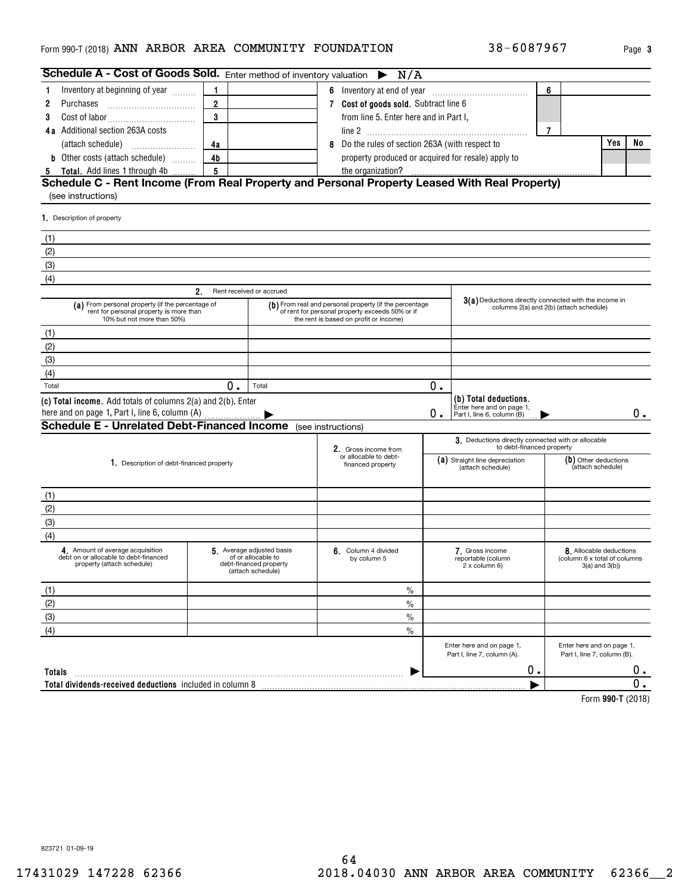Form 990-T (2018) ANN ARBOR AREA COMMUNITY FOUNDATION 38-6087967 Page 3

## Schedule A - Cost of Goods Sold. Enter method of inventory valuation ▶ N/A

| | | | | | | |
|---|---|---|---|---|---|---|
| 1 Inventory at beginning of year | 1 | | 6 Inventory at end of year | 6 | | |
| 2 Purchases | 2 | | 7 **Cost of goods sold.** Subtract line 6 from line 5. Enter here and in Part I, line 2 | 7 | | |
| 3 Cost of labor | 3 | | | | | |
| 4a Additional section 263A costs (attach schedule) | 4a | | 8 Do the rules of section 263A (with respect to property produced or acquired for resale) apply to the organization? | | Yes | No |
| b Other costs (attach schedule) | 4b | | | | | |
| 5 **Total.** Add lines 1 through 4b | 5 | | | | | |

## Schedule C - Rent Income (From Real Property and Personal Property Leased With Real Property)

(see instructions)

1. Description of property

(1)
(2)
(3)
(4)

| 2. Rent received or accrued | | |
|---|---|---|
| (a) From personal property (if the percentage of rent for personal property is more than 10% but not more than 50%) | (b) From real and personal property (if the percentage of rent for personal property exceeds 50% or if the rent is based on profit or income) | 3(a) Deductions directly connected with the income in columns 2(a) and 2(b) (attach schedule) |
| (1) | | |
| (2) | | |
| (3) | | |
| (4) | | |
| Total 0. | Total 0. | |
| (c) **Total income.** Add totals of columns 2(a) and 2(b). Enter here and on page 1, Part I, line 6, column (A) ▶ 0. | | (b) **Total deductions.** Enter here and on page 1, Part I, line 6, column (B) ▶ 0. |

## Schedule E - Unrelated Debt-Financed Income (see instructions)

| 1. Description of debt-financed property | 2. Gross income from or allocable to debt-financed property | 3. Deductions directly connected with or allocable to debt-financed property (a) Straight line depreciation (attach schedule) | (b) Other deductions (attach schedule) |
|---|---|---|---|
| (1) | | | |
| (2) | | | |
| (3) | | | |
| (4) | | | |

| 4. Amount of average acquisition debt on or allocable to debt-financed property (attach schedule) | 5. Average adjusted basis of or allocable to debt-financed property (attach schedule) | 6. Column 4 divided by column 5 | 7. Gross income reportable (column 2 x column 6) | 8. Allocable deductions (column 6 x total of columns 3(a) and 3(b)) |
|---|---|---|---|---|
| (1) | | % | | |
| (2) | | % | | |
| (3) | | % | | |
| (4) | | % | | |
| | | | Enter here and on page 1, Part I, line 7, column (A). | Enter here and on page 1, Part I, line 7, column (B). |
| **Totals** | | ▶ | 0. | 0. |
| **Total dividends-received deductions** included in column 8 | | | ▶ | 0. |

Form **990-T** (2018)

823721 01-09-19

17431029 147228 62366 2018.04030 ANN ARBOR AREA COMMUNITY 62366__2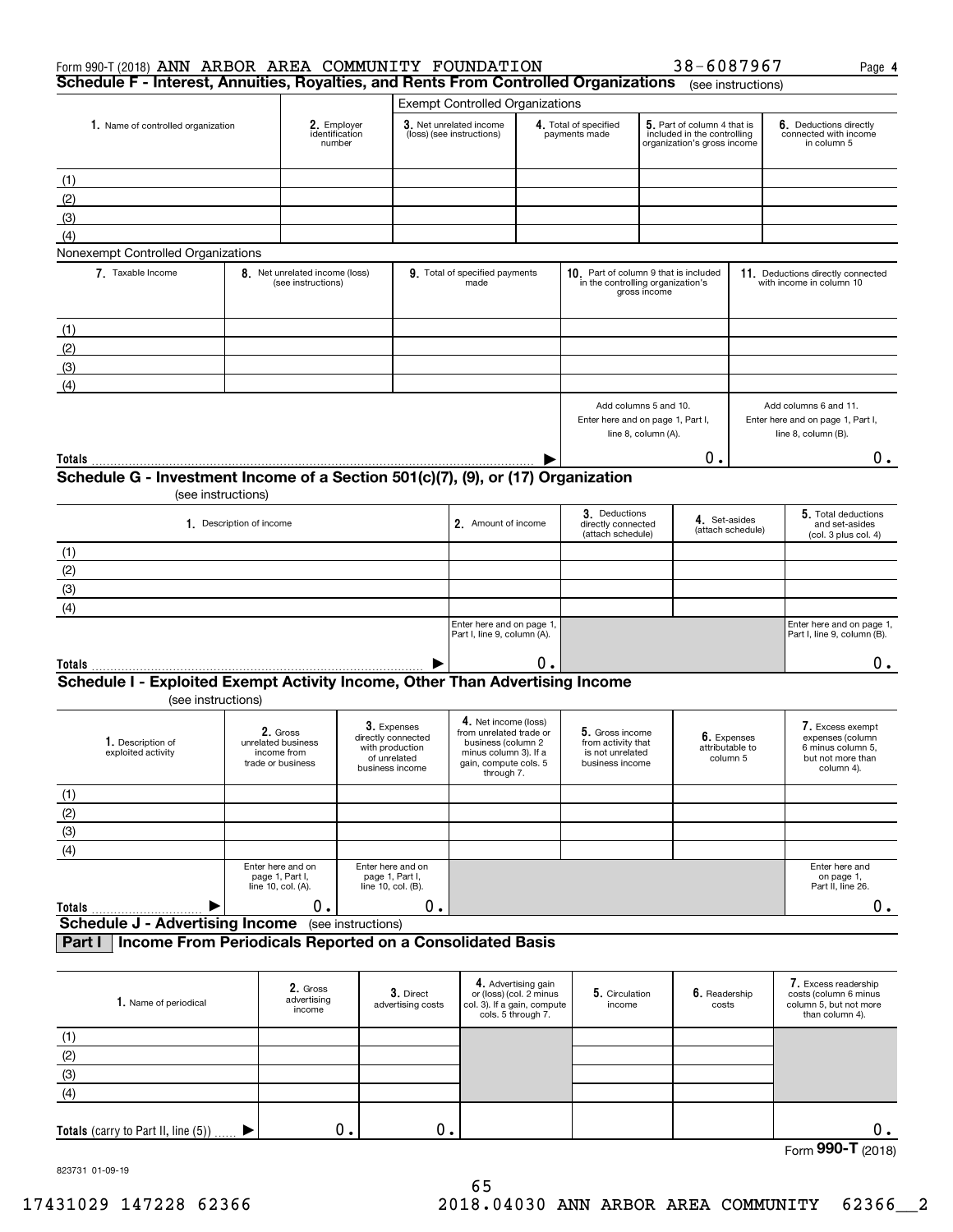Form 990-T (2018) ANN ARBOR AREA COMMUNITY FOUNDATION 38-6087967 Page 4

## Schedule F - Interest, Annuities, Royalties, and Rents From Controlled Organizations (see instructions)

| 1. Name of controlled organization | 2. Employer identification number | Exempt Controlled Organizations | | | |
|---|---|---|---|---|---|
| | | 3. Net unrelated income (loss) (see instructions) | 4. Total of specified payments made | 5. Part of column 4 that is included in the controlling organization's gross income | 6. Deductions directly connected with income in column 5 |
| (1) | | | | | |
| (2) | | | | | |
| (3) | | | | | |
| (4) | | | | | |

Nonexempt Controlled Organizations

| 7. Taxable Income | 8. Net unrelated income (loss) (see instructions) | 9. Total of specified payments made | 10. Part of column 9 that is included in the controlling organization's gross income | 11. Deductions directly connected with income in column 10 |
|---|---|---|---|---|
| (1) | | | | |
| (2) | | | | |
| (3) | | | | |
| (4) | | | | |
| | | | Add columns 5 and 10. Enter here and on page 1, Part I, line 8, column (A). | Add columns 6 and 11. Enter here and on page 1, Part I, line 8, column (B). |
| **Totals** | | ▶ | 0. | 0. |

## Schedule G - Investment Income of a Section 501(c)(7), (9), or (17) Organization

(see instructions)

| 1. Description of income | 2. Amount of income | 3. Deductions directly connected (attach schedule) | 4. Set-asides (attach schedule) | 5. Total deductions and set-asides (col. 3 plus col. 4) |
|---|---|---|---|---|
| (1) | | | | |
| (2) | | | | |
| (3) | | | | |
| (4) | | | | |
| | Enter here and on page 1, Part I, line 9, column (A). | | | Enter here and on page 1, Part I, line 9, column (B). |
| **Totals** ▶ | 0. | | | 0. |

## Schedule I - Exploited Exempt Activity Income, Other Than Advertising Income

(see instructions)

| 1. Description of exploited activity | 2. Gross unrelated business income from trade or business | 3. Expenses directly connected with production of unrelated business income | 4. Net income (loss) from unrelated trade or business (column 2 minus column 3). If a gain, compute cols. 5 through 7. | 5. Gross income from activity that is not unrelated business income | 6. Expenses attributable to column 5 | 7. Excess exempt expenses (column 6 minus column 5, but not more than column 4). |
|---|---|---|---|---|---|---|
| (1) | | | | | | |
| (2) | | | | | | |
| (3) | | | | | | |
| (4) | | | | | | |
| | Enter here and on page 1, Part I, line 10, col. (A). | Enter here and on page 1, Part I, line 10, col. (B). | | | | Enter here and on page 1, Part II, line 26. |
| **Totals** ▶ | 0. | 0. | | | | 0. |

## Schedule J - Advertising Income (see instructions)

### Part I Income From Periodicals Reported on a Consolidated Basis

| 1. Name of periodical | 2. Gross advertising income | 3. Direct advertising costs | 4. Advertising gain or (loss) (col. 2 minus col. 3). If a gain, compute cols. 5 through 7. | 5. Circulation income | 6. Readership costs | 7. Excess readership costs (column 6 minus column 5, but not more than column 4). |
|---|---|---|---|---|---|---|
| (1) | | | | | | |
| (2) | | | | | | |
| (3) | | | | | | |
| (4) | | | | | | |
| **Totals** (carry to Part II, line (5)) ▶ | 0. | 0. | | | | 0. |

Form **990-T** (2018)

823731 01-09-19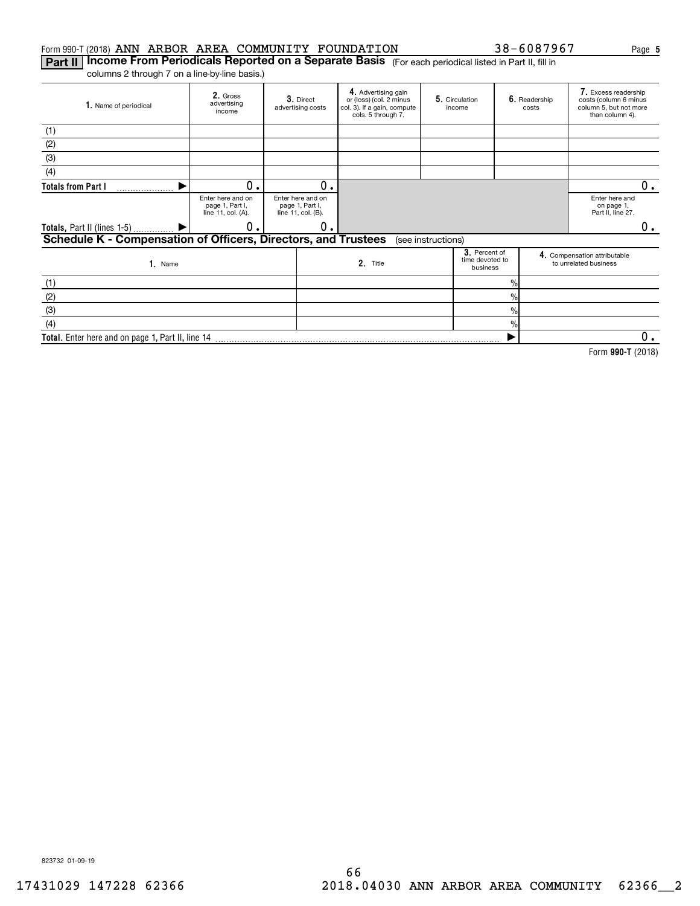Form 990-T (2018) ANN ARBOR AREA COMMUNITY FOUNDATION 38-6087967

## Part II Income From Periodicals Reported on a Separate Basis (For each periodical listed in Part II, fill in columns 2 through 7 on a line-by-line basis.)

| 1. Name of periodical | 2. Gross advertising income | 3. Direct advertising costs | 4. Advertising gain or (loss) (col. 2 minus col. 3). If a gain, compute cols. 5 through 7. | 5. Circulation income | 6. Readership costs | 7. Excess readership costs (column 6 minus column 5, but not more than column 4). |
|---|---|---|---|---|---|---|
| (1) | | | | | | |
| (2) | | | | | | |
| (3) | | | | | | |
| (4) | | | | | | |
| Totals from Part I ▶ | 0. | 0. | | | | 0. |
| | Enter here and on page 1, Part I, line 11, col. (A). | Enter here and on page 1, Part I, line 11, col. (B). | | | | Enter here and on page 1, Part II, line 27. |
| Totals, Part II (lines 1-5) ▶ | 0. | 0. | | | | 0. |

## Schedule K - Compensation of Officers, Directors, and Trustees (see instructions)

| 1. Name | 2. Title | 3. Percent of time devoted to business | 4. Compensation attributable to unrelated business |
|---|---|---|---|
| (1) | | % | |
| (2) | | % | |
| (3) | | % | |
| (4) | | % | |
| Total. Enter here and on page 1, Part II, line 14 ▶ | | | 0. |

Form **990-T** (2018)

823732 01-09-19

17431029 147228 62366 2018.04030 ANN ARBOR AREA COMMUNITY 62366__2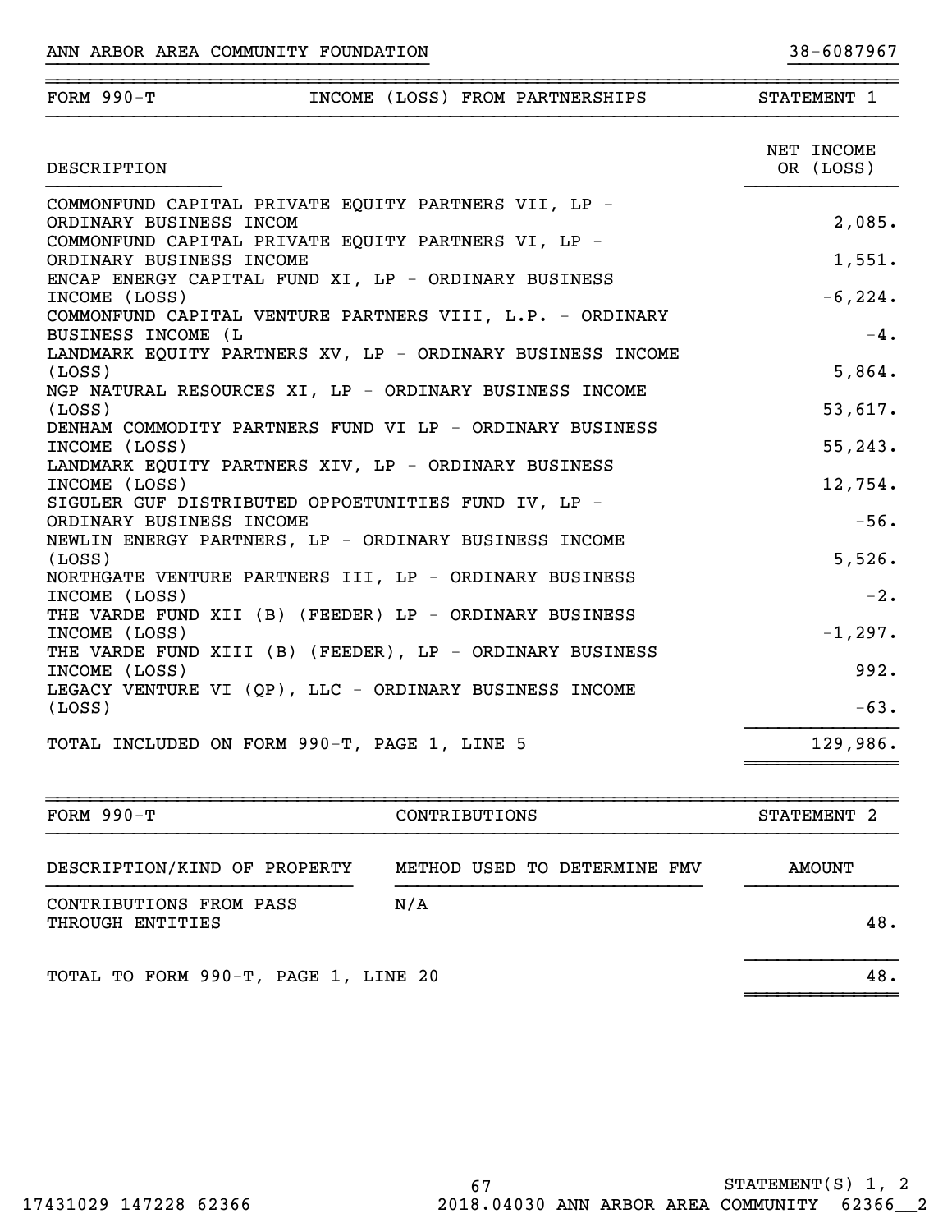ANN ARBOR AREA COMMUNITY FOUNDATION 38-6087967

| FORM 990-T | INCOME (LOSS) FROM PARTNERSHIPS | STATEMENT 1 |
|---|---|---|

| DESCRIPTION | NET INCOME OR (LOSS) |
|---|---|
| COMMONFUND CAPITAL PRIVATE EQUITY PARTNERS VII, LP - ORDINARY BUSINESS INCOM | 2,085. |
| COMMONFUND CAPITAL PRIVATE EQUITY PARTNERS VI, LP - ORDINARY BUSINESS INCOME | 1,551. |
| ENCAP ENERGY CAPITAL FUND XI, LP - ORDINARY BUSINESS INCOME (LOSS) | -6,224. |
| COMMONFUND CAPITAL VENTURE PARTNERS VIII, L.P. - ORDINARY BUSINESS INCOME (L | -4. |
| LANDMARK EQUITY PARTNERS XV, LP - ORDINARY BUSINESS INCOME (LOSS) | 5,864. |
| NGP NATURAL RESOURCES XI, LP - ORDINARY BUSINESS INCOME (LOSS) | 53,617. |
| DENHAM COMMODITY PARTNERS FUND VI LP - ORDINARY BUSINESS INCOME (LOSS) | 55,243. |
| LANDMARK EQUITY PARTNERS XIV, LP - ORDINARY BUSINESS INCOME (LOSS) | 12,754. |
| SIGULER GUF DISTRIBUTED OPPOETUNITIES FUND IV, LP - ORDINARY BUSINESS INCOME | -56. |
| NEWLIN ENERGY PARTNERS, LP - ORDINARY BUSINESS INCOME (LOSS) | 5,526. |
| NORTHGATE VENTURE PARTNERS III, LP - ORDINARY BUSINESS INCOME (LOSS) | -2. |
| THE VARDE FUND XII (B) (FEEDER) LP - ORDINARY BUSINESS INCOME (LOSS) | -1,297. |
| THE VARDE FUND XIII (B) (FEEDER), LP - ORDINARY BUSINESS INCOME (LOSS) | 992. |
| LEGACY VENTURE VI (QP), LLC - ORDINARY BUSINESS INCOME (LOSS) | -63. |
| TOTAL INCLUDED ON FORM 990-T, PAGE 1, LINE 5 | 129,986. |

| FORM 990-T | CONTRIBUTIONS | STATEMENT 2 |
|---|---|---|

| DESCRIPTION/KIND OF PROPERTY | METHOD USED TO DETERMINE FMV | AMOUNT |
|---|---|---|
| CONTRIBUTIONS FROM PASS THROUGH ENTITIES | N/A | 48. |
| TOTAL TO FORM 990-T, PAGE 1, LINE 20 | | 48. |

STATEMENT(S) 1, 2

17431029 147228 62366 2018.04030 ANN ARBOR AREA COMMUNITY 62366__2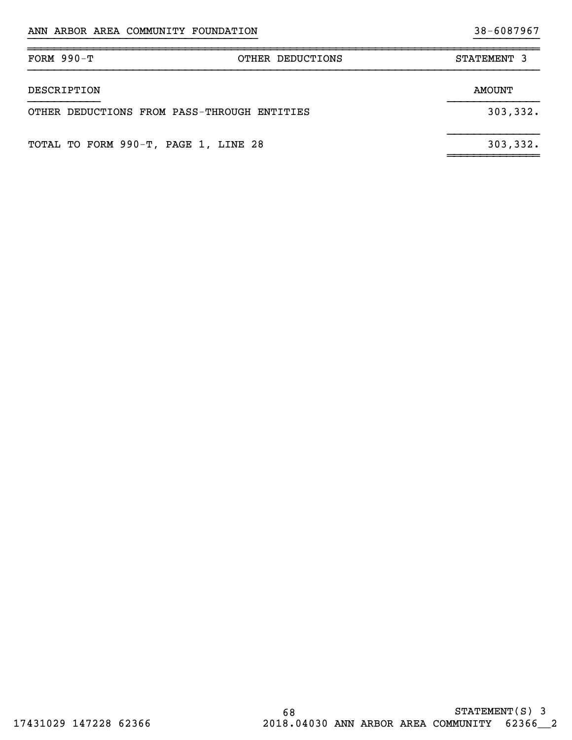ANN ARBOR AREA COMMUNITY FOUNDATION 38-6087967

| FORM 990-T | OTHER DEDUCTIONS | STATEMENT 3 |
|---|---|---|

| DESCRIPTION | AMOUNT |
|---|---|
| OTHER DEDUCTIONS FROM PASS-THROUGH ENTITIES | 303,332. |
| TOTAL TO FORM 990-T, PAGE 1, LINE 28 | 303,332. |

STATEMENT(S) 3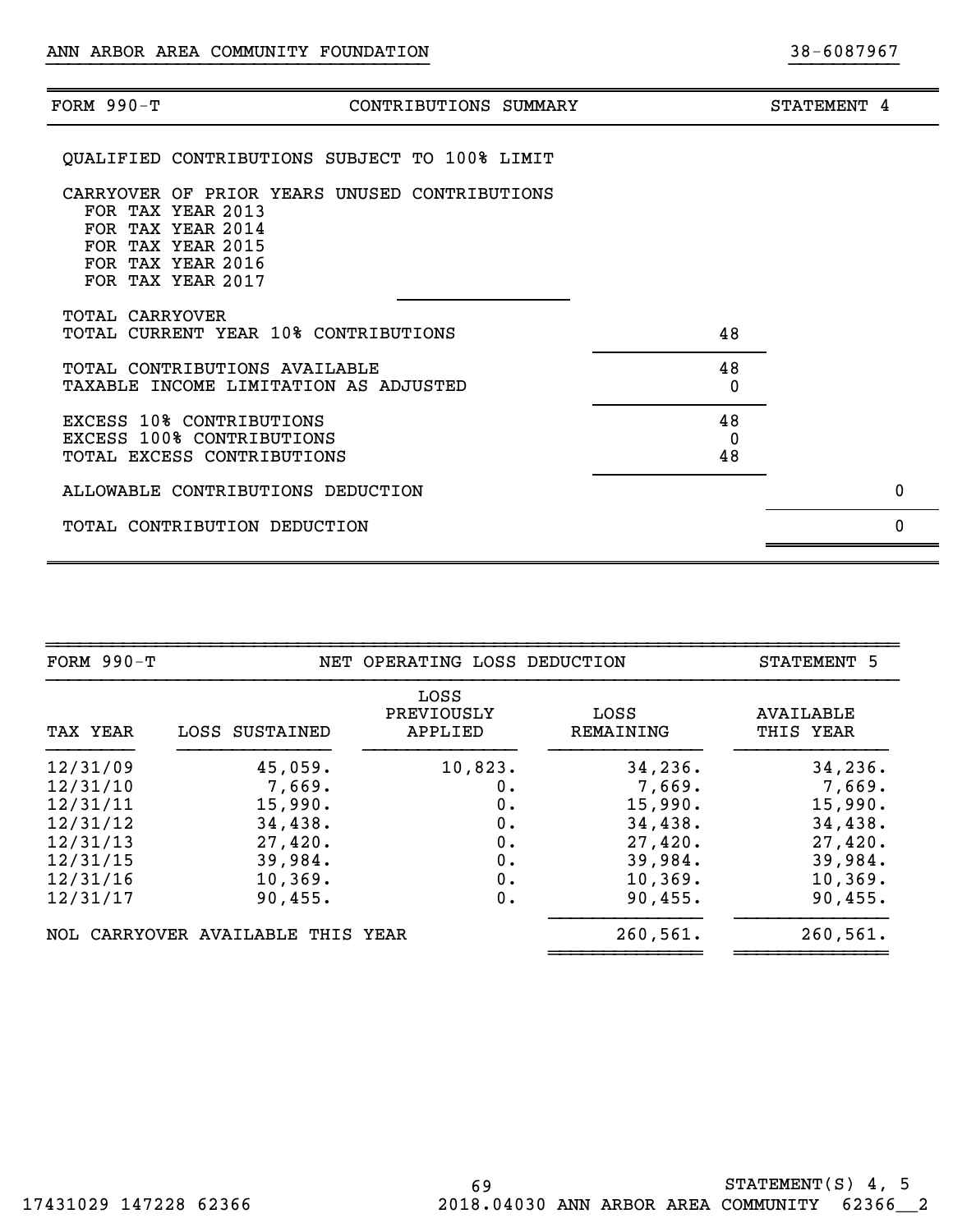ANN ARBOR AREA COMMUNITY FOUNDATION 38-6087967

| FORM 990-T | CONTRIBUTIONS SUMMARY | STATEMENT 4 |
|---|---|---|
| QUALIFIED CONTRIBUTIONS SUBJECT TO 100% LIMIT | | |
| CARRYOVER OF PRIOR YEARS UNUSED CONTRIBUTIONS | | |
| FOR TAX YEAR 2013 | | |
| FOR TAX YEAR 2014 | | |
| FOR TAX YEAR 2015 | | |
| FOR TAX YEAR 2016 | | |
| FOR TAX YEAR 2017 | | |
| TOTAL CARRYOVER | | |
| TOTAL CURRENT YEAR 10% CONTRIBUTIONS | 48 | |
| TOTAL CONTRIBUTIONS AVAILABLE | 48 | |
| TAXABLE INCOME LIMITATION AS ADJUSTED | 0 | |
| EXCESS 10% CONTRIBUTIONS | 48 | |
| EXCESS 100% CONTRIBUTIONS | 0 | |
| TOTAL EXCESS CONTRIBUTIONS | 48 | |
| ALLOWABLE CONTRIBUTIONS DEDUCTION | | 0 |
| TOTAL CONTRIBUTION DEDUCTION | | 0 |

FORM 990-T — NET OPERATING LOSS DEDUCTION — STATEMENT 5

| TAX YEAR | LOSS SUSTAINED | LOSS PREVIOUSLY APPLIED | LOSS REMAINING | AVAILABLE THIS YEAR |
|---|---|---|---|---|
| 12/31/09 | 45,059. | 10,823. | 34,236. | 34,236. |
| 12/31/10 | 7,669. | 0. | 7,669. | 7,669. |
| 12/31/11 | 15,990. | 0. | 15,990. | 15,990. |
| 12/31/12 | 34,438. | 0. | 34,438. | 34,438. |
| 12/31/13 | 27,420. | 0. | 27,420. | 27,420. |
| 12/31/15 | 39,984. | 0. | 39,984. | 39,984. |
| 12/31/16 | 10,369. | 0. | 10,369. | 10,369. |
| 12/31/17 | 90,455. | 0. | 90,455. | 90,455. |
| NOL CARRYOVER AVAILABLE THIS YEAR | | | 260,561. | 260,561. |

STATEMENT(S) 4, 5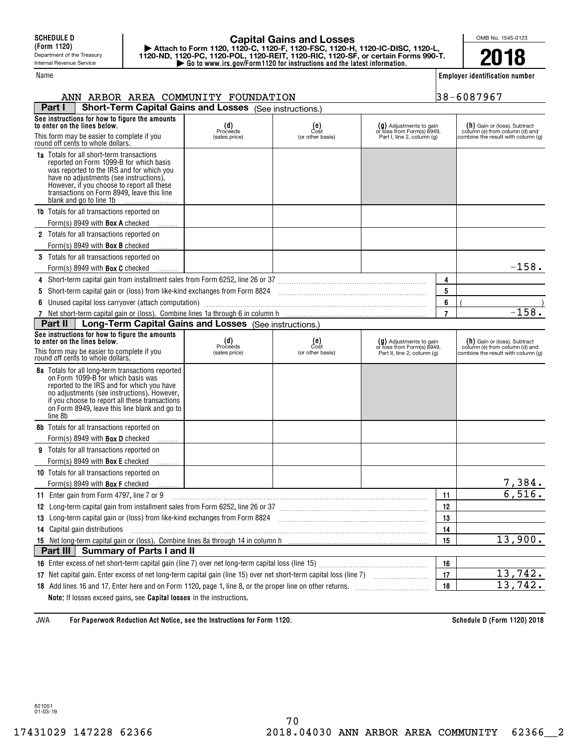**SCHEDULE D (Form 1120)**
Department of the Treasury
Internal Revenue Service

# Capital Gains and Losses

▶ Attach to Form 1120, 1120-C, 1120-F, 1120-FSC, 1120-H, 1120-IC-DISC, 1120-L, 1120-ND, 1120-PC, 1120-POL, 1120-REIT, 1120-RIC, 1120-SF, or certain Forms 990-T.
▶ Go to www.irs.gov/Form1120 for instructions and the latest information.

OMB No. 1545-0123

**2018**

| Name | Employer identification number |
|---|---|
| ANN ARBOR AREA COMMUNITY FOUNDATION | 38-6087967 |

## Part I Short-Term Capital Gains and Losses (See instructions.)

| See instructions for how to figure the amounts to enter on the lines below. This form may be easier to complete if you round off cents to whole dollars. | (d) Proceeds (sales price) | (e) Cost (or other basis) | (g) Adjustments to gain or loss from Form(s) 8949, Part I, line 2, column (g) | | (h) Gain or (loss). Subtract column (e) from column (d) and combine the result with column (g) |
|---|---|---|---|---|---|
| **1a** Totals for all short-term transactions reported on Form 1099-B for which basis was reported to the IRS and for which you have no adjustments (see instructions). However, if you choose to report all these transactions on Form 8949, leave this line blank and go to line 1b | | | | | |
| **1b** Totals for all transactions reported on Form(s) 8949 with **Box A** checked | | | | | |
| **2** Totals for all transactions reported on Form(s) 8949 with **Box B** checked | | | | | |
| **3** Totals for all transactions reported on Form(s) 8949 with **Box C** checked | | | | | -158. |
| **4** Short-term capital gain from installment sales from Form 6252, line 26 or 37 | | | | 4 | |
| **5** Short-term capital gain or (loss) from like-kind exchanges from Form 8824 | | | | 5 | |
| **6** Unused capital loss carryover (attach computation) | | | | 6 | ( ) |
| **7** Net short-term capital gain or (loss). Combine lines 1a through 6 in column h | | | | 7 | -158. |

## Part II Long-Term Capital Gains and Losses (See instructions.)

| See instructions for how to figure the amounts to enter on the lines below. This form may be easier to complete if you round off cents to whole dollars. | (d) Proceeds (sales price) | (e) Cost (or other basis) | (g) Adjustments to gain or loss from Form(s) 8949, Part II, line 2, column (g) | | (h) Gain or (loss). Subtract column (e) from column (d) and combine the result with column (g) |
|---|---|---|---|---|---|
| **8a** Totals for all long-term transactions reported on Form 1099-B for which basis was reported to the IRS and for which you have no adjustments (see instructions). However, if you choose to report all these transactions on Form 8949, leave this line blank and go to line 8b | | | | | |
| **8b** Totals for all transactions reported on Form(s) 8949 with **Box D** checked | | | | | |
| **9** Totals for all transactions reported on Form(s) 8949 with **Box E** checked | | | | | |
| **10** Totals for all transactions reported on Form(s) 8949 with **Box F** checked | | | | | 7,384. |
| **11** Enter gain from Form 4797, line 7 or 9 | | | | 11 | 6,516. |
| **12** Long-term capital gain from installment sales from Form 6252, line 26 or 37 | | | | 12 | |
| **13** Long-term capital gain or (loss) from like-kind exchanges from Form 8824 | | | | 13 | |
| **14** Capital gain distributions | | | | 14 | |
| **15** Net long-term capital gain or (loss). Combine lines 8a through 14 in column h | | | | 15 | 13,900. |

## Part III Summary of Parts I and II

| | | |
|---|---|---|
| **16** Enter excess of net short-term capital gain (line 7) over net long-term capital loss (line 15) | 16 | |
| **17** Net capital gain. Enter excess of net long-term capital gain (line 15) over net short-term capital loss (line 7) | 17 | 13,742. |
| **18** Add lines 16 and 17. Enter here and on Form 1120, page 1, line 8, or the proper line on other returns. | 18 | 13,742. |

**Note:** If losses exceed gains, see **Capital losses** in the instructions.

JWA **For Paperwork Reduction Act Notice, see the Instructions for Form 1120.** **Schedule D (Form 1120) 2018**

821051
01-03-19

17431029 147228 62366 2018.04030 ANN ARBOR AREA COMMUNITY 62366__2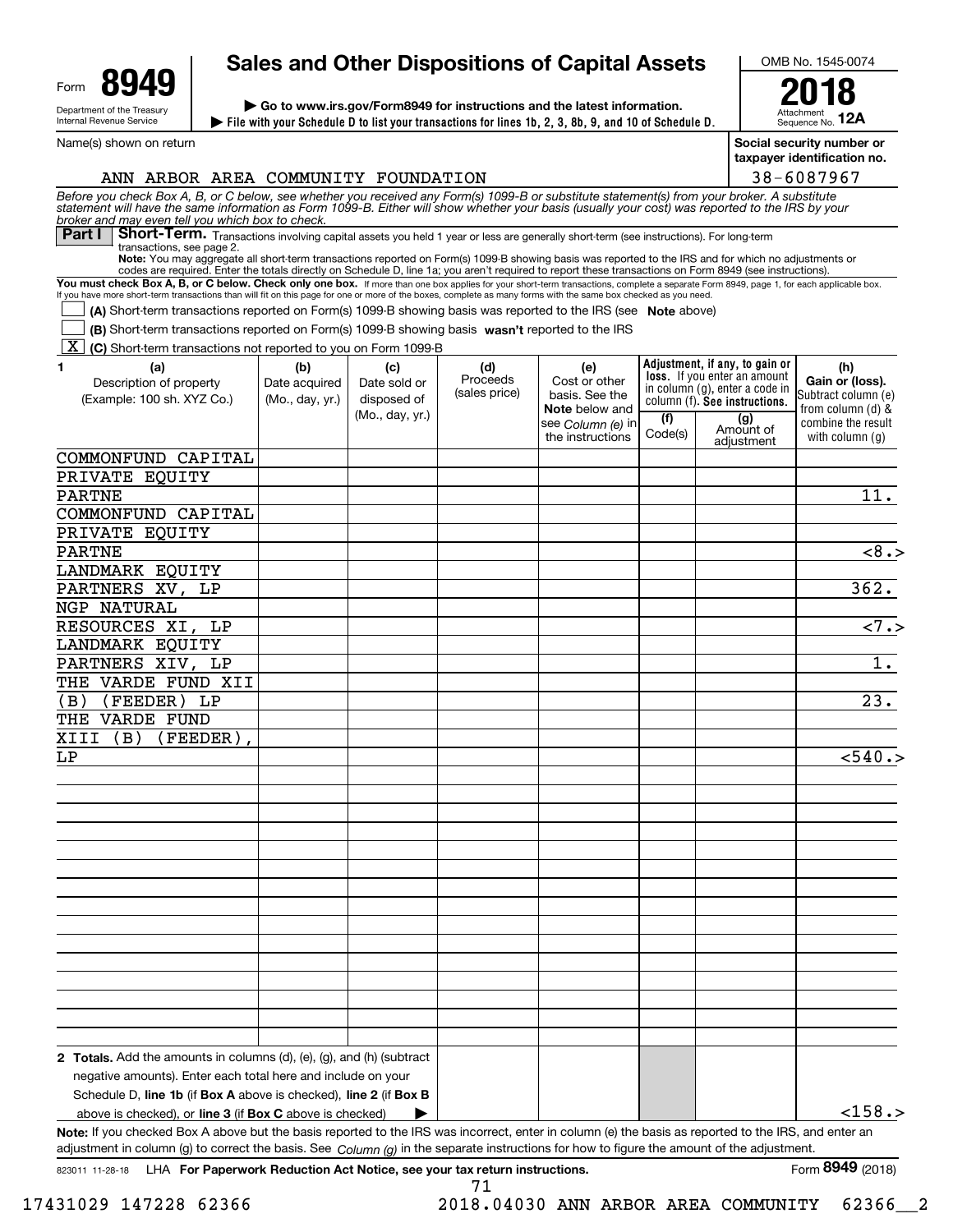Form **8949**

Department of the Treasury
Internal Revenue Service

# Sales and Other Dispositions of Capital Assets

▶ Go to www.irs.gov/Form8949 for instructions and the latest information.

▶ File with your Schedule D to list your transactions for lines 1b, 2, 3, 8b, 9, and 10 of Schedule D.

OMB No. 1545-0074

**2018**

Attachment Sequence No. **12A**

Name(s) shown on return: ANN ARBOR AREA COMMUNITY FOUNDATION

Social security number or taxpayer identification no.: 38-6087967

*Before you check Box A, B, or C below, see whether you received any Form(s) 1099-B or substitute statement(s) from your broker. A substitute statement will have the same information as Form 1099-B. Either will show whether your basis (usually your cost) was reported to the IRS by your broker and may even tell you which box to check.*

**Part I** **Short-Term.** Transactions involving capital assets you held 1 year or less are generally short-term (see instructions). For long-term transactions, see page 2.

**Note:** You may aggregate all short-term transactions reported on Form(s) 1099-B showing basis was reported to the IRS and for which no adjustments or codes are required. Enter the totals directly on Schedule D, line 1a; you aren't required to report these transactions on Form 8949 (see instructions).

**You must check Box A, B, or C below. Check only one box.** If more than one box applies for your short-term transactions, complete a separate Form 8949, page 1, for each applicable box. If you have more short-term transactions than will fit on this page for one or more of the boxes, complete as many forms with the same box checked as you need.

☐ **(A)** Short-term transactions reported on Form(s) 1099-B showing basis was reported to the IRS (see **Note** above)

☐ **(B)** Short-term transactions reported on Form(s) 1099-B showing basis **wasn't** reported to the IRS

☒ **(C)** Short-term transactions not reported to you on Form 1099-B

| 1 (a) Description of property (Example: 100 sh. XYZ Co.) | (b) Date acquired (Mo., day, yr.) | (c) Date sold or disposed of (Mo., day, yr.) | (d) Proceeds (sales price) | (e) Cost or other basis. See the **Note** below and see *Column (e)* in the instructions | Adjustment, if any, to gain or loss. If you enter an amount in column (g), enter a code in column (f). See instructions. (f) Code(s) | (g) Amount of adjustment | (h) Gain or (loss). Subtract column (e) from column (d) & combine the result with column (g) |
|---|---|---|---|---|---|---|---|
| COMMONFUND CAPITAL PRIVATE EQUITY PARTNE | | | | | | | 11. |
| COMMONFUND CAPITAL PRIVATE EQUITY PARTNE | | | | | | | <8.> |
| LANDMARK EQUITY PARTNERS XV, LP | | | | | | | 362. |
| NGP NATURAL RESOURCES XI, LP | | | | | | | <7.> |
| LANDMARK EQUITY PARTNERS XIV, LP | | | | | | | 1. |
| THE VARDE FUND XII (B) (FEEDER) LP | | | | | | | 23. |
| THE VARDE FUND XIII (B) (FEEDER), LP | | | | | | | <540.> |
| **2 Totals.** Add the amounts in columns (d), (e), (g), and (h) (subtract negative amounts). Enter each total here and include on your Schedule D, **line 1b** (if **Box A** above is checked), **line 2** (if **Box B** above is checked), or **line 3** (if **Box C** above is checked) ▶ | | | | | | | <158.> |

**Note:** If you checked Box A above but the basis reported to the IRS was incorrect, enter in column (e) the basis as reported to the IRS, and enter an adjustment in column (g) to correct the basis. See *Column (g)* in the separate instructions for how to figure the amount of the adjustment.

823011 11-28-18 LHA **For Paperwork Reduction Act Notice, see your tax return instructions.** Form **8949** (2018)

17431029 147228 62366 2018.04030 ANN ARBOR AREA COMMUNITY 62366__2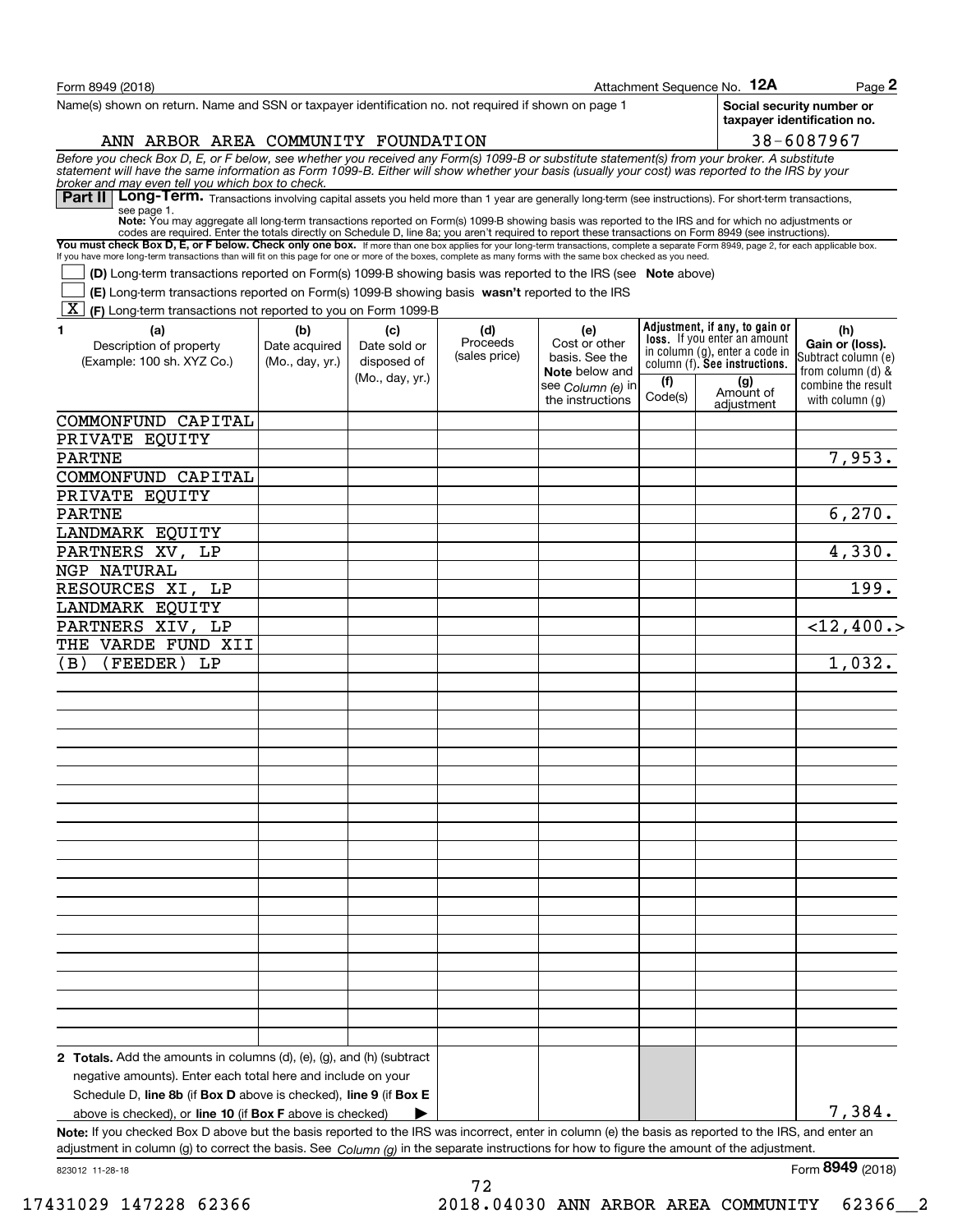Form 8949 (2018) Attachment Sequence No. **12A** Page **2**

Name(s) shown on return. Name and SSN or taxpayer identification no. not required if shown on page 1

ANN ARBOR AREA COMMUNITY FOUNDATION

**Social security number or taxpayer identification no.** 38-6087967

*Before you check Box D, E, or F below, see whether you received any Form(s) 1099-B or substitute statement(s) from your broker. A substitute statement will have the same information as Form 1099-B. Either will show whether your basis (usually your cost) was reported to the IRS by your broker and may even tell you which box to check.*

## Part II Long-Term.

Transactions involving capital assets you held more than 1 year are generally long-term (see instructions). For short-term transactions, see page 1.

**Note:** You may aggregate all long-term transactions reported on Form(s) 1099-B showing basis was reported to the IRS and for which no adjustments or codes are required. Enter the totals directly on Schedule D, line 8a; you aren't required to report these transactions on Form 8949 (see instructions).

**You must check Box D, E, or F below. Check only one box.** If more than one box applies for your long-term transactions, complete a separate Form 8949, page 2, for each applicable box. If you have more long-term transactions than will fit on this page for one or more of the boxes, complete as many forms with the same box checked as you need.

- [ ] **(D)** Long-term transactions reported on Form(s) 1099-B showing basis was reported to the IRS (see **Note** above)
- [ ] **(E)** Long-term transactions reported on Form(s) 1099-B showing basis **wasn't** reported to the IRS
- [X] **(F)** Long-term transactions not reported to you on Form 1099-B

| 1 (a) Description of property (Example: 100 sh. XYZ Co.) | (b) Date acquired (Mo., day, yr.) | (c) Date sold or disposed of (Mo., day, yr.) | (d) Proceeds (sales price) | (e) Cost or other basis. See the **Note** below and see *Column (e)* in the instructions | Adjustment, if any, to gain or loss. If you enter an amount in column (g), enter a code in column (f). See instructions. (f) Code(s) | (g) Amount of adjustment | (h) Gain or (loss). Subtract column (e) from column (d) & combine the result with column (g) |
|---|---|---|---|---|---|---|---|
| COMMONFUND CAPITAL PRIVATE EQUITY PARTNE | | | | | | | 7,953. |
| COMMONFUND CAPITAL PRIVATE EQUITY PARTNE | | | | | | | 6,270. |
| LANDMARK EQUITY PARTNERS XV, LP | | | | | | | 4,330. |
| NGP NATURAL RESOURCES XI, LP | | | | | | | 199. |
| LANDMARK EQUITY PARTNERS XIV, LP | | | | | | | <12,400.> |
| THE VARDE FUND XII (B) (FEEDER) LP | | | | | | | 1,032. |
| **2 Totals.** Add the amounts in columns (d), (e), (g), and (h) (subtract negative amounts). Enter each total here and include on your Schedule D, **line 8b** (if **Box D** above is checked), **line 9** (if **Box E** above is checked), or **line 10** (if **Box F** above is checked) ▶ | | | | | | | 7,384. |

**Note:** If you checked Box D above but the basis reported to the IRS was incorrect, enter in column (e) the basis as reported to the IRS, and enter an adjustment in column (g) to correct the basis. See *Column (g)* in the separate instructions for how to figure the amount of the adjustment.

823012 11-28-18 Form **8949** (2018)

17431029 147228 62366 2018.04030 ANN ARBOR AREA COMMUNITY 62366__2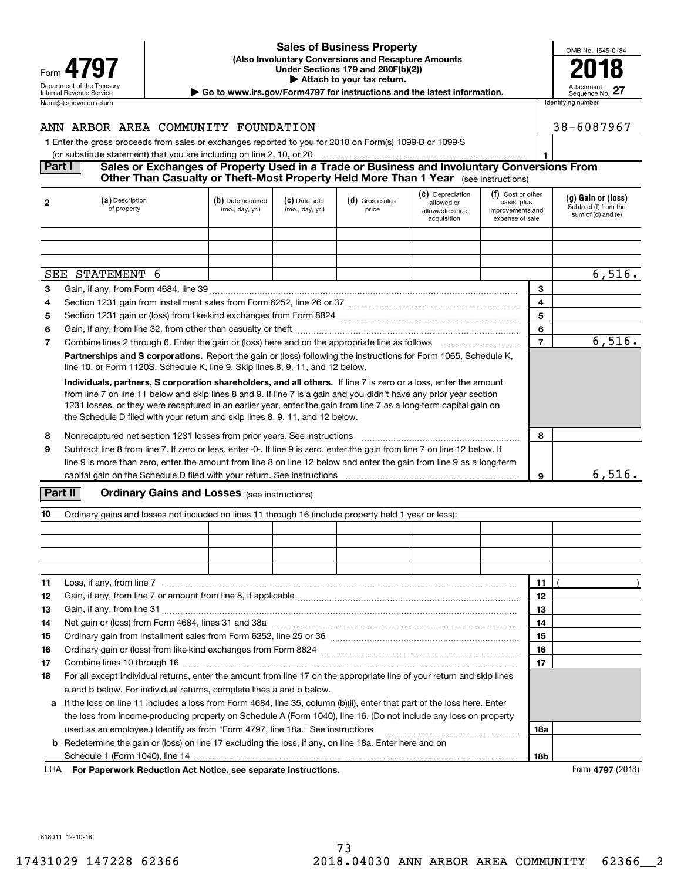# Form 4797 — Sales of Business Property

**(Also Involuntary Conversions and Recapture Amounts Under Sections 179 and 280F(b)(2))**

▶ Attach to your tax return.

▶ Go to www.irs.gov/Form4797 for instructions and the latest information.

Department of the Treasury
Internal Revenue Service

OMB No. 1545-0184

**2018**

Attachment Sequence No. **27**

Name(s) shown on return: ANN ARBOR AREA COMMUNITY FOUNDATION

Identifying number: 38-6087967

**1** Enter the gross proceeds from sales or exchanges reported to you for 2018 on Form(s) 1099-B or 1099-S (or substitute statement) that you are including on line 2, 10, or 20 ..... **1**

## Part I — Sales or Exchanges of Property Used in a Trade or Business and Involuntary Conversions From Other Than Casualty or Theft-Most Property Held More Than 1 Year (see instructions)

| 2 (a) Description of property | (b) Date acquired (mo., day, yr.) | (c) Date sold (mo., day, yr.) | (d) Gross sales price | (e) Depreciation allowed or allowable since acquisition | (f) Cost or other basis, plus improvements and expense of sale | (g) Gain or (loss) Subtract (f) from the sum of (d) and (e) |
|---|---|---|---|---|---|---|
| | | | | | | |
| | | | | | | |
| | | | | | | |
| SEE STATEMENT 6 | | | | | | 6,516. |

| | | | |
|---|---|---|---|
| 3 | Gain, if any, from Form 4684, line 39 | 3 | |
| 4 | Section 1231 gain from installment sales from Form 6252, line 26 or 37 | 4 | |
| 5 | Section 1231 gain or (loss) from like-kind exchanges from Form 8824 | 5 | |
| 6 | Gain, if any, from line 32, from other than casualty or theft | 6 | |
| 7 | Combine lines 2 through 6. Enter the gain or (loss) here and on the appropriate line as follows | 7 | 6,516. |

**Partnerships and S corporations.** Report the gain or (loss) following the instructions for Form 1065, Schedule K, line 10, or Form 1120S, Schedule K, line 9. Skip lines 8, 9, 11, and 12 below.

**Individuals, partners, S corporation shareholders, and all others.** If line 7 is zero or a loss, enter the amount from line 7 on line 11 below and skip lines 8 and 9. If line 7 is a gain and you didn't have any prior year section 1231 losses, or they were recaptured in an earlier year, enter the gain from line 7 as a long-term capital gain on the Schedule D filed with your return and skip lines 8, 9, 11, and 12 below.

| | | | |
|---|---|---|---|
| 8 | Nonrecaptured net section 1231 losses from prior years. See instructions | 8 | |
| 9 | Subtract line 8 from line 7. If zero or less, enter -0-. If line 9 is zero, enter the gain from line 7 on line 12 below. If line 9 is more than zero, enter the amount from line 8 on line 12 below and enter the gain from line 9 as a long-term capital gain on the Schedule D filed with your return. See instructions | 9 | 6,516. |

## Part II — Ordinary Gains and Losses (see instructions)

**10** Ordinary gains and losses not included on lines 11 through 16 (include property held 1 year or less):

| | | | | | | |
|---|---|---|---|---|---|---|
| | | | | | | |
| | | | | | | |
| | | | | | | |
| | | | | | | |

| | | | |
|---|---|---|---|
| 11 | Loss, if any, from line 7 | 11 | ( ) |
| 12 | Gain, if any, from line 7 or amount from line 8, if applicable | 12 | |
| 13 | Gain, if any, from line 31 | 13 | |
| 14 | Net gain or (loss) from Form 4684, lines 31 and 38a | 14 | |
| 15 | Ordinary gain from installment sales from Form 6252, line 25 or 36 | 15 | |
| 16 | Ordinary gain or (loss) from like-kind exchanges from Form 8824 | 16 | |
| 17 | Combine lines 10 through 16 | 17 | |
| 18 | For all except individual returns, enter the amount from line 17 on the appropriate line of your return and skip lines a and b below. For individual returns, complete lines a and b below. | | |
| a | If the loss on line 11 includes a loss from Form 4684, line 35, column (b)(ii), enter that part of the loss here. Enter the loss from income-producing property on Schedule A (Form 1040), line 16. (Do not include any loss on property used as an employee.) Identify as from "Form 4797, line 18a." See instructions | 18a | |
| b | Redetermine the gain or (loss) on line 17 excluding the loss, if any, on line 18a. Enter here and on Schedule 1 (Form 1040), line 14 | 18b | |

LHA **For Paperwork Reduction Act Notice, see separate instructions.**

Form **4797** (2018)

818011 12-10-18

17431029 147228 62366 2018.04030 ANN ARBOR AREA COMMUNITY 62366__2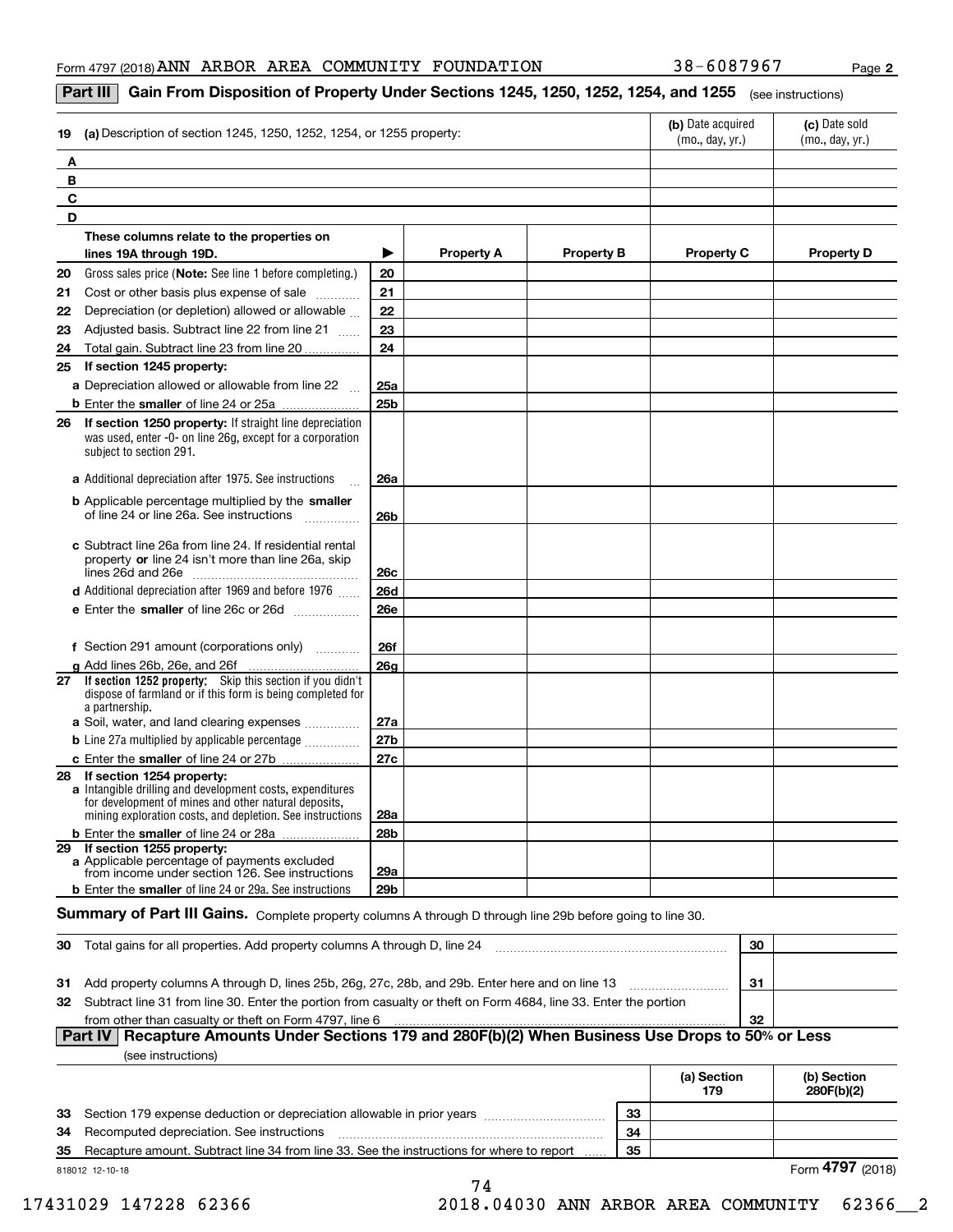Form 4797 (2018) ANN ARBOR AREA COMMUNITY FOUNDATION 38-6087967 Page 2

## Part III Gain From Disposition of Property Under Sections 1245, 1250, 1252, 1254, and 1255 (see instructions)

| 19 | (a) Description of section 1245, 1250, 1252, 1254, or 1255 property: | (b) Date acquired (mo., day, yr.) | (c) Date sold (mo., day, yr.) |
|---|---|---|---|
| A | | | |
| B | | | |
| C | | | |
| D | | | |

| | These columns relate to the properties on lines 19A through 19D. | ▶ | Property A | Property B | Property C | Property D |
|---|---|---|---|---|---|---|
| 20 | Gross sales price (**Note:** See line 1 before completing.) | 20 | | | | |
| 21 | Cost or other basis plus expense of sale | 21 | | | | |
| 22 | Depreciation (or depletion) allowed or allowable | 22 | | | | |
| 23 | Adjusted basis. Subtract line 22 from line 21 | 23 | | | | |
| 24 | Total gain. Subtract line 23 from line 20 | 24 | | | | |
| 25 | **If section 1245 property:** | | | | | |
| | **a** Depreciation allowed or allowable from line 22 | 25a | | | | |
| | **b** Enter the **smaller** of line 24 or 25a | 25b | | | | |
| 26 | **If section 1250 property:** If straight line depreciation was used, enter -0- on line 26g, except for a corporation subject to section 291. | | | | | |
| | **a** Additional depreciation after 1975. See instructions | 26a | | | | |
| | **b** Applicable percentage multiplied by the **smaller** of line 24 or line 26a. See instructions | 26b | | | | |
| | **c** Subtract line 26a from line 24. If residential rental property **or** line 24 isn't more than line 26a, skip lines 26d and 26e | 26c | | | | |
| | **d** Additional depreciation after 1969 and before 1976 | 26d | | | | |
| | **e** Enter the **smaller** of line 26c or 26d | 26e | | | | |
| | **f** Section 291 amount (corporations only) | 26f | | | | |
| | **g** Add lines 26b, 26e, and 26f | 26g | | | | |
| 27 | **If section 1252 property:** Skip this section if you didn't dispose of farmland or if this form is being completed for a partnership. | | | | | |
| | **a** Soil, water, and land clearing expenses | 27a | | | | |
| | **b** Line 27a multiplied by applicable percentage | 27b | | | | |
| | **c** Enter the **smaller** of line 24 or 27b | 27c | | | | |
| 28 | **If section 1254 property:** | | | | | |
| | **a** Intangible drilling and development costs, expenditures for development of mines and other natural deposits, mining exploration costs, and depletion. See instructions | 28a | | | | |
| | **b** Enter the **smaller** of line 24 or 28a | 28b | | | | |
| 29 | **If section 1255 property:** | | | | | |
| | **a** Applicable percentage of payments excluded from income under section 126. See instructions | 29a | | | | |
| | **b** Enter the **smaller** of line 24 or 29a. See instructions | 29b | | | | |

**Summary of Part III Gains.** Complete property columns A through D through line 29b before going to line 30.

| | | | |
|---|---|---|---|
| 30 | Total gains for all properties. Add property columns A through D, line 24 | 30 | |
| 31 | Add property columns A through D, lines 25b, 26g, 27c, 28b, and 29b. Enter here and on line 13 | 31 | |
| 32 | Subtract line 31 from line 30. Enter the portion from casualty or theft on Form 4684, line 33. Enter the portion from other than casualty or theft on Form 4797, line 6 | 32 | |

## Part IV Recapture Amounts Under Sections 179 and 280F(b)(2) When Business Use Drops to 50% or Less

(see instructions)

| | | | (a) Section 179 | (b) Section 280F(b)(2) |
|---|---|---|---|---|
| 33 | Section 179 expense deduction or depreciation allowable in prior years | 33 | | |
| 34 | Recomputed depreciation. See instructions | 34 | | |
| 35 | Recapture amount. Subtract line 34 from line 33. See the instructions for where to report | 35 | | |

818012 12-10-18

Form **4797** (2018)

17431029 147228 62366 2018.04030 ANN ARBOR AREA COMMUNITY 62366__2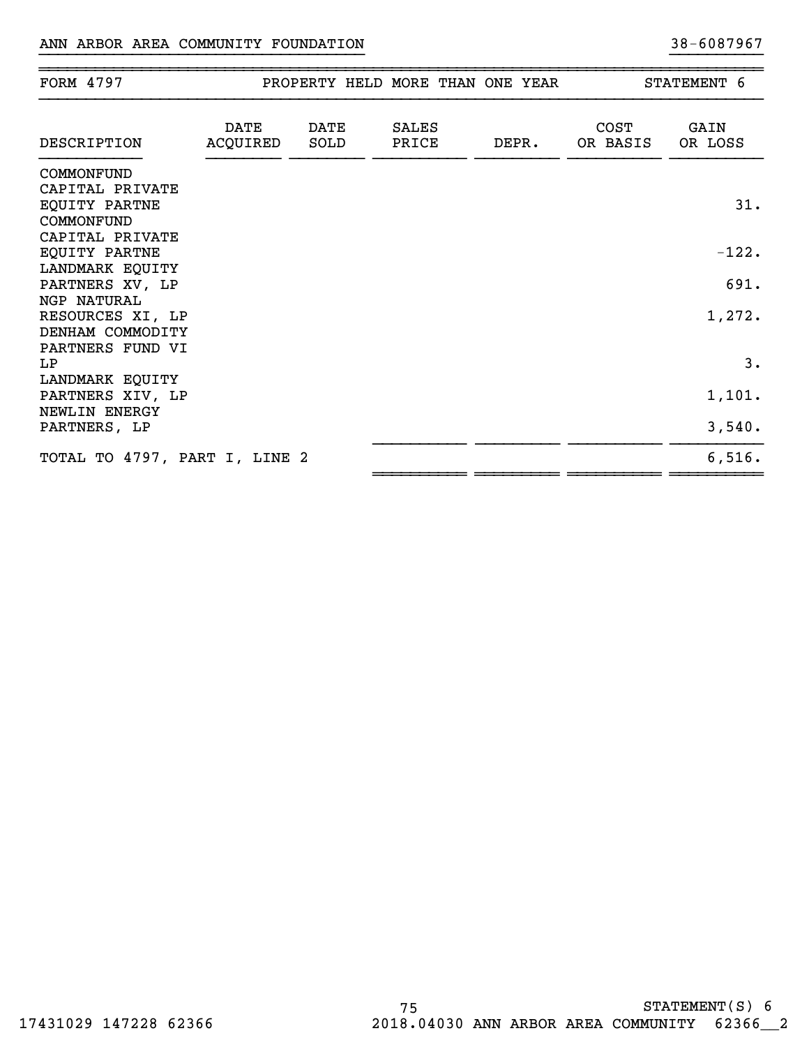ANN ARBOR AREA COMMUNITY FOUNDATION 38-6087967

| FORM 4797 | PROPERTY HELD MORE THAN ONE YEAR | | | | | STATEMENT 6 |
|---|---|---|---|---|---|---|
| DESCRIPTION | DATE ACQUIRED | DATE SOLD | SALES PRICE | DEPR. | COST OR BASIS | GAIN OR LOSS |
| COMMONFUND CAPITAL PRIVATE EQUITY PARTNE | | | | | | 31. |
| COMMONFUND CAPITAL PRIVATE EQUITY PARTNE | | | | | | -122. |
| LANDMARK EQUITY PARTNERS XV, LP | | | | | | 691. |
| NGP NATURAL RESOURCES XI, LP | | | | | | 1,272. |
| DENHAM COMMODITY PARTNERS FUND VI LP | | | | | | 3. |
| LANDMARK EQUITY PARTNERS XIV, LP | | | | | | 1,101. |
| NEWLIN ENERGY PARTNERS, LP | | | | | | 3,540. |
| TOTAL TO 4797, PART I, LINE 2 | | | | | | 6,516. |

STATEMENT(S) 6

17431029 147228 62366 2018.04030 ANN ARBOR AREA COMMUNITY 62366__2